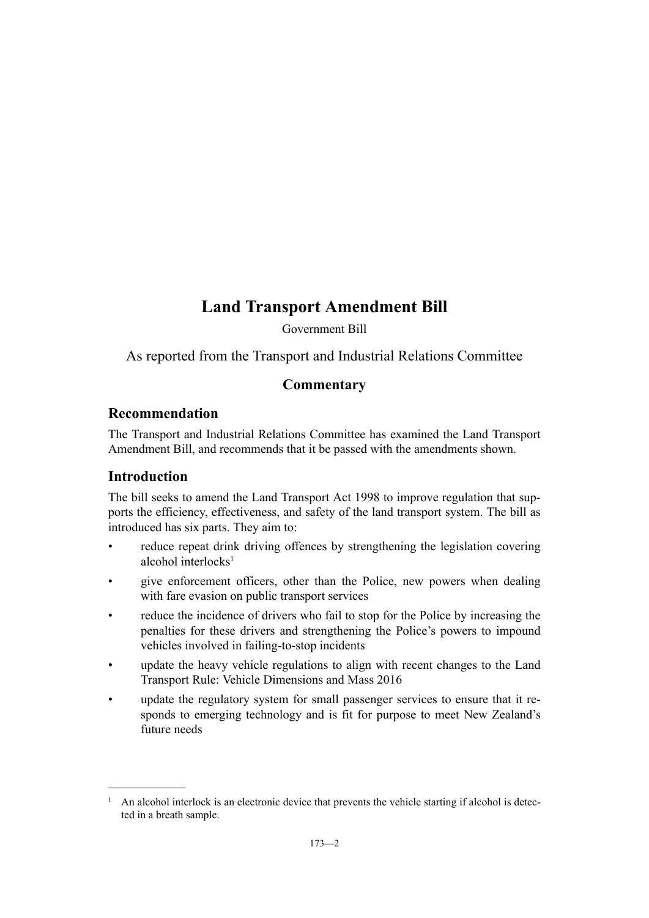# Land Transport Amendment Bill

Government Bill

As reported from the Transport and Industrial Relations Committee

## Commentary

### Recommendation

The Transport and Industrial Relations Committee has examined the Land Transport Amendment Bill, and recommends that it be passed with the amendments shown.

### Introduction

The bill seeks to amend the Land Transport Act 1998 to improve regulation that supports the efficiency, effectiveness, and safety of the land transport system. The bill as introduced has six parts. They aim to:

- reduce repeat drink driving offences by strengthening the legislation covering alcohol interlocks[1]
- give enforcement officers, other than the Police, new powers when dealing with fare evasion on public transport services
- reduce the incidence of drivers who fail to stop for the Police by increasing the penalties for these drivers and strengthening the Police's powers to impound vehicles involved in failing-to-stop incidents
- update the heavy vehicle regulations to align with recent changes to the Land Transport Rule: Vehicle Dimensions and Mass 2016
- update the regulatory system for small passenger services to ensure that it responds to emerging technology and is fit for purpose to meet New Zealand's future needs

---

[1] An alcohol interlock is an electronic device that prevents the vehicle starting if alcohol is detected in a breath sample.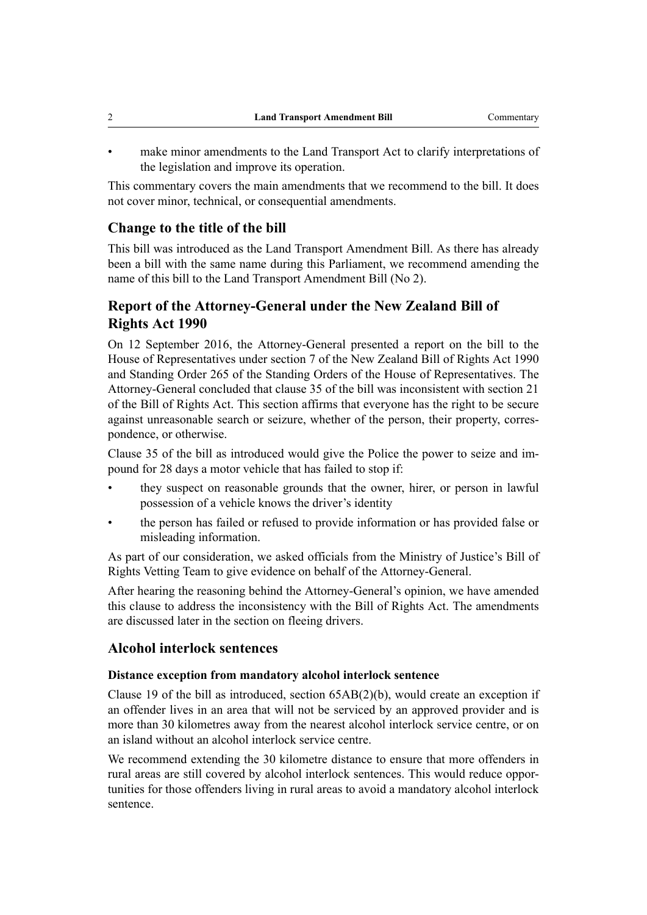- make minor amendments to the Land Transport Act to clarify interpretations of the legislation and improve its operation.

This commentary covers the main amendments that we recommend to the bill. It does not cover minor, technical, or consequential amendments.

## Change to the title of the bill

This bill was introduced as the Land Transport Amendment Bill. As there has already been a bill with the same name during this Parliament, we recommend amending the name of this bill to the Land Transport Amendment Bill (No 2).

## Report of the Attorney-General under the New Zealand Bill of Rights Act 1990

On 12 September 2016, the Attorney-General presented a report on the bill to the House of Representatives under section 7 of the New Zealand Bill of Rights Act 1990 and Standing Order 265 of the Standing Orders of the House of Representatives. The Attorney-General concluded that clause 35 of the bill was inconsistent with section 21 of the Bill of Rights Act. This section affirms that everyone has the right to be secure against unreasonable search or seizure, whether of the person, their property, correspondence, or otherwise.

Clause 35 of the bill as introduced would give the Police the power to seize and impound for 28 days a motor vehicle that has failed to stop if:

- they suspect on reasonable grounds that the owner, hirer, or person in lawful possession of a vehicle knows the driver's identity
- the person has failed or refused to provide information or has provided false or misleading information.

As part of our consideration, we asked officials from the Ministry of Justice's Bill of Rights Vetting Team to give evidence on behalf of the Attorney-General.

After hearing the reasoning behind the Attorney-General's opinion, we have amended this clause to address the inconsistency with the Bill of Rights Act. The amendments are discussed later in the section on fleeing drivers.

## Alcohol interlock sentences

### Distance exception from mandatory alcohol interlock sentence

Clause 19 of the bill as introduced, section 65AB(2)(b), would create an exception if an offender lives in an area that will not be serviced by an approved provider and is more than 30 kilometres away from the nearest alcohol interlock service centre, or on an island without an alcohol interlock service centre.

We recommend extending the 30 kilometre distance to ensure that more offenders in rural areas are still covered by alcohol interlock sentences. This would reduce opportunities for those offenders living in rural areas to avoid a mandatory alcohol interlock sentence.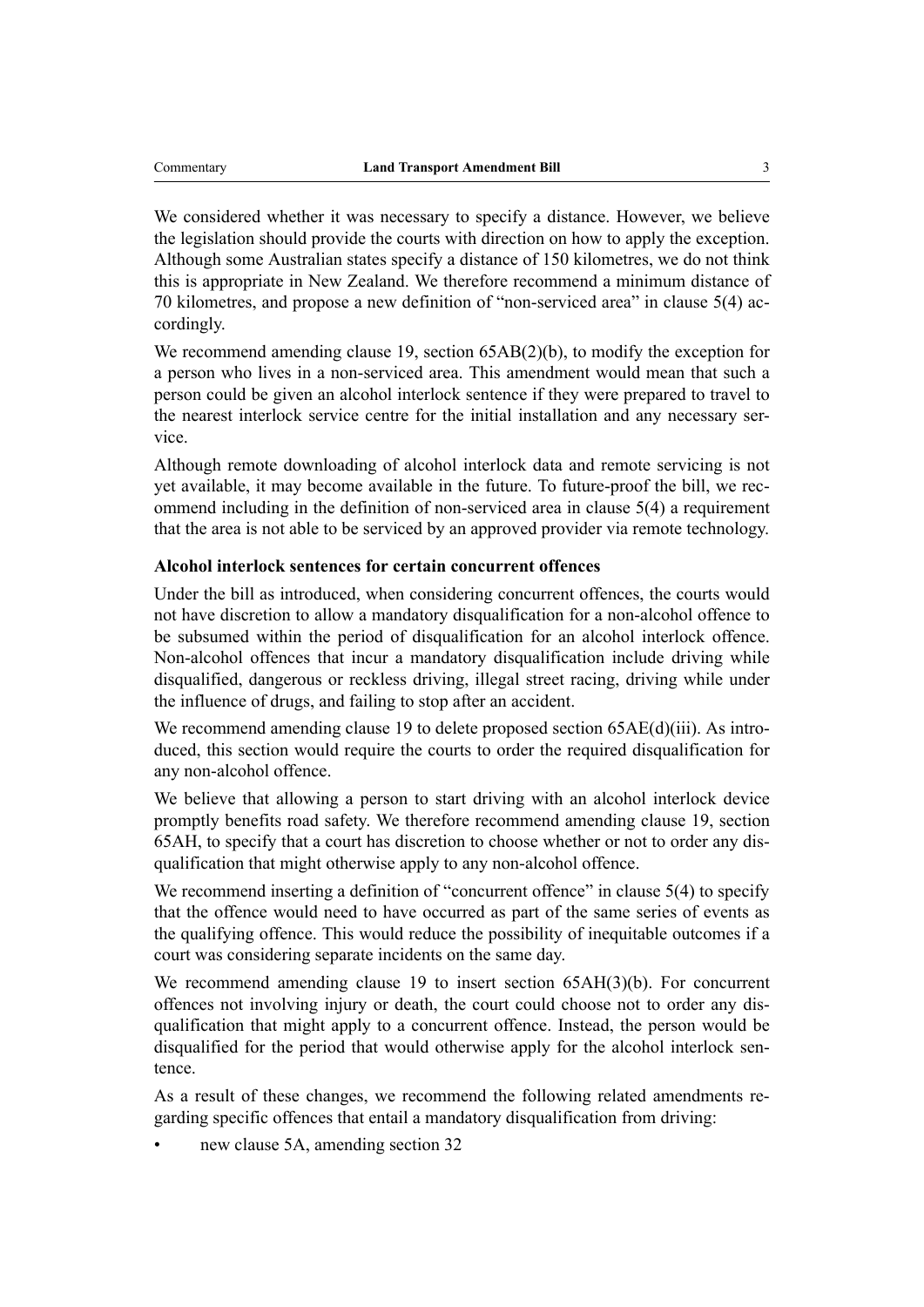We considered whether it was necessary to specify a distance. However, we believe the legislation should provide the courts with direction on how to apply the exception. Although some Australian states specify a distance of 150 kilometres, we do not think this is appropriate in New Zealand. We therefore recommend a minimum distance of 70 kilometres, and propose a new definition of "non-serviced area" in clause 5(4) accordingly.

We recommend amending clause 19, section 65AB(2)(b), to modify the exception for a person who lives in a non-serviced area. This amendment would mean that such a person could be given an alcohol interlock sentence if they were prepared to travel to the nearest interlock service centre for the initial installation and any necessary service.

Although remote downloading of alcohol interlock data and remote servicing is not yet available, it may become available in the future. To future-proof the bill, we recommend including in the definition of non-serviced area in clause 5(4) a requirement that the area is not able to be serviced by an approved provider via remote technology.

**Alcohol interlock sentences for certain concurrent offences**

Under the bill as introduced, when considering concurrent offences, the courts would not have discretion to allow a mandatory disqualification for a non-alcohol offence to be subsumed within the period of disqualification for an alcohol interlock offence. Non-alcohol offences that incur a mandatory disqualification include driving while disqualified, dangerous or reckless driving, illegal street racing, driving while under the influence of drugs, and failing to stop after an accident.

We recommend amending clause 19 to delete proposed section 65AE(d)(iii). As introduced, this section would require the courts to order the required disqualification for any non-alcohol offence.

We believe that allowing a person to start driving with an alcohol interlock device promptly benefits road safety. We therefore recommend amending clause 19, section 65AH, to specify that a court has discretion to choose whether or not to order any disqualification that might otherwise apply to any non-alcohol offence.

We recommend inserting a definition of "concurrent offence" in clause 5(4) to specify that the offence would need to have occurred as part of the same series of events as the qualifying offence. This would reduce the possibility of inequitable outcomes if a court was considering separate incidents on the same day.

We recommend amending clause 19 to insert section 65AH(3)(b). For concurrent offences not involving injury or death, the court could choose not to order any disqualification that might apply to a concurrent offence. Instead, the person would be disqualified for the period that would otherwise apply for the alcohol interlock sentence.

As a result of these changes, we recommend the following related amendments regarding specific offences that entail a mandatory disqualification from driving:

- new clause 5A, amending section 32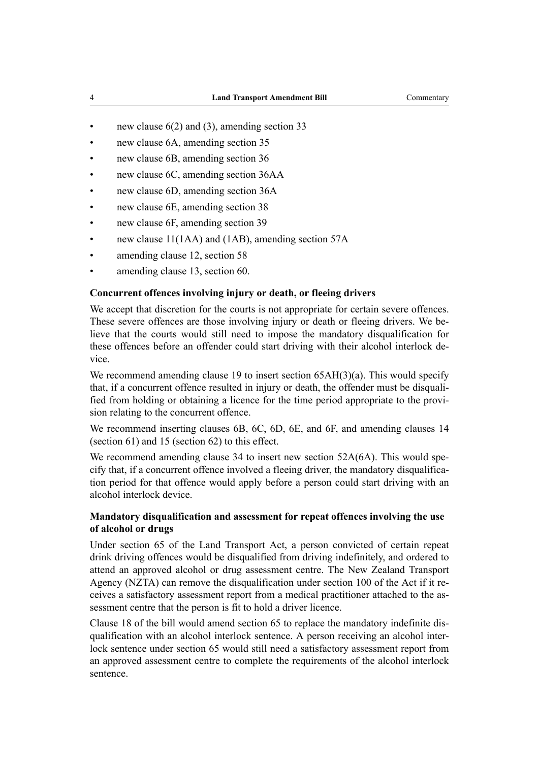- new clause 6(2) and (3), amending section 33
- new clause 6A, amending section 35
- new clause 6B, amending section 36
- new clause 6C, amending section 36AA
- new clause 6D, amending section 36A
- new clause 6E, amending section 38
- new clause 6F, amending section 39
- new clause 11(1AA) and (1AB), amending section 57A
- amending clause 12, section 58
- amending clause 13, section 60.

### Concurrent offences involving injury or death, or fleeing drivers

We accept that discretion for the courts is not appropriate for certain severe offences. These severe offences are those involving injury or death or fleeing drivers. We believe that the courts would still need to impose the mandatory disqualification for these offences before an offender could start driving with their alcohol interlock device.

We recommend amending clause 19 to insert section 65AH(3)(a). This would specify that, if a concurrent offence resulted in injury or death, the offender must be disqualified from holding or obtaining a licence for the time period appropriate to the provision relating to the concurrent offence.

We recommend inserting clauses 6B, 6C, 6D, 6E, and 6F, and amending clauses 14 (section 61) and 15 (section 62) to this effect.

We recommend amending clause 34 to insert new section 52A(6A). This would specify that, if a concurrent offence involved a fleeing driver, the mandatory disqualification period for that offence would apply before a person could start driving with an alcohol interlock device.

### Mandatory disqualification and assessment for repeat offences involving the use of alcohol or drugs

Under section 65 of the Land Transport Act, a person convicted of certain repeat drink driving offences would be disqualified from driving indefinitely, and ordered to attend an approved alcohol or drug assessment centre. The New Zealand Transport Agency (NZTA) can remove the disqualification under section 100 of the Act if it receives a satisfactory assessment report from a medical practitioner attached to the assessment centre that the person is fit to hold a driver licence.

Clause 18 of the bill would amend section 65 to replace the mandatory indefinite disqualification with an alcohol interlock sentence. A person receiving an alcohol interlock sentence under section 65 would still need a satisfactory assessment report from an approved assessment centre to complete the requirements of the alcohol interlock sentence.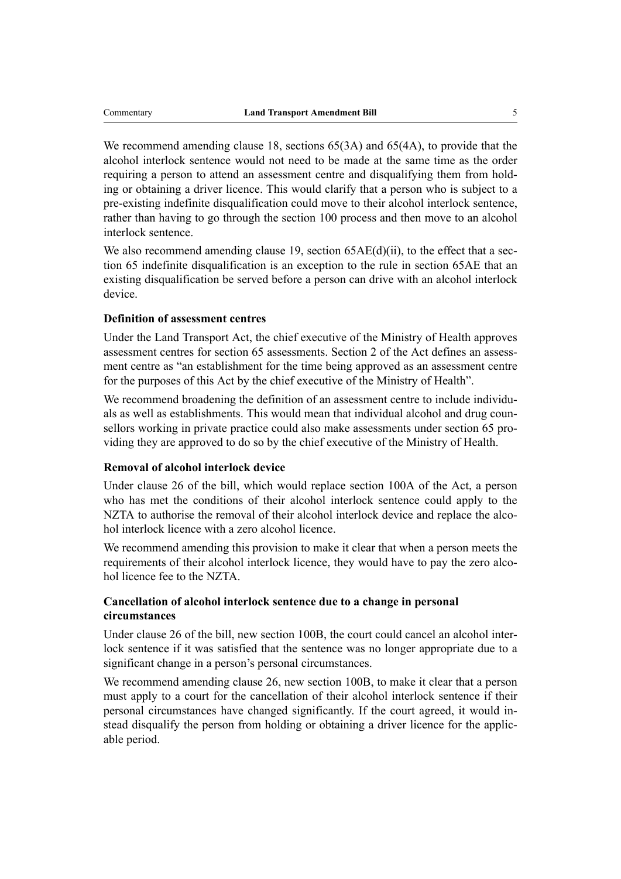We recommend amending clause 18, sections 65(3A) and 65(4A), to provide that the alcohol interlock sentence would not need to be made at the same time as the order requiring a person to attend an assessment centre and disqualifying them from holding or obtaining a driver licence. This would clarify that a person who is subject to a pre-existing indefinite disqualification could move to their alcohol interlock sentence, rather than having to go through the section 100 process and then move to an alcohol interlock sentence.

We also recommend amending clause 19, section 65AE(d)(ii), to the effect that a section 65 indefinite disqualification is an exception to the rule in section 65AE that an existing disqualification be served before a person can drive with an alcohol interlock device.

### Definition of assessment centres

Under the Land Transport Act, the chief executive of the Ministry of Health approves assessment centres for section 65 assessments. Section 2 of the Act defines an assessment centre as "an establishment for the time being approved as an assessment centre for the purposes of this Act by the chief executive of the Ministry of Health".

We recommend broadening the definition of an assessment centre to include individuals as well as establishments. This would mean that individual alcohol and drug counsellors working in private practice could also make assessments under section 65 providing they are approved to do so by the chief executive of the Ministry of Health.

### Removal of alcohol interlock device

Under clause 26 of the bill, which would replace section 100A of the Act, a person who has met the conditions of their alcohol interlock sentence could apply to the NZTA to authorise the removal of their alcohol interlock device and replace the alcohol interlock licence with a zero alcohol licence.

We recommend amending this provision to make it clear that when a person meets the requirements of their alcohol interlock licence, they would have to pay the zero alcohol licence fee to the NZTA.

### Cancellation of alcohol interlock sentence due to a change in personal circumstances

Under clause 26 of the bill, new section 100B, the court could cancel an alcohol interlock sentence if it was satisfied that the sentence was no longer appropriate due to a significant change in a person's personal circumstances.

We recommend amending clause 26, new section 100B, to make it clear that a person must apply to a court for the cancellation of their alcohol interlock sentence if their personal circumstances have changed significantly. If the court agreed, it would instead disqualify the person from holding or obtaining a driver licence for the applicable period.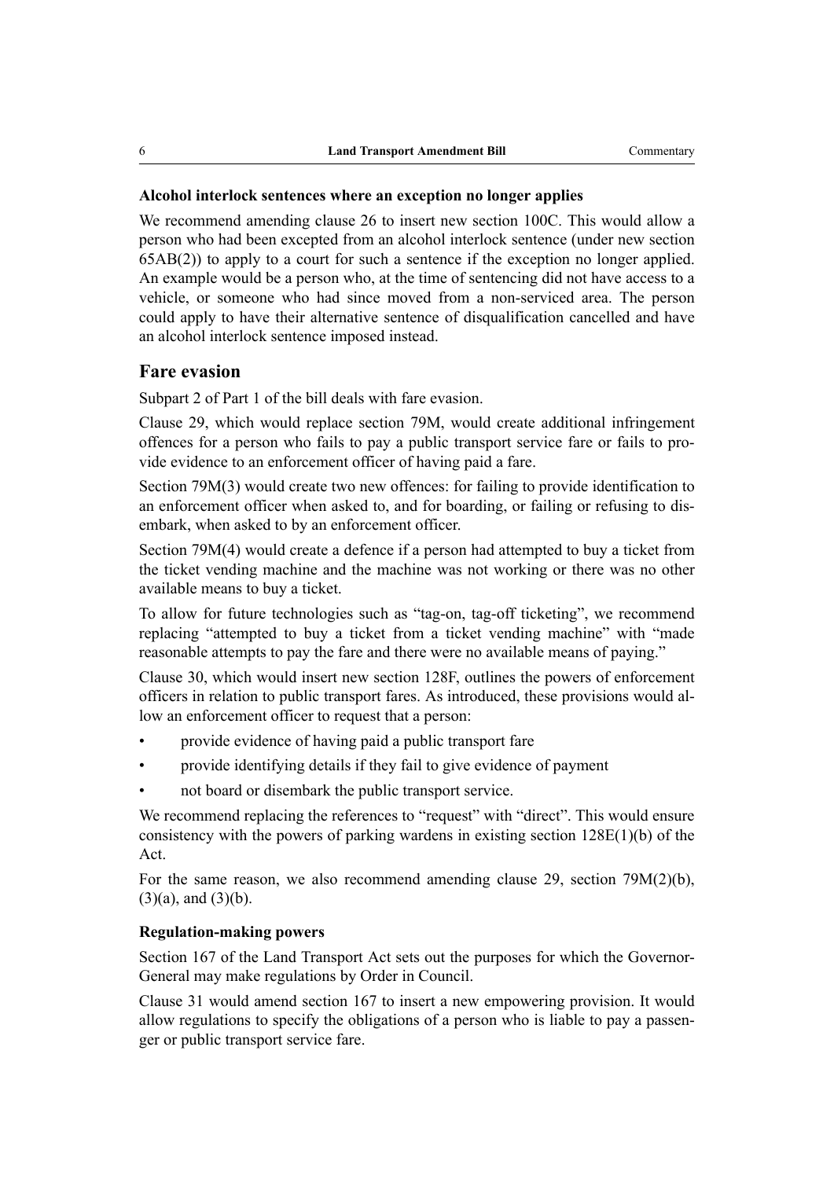**Alcohol interlock sentences where an exception no longer applies**

We recommend amending clause 26 to insert new section 100C. This would allow a person who had been excepted from an alcohol interlock sentence (under new section 65AB(2)) to apply to a court for such a sentence if the exception no longer applied. An example would be a person who, at the time of sentencing did not have access to a vehicle, or someone who had since moved from a non-serviced area. The person could apply to have their alternative sentence of disqualification cancelled and have an alcohol interlock sentence imposed instead.

## Fare evasion

Subpart 2 of Part 1 of the bill deals with fare evasion.

Clause 29, which would replace section 79M, would create additional infringement offences for a person who fails to pay a public transport service fare or fails to provide evidence to an enforcement officer of having paid a fare.

Section 79M(3) would create two new offences: for failing to provide identification to an enforcement officer when asked to, and for boarding, or failing or refusing to disembark, when asked to by an enforcement officer.

Section 79M(4) would create a defence if a person had attempted to buy a ticket from the ticket vending machine and the machine was not working or there was no other available means to buy a ticket.

To allow for future technologies such as "tag-on, tag-off ticketing", we recommend replacing "attempted to buy a ticket from a ticket vending machine" with "made reasonable attempts to pay the fare and there were no available means of paying."

Clause 30, which would insert new section 128F, outlines the powers of enforcement officers in relation to public transport fares. As introduced, these provisions would allow an enforcement officer to request that a person:

- provide evidence of having paid a public transport fare
- provide identifying details if they fail to give evidence of payment
- not board or disembark the public transport service.

We recommend replacing the references to "request" with "direct". This would ensure consistency with the powers of parking wardens in existing section 128E(1)(b) of the Act.

For the same reason, we also recommend amending clause 29, section 79M(2)(b), (3)(a), and (3)(b).

**Regulation-making powers**

Section 167 of the Land Transport Act sets out the purposes for which the Governor-General may make regulations by Order in Council.

Clause 31 would amend section 167 to insert a new empowering provision. It would allow regulations to specify the obligations of a person who is liable to pay a passenger or public transport service fare.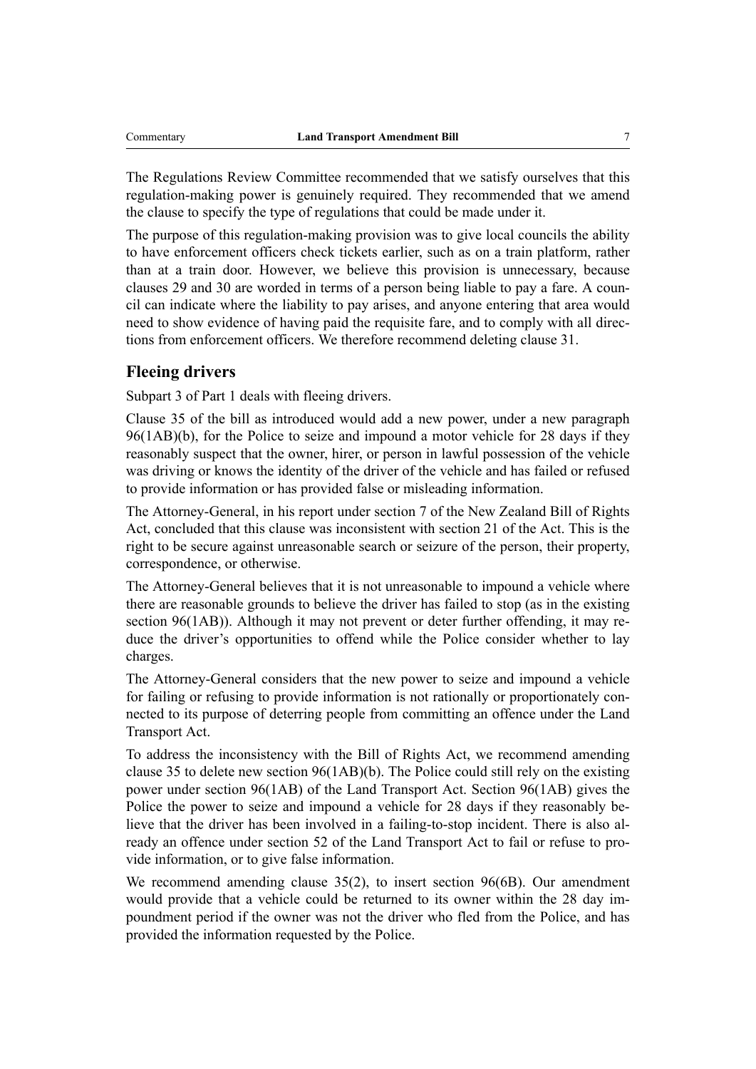The Regulations Review Committee recommended that we satisfy ourselves that this regulation-making power is genuinely required. They recommended that we amend the clause to specify the type of regulations that could be made under it.

The purpose of this regulation-making provision was to give local councils the ability to have enforcement officers check tickets earlier, such as on a train platform, rather than at a train door. However, we believe this provision is unnecessary, because clauses 29 and 30 are worded in terms of a person being liable to pay a fare. A council can indicate where the liability to pay arises, and anyone entering that area would need to show evidence of having paid the requisite fare, and to comply with all directions from enforcement officers. We therefore recommend deleting clause 31.

## Fleeing drivers

Subpart 3 of Part 1 deals with fleeing drivers.

Clause 35 of the bill as introduced would add a new power, under a new paragraph 96(1AB)(b), for the Police to seize and impound a motor vehicle for 28 days if they reasonably suspect that the owner, hirer, or person in lawful possession of the vehicle was driving or knows the identity of the driver of the vehicle and has failed or refused to provide information or has provided false or misleading information.

The Attorney-General, in his report under section 7 of the New Zealand Bill of Rights Act, concluded that this clause was inconsistent with section 21 of the Act. This is the right to be secure against unreasonable search or seizure of the person, their property, correspondence, or otherwise.

The Attorney-General believes that it is not unreasonable to impound a vehicle where there are reasonable grounds to believe the driver has failed to stop (as in the existing section 96(1AB)). Although it may not prevent or deter further offending, it may reduce the driver's opportunities to offend while the Police consider whether to lay charges.

The Attorney-General considers that the new power to seize and impound a vehicle for failing or refusing to provide information is not rationally or proportionately connected to its purpose of deterring people from committing an offence under the Land Transport Act.

To address the inconsistency with the Bill of Rights Act, we recommend amending clause 35 to delete new section 96(1AB)(b). The Police could still rely on the existing power under section 96(1AB) of the Land Transport Act. Section 96(1AB) gives the Police the power to seize and impound a vehicle for 28 days if they reasonably believe that the driver has been involved in a failing-to-stop incident. There is also already an offence under section 52 of the Land Transport Act to fail or refuse to provide information, or to give false information.

We recommend amending clause 35(2), to insert section 96(6B). Our amendment would provide that a vehicle could be returned to its owner within the 28 day impoundment period if the owner was not the driver who fled from the Police, and has provided the information requested by the Police.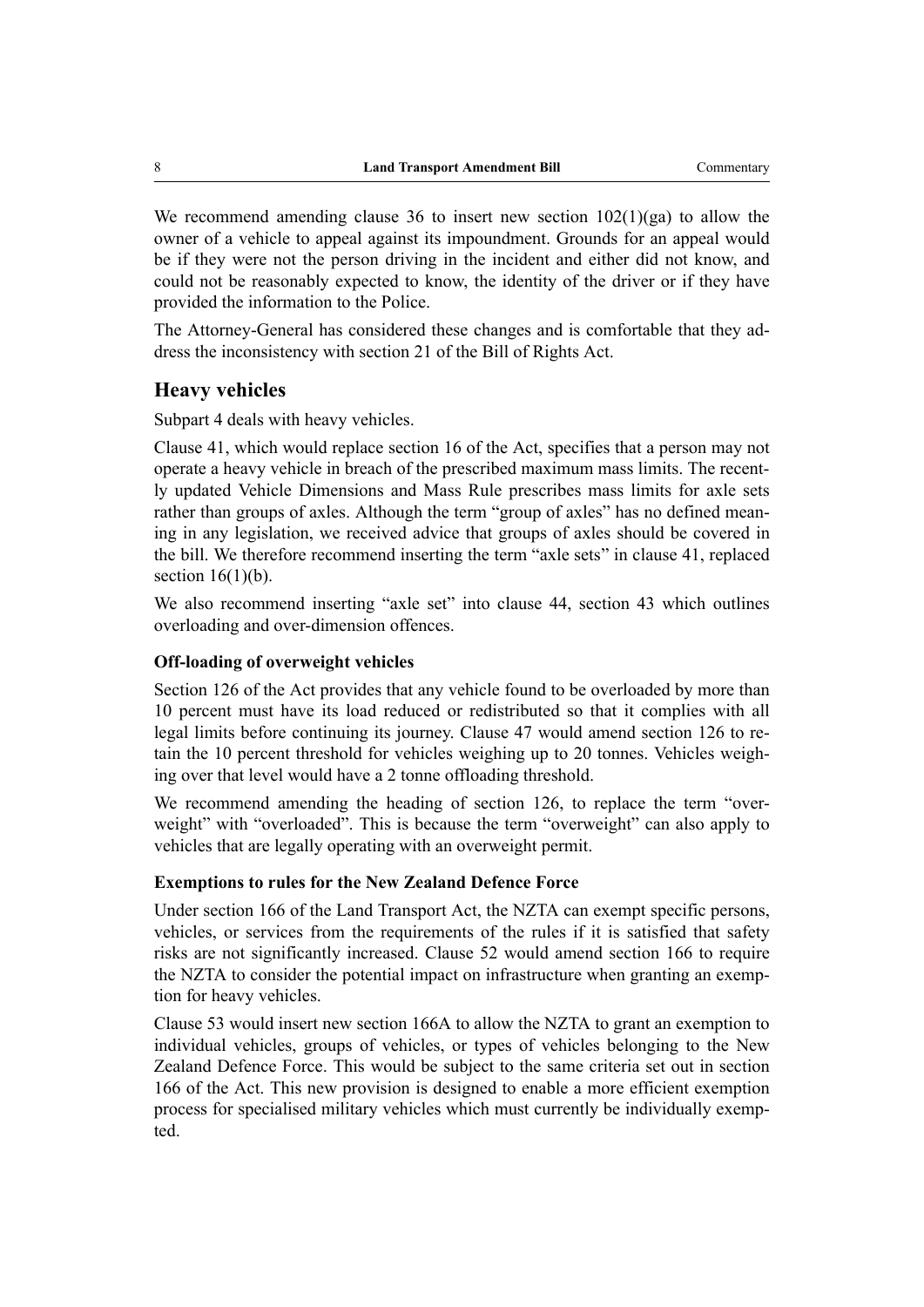We recommend amending clause 36 to insert new section 102(1)(ga) to allow the owner of a vehicle to appeal against its impoundment. Grounds for an appeal would be if they were not the person driving in the incident and either did not know, and could not be reasonably expected to know, the identity of the driver or if they have provided the information to the Police.

The Attorney-General has considered these changes and is comfortable that they address the inconsistency with section 21 of the Bill of Rights Act.

## Heavy vehicles

Subpart 4 deals with heavy vehicles.

Clause 41, which would replace section 16 of the Act, specifies that a person may not operate a heavy vehicle in breach of the prescribed maximum mass limits. The recently updated Vehicle Dimensions and Mass Rule prescribes mass limits for axle sets rather than groups of axles. Although the term "group of axles" has no defined meaning in any legislation, we received advice that groups of axles should be covered in the bill. We therefore recommend inserting the term "axle sets" in clause 41, replaced section 16(1)(b).

We also recommend inserting "axle set" into clause 44, section 43 which outlines overloading and over-dimension offences.

### Off-loading of overweight vehicles

Section 126 of the Act provides that any vehicle found to be overloaded by more than 10 percent must have its load reduced or redistributed so that it complies with all legal limits before continuing its journey. Clause 47 would amend section 126 to retain the 10 percent threshold for vehicles weighing up to 20 tonnes. Vehicles weighing over that level would have a 2 tonne offloading threshold.

We recommend amending the heading of section 126, to replace the term "overweight" with "overloaded". This is because the term "overweight" can also apply to vehicles that are legally operating with an overweight permit.

### Exemptions to rules for the New Zealand Defence Force

Under section 166 of the Land Transport Act, the NZTA can exempt specific persons, vehicles, or services from the requirements of the rules if it is satisfied that safety risks are not significantly increased. Clause 52 would amend section 166 to require the NZTA to consider the potential impact on infrastructure when granting an exemption for heavy vehicles.

Clause 53 would insert new section 166A to allow the NZTA to grant an exemption to individual vehicles, groups of vehicles, or types of vehicles belonging to the New Zealand Defence Force. This would be subject to the same criteria set out in section 166 of the Act. This new provision is designed to enable a more efficient exemption process for specialised military vehicles which must currently be individually exempted.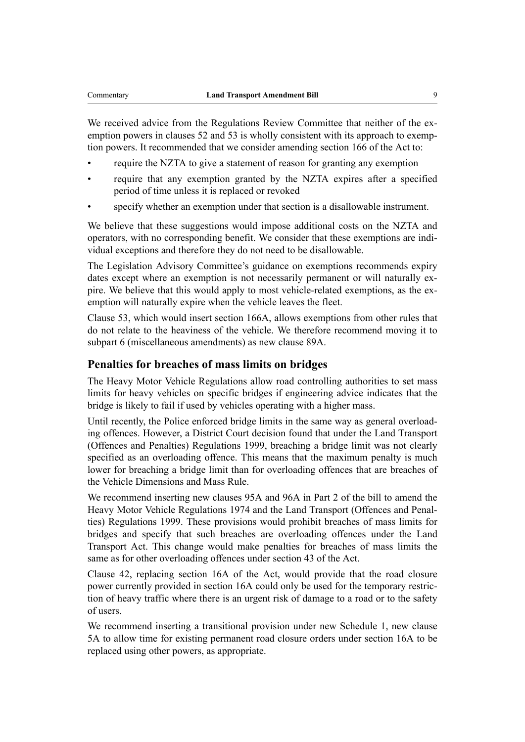We received advice from the Regulations Review Committee that neither of the exemption powers in clauses 52 and 53 is wholly consistent with its approach to exemption powers. It recommended that we consider amending section 166 of the Act to:

- require the NZTA to give a statement of reason for granting any exemption
- require that any exemption granted by the NZTA expires after a specified period of time unless it is replaced or revoked
- specify whether an exemption under that section is a disallowable instrument.

We believe that these suggestions would impose additional costs on the NZTA and operators, with no corresponding benefit. We consider that these exemptions are individual exceptions and therefore they do not need to be disallowable.

The Legislation Advisory Committee's guidance on exemptions recommends expiry dates except where an exemption is not necessarily permanent or will naturally expire. We believe that this would apply to most vehicle-related exemptions, as the exemption will naturally expire when the vehicle leaves the fleet.

Clause 53, which would insert section 166A, allows exemptions from other rules that do not relate to the heaviness of the vehicle. We therefore recommend moving it to subpart 6 (miscellaneous amendments) as new clause 89A.

## Penalties for breaches of mass limits on bridges

The Heavy Motor Vehicle Regulations allow road controlling authorities to set mass limits for heavy vehicles on specific bridges if engineering advice indicates that the bridge is likely to fail if used by vehicles operating with a higher mass.

Until recently, the Police enforced bridge limits in the same way as general overloading offences. However, a District Court decision found that under the Land Transport (Offences and Penalties) Regulations 1999, breaching a bridge limit was not clearly specified as an overloading offence. This means that the maximum penalty is much lower for breaching a bridge limit than for overloading offences that are breaches of the Vehicle Dimensions and Mass Rule.

We recommend inserting new clauses 95A and 96A in Part 2 of the bill to amend the Heavy Motor Vehicle Regulations 1974 and the Land Transport (Offences and Penalties) Regulations 1999. These provisions would prohibit breaches of mass limits for bridges and specify that such breaches are overloading offences under the Land Transport Act. This change would make penalties for breaches of mass limits the same as for other overloading offences under section 43 of the Act.

Clause 42, replacing section 16A of the Act, would provide that the road closure power currently provided in section 16A could only be used for the temporary restriction of heavy traffic where there is an urgent risk of damage to a road or to the safety of users.

We recommend inserting a transitional provision under new Schedule 1, new clause 5A to allow time for existing permanent road closure orders under section 16A to be replaced using other powers, as appropriate.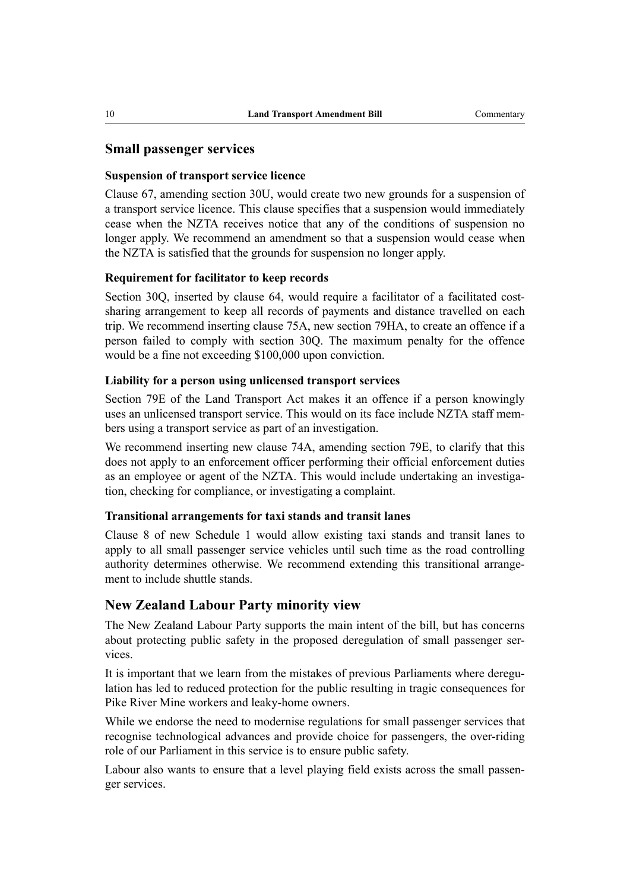## Small passenger services

### Suspension of transport service licence

Clause 67, amending section 30U, would create two new grounds for a suspension of a transport service licence. This clause specifies that a suspension would immediately cease when the NZTA receives notice that any of the conditions of suspension no longer apply. We recommend an amendment so that a suspension would cease when the NZTA is satisfied that the grounds for suspension no longer apply.

### Requirement for facilitator to keep records

Section 30Q, inserted by clause 64, would require a facilitator of a facilitated cost-sharing arrangement to keep all records of payments and distance travelled on each trip. We recommend inserting clause 75A, new section 79HA, to create an offence if a person failed to comply with section 30Q. The maximum penalty for the offence would be a fine not exceeding $100,000 upon conviction.

### Liability for a person using unlicensed transport services

Section 79E of the Land Transport Act makes it an offence if a person knowingly uses an unlicensed transport service. This would on its face include NZTA staff members using a transport service as part of an investigation.

We recommend inserting new clause 74A, amending section 79E, to clarify that this does not apply to an enforcement officer performing their official enforcement duties as an employee or agent of the NZTA. This would include undertaking an investigation, checking for compliance, or investigating a complaint.

### Transitional arrangements for taxi stands and transit lanes

Clause 8 of new Schedule 1 would allow existing taxi stands and transit lanes to apply to all small passenger service vehicles until such time as the road controlling authority determines otherwise. We recommend extending this transitional arrangement to include shuttle stands.

## New Zealand Labour Party minority view

The New Zealand Labour Party supports the main intent of the bill, but has concerns about protecting public safety in the proposed deregulation of small passenger services.

It is important that we learn from the mistakes of previous Parliaments where deregulation has led to reduced protection for the public resulting in tragic consequences for Pike River Mine workers and leaky-home owners.

While we endorse the need to modernise regulations for small passenger services that recognise technological advances and provide choice for passengers, the over-riding role of our Parliament in this service is to ensure public safety.

Labour also wants to ensure that a level playing field exists across the small passenger services.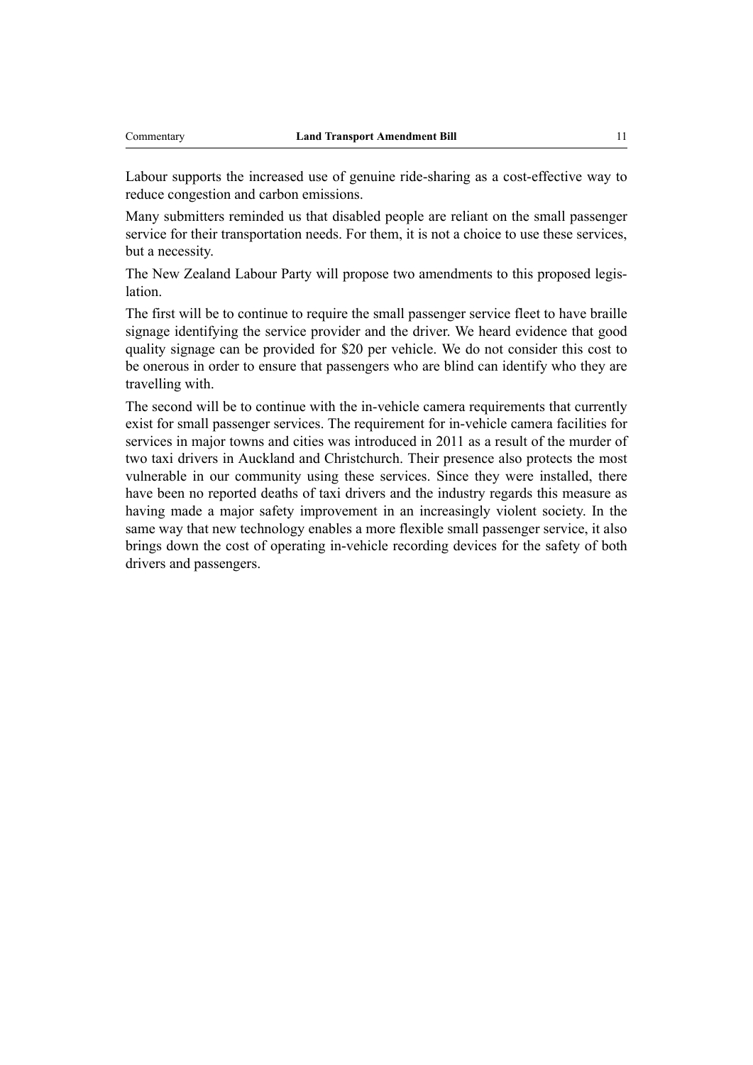Labour supports the increased use of genuine ride-sharing as a cost-effective way to reduce congestion and carbon emissions.

Many submitters reminded us that disabled people are reliant on the small passenger service for their transportation needs. For them, it is not a choice to use these services, but a necessity.

The New Zealand Labour Party will propose two amendments to this proposed legislation.

The first will be to continue to require the small passenger service fleet to have braille signage identifying the service provider and the driver. We heard evidence that good quality signage can be provided for $20 per vehicle. We do not consider this cost to be onerous in order to ensure that passengers who are blind can identify who they are travelling with.

The second will be to continue with the in-vehicle camera requirements that currently exist for small passenger services. The requirement for in-vehicle camera facilities for services in major towns and cities was introduced in 2011 as a result of the murder of two taxi drivers in Auckland and Christchurch. Their presence also protects the most vulnerable in our community using these services. Since they were installed, there have been no reported deaths of taxi drivers and the industry regards this measure as having made a major safety improvement in an increasingly violent society. In the same way that new technology enables a more flexible small passenger service, it also brings down the cost of operating in-vehicle recording devices for the safety of both drivers and passengers.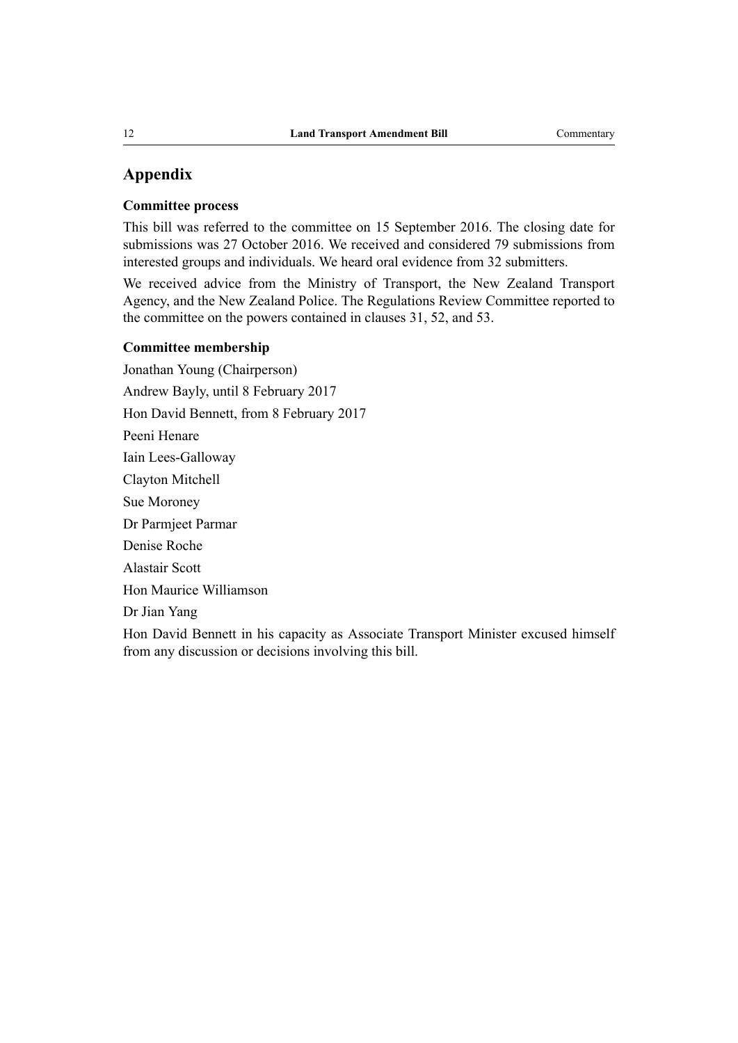## Appendix

### Committee process

This bill was referred to the committee on 15 September 2016. The closing date for submissions was 27 October 2016. We received and considered 79 submissions from interested groups and individuals. We heard oral evidence from 32 submitters.

We received advice from the Ministry of Transport, the New Zealand Transport Agency, and the New Zealand Police. The Regulations Review Committee reported to the committee on the powers contained in clauses 31, 52, and 53.

### Committee membership

Jonathan Young (Chairperson)

Andrew Bayly, until 8 February 2017

Hon David Bennett, from 8 February 2017

Peeni Henare

Iain Lees-Galloway

Clayton Mitchell

Sue Moroney

Dr Parmjeet Parmar

Denise Roche

Alastair Scott

Hon Maurice Williamson

Dr Jian Yang

Hon David Bennett in his capacity as Associate Transport Minister excused himself from any discussion or decisions involving this bill.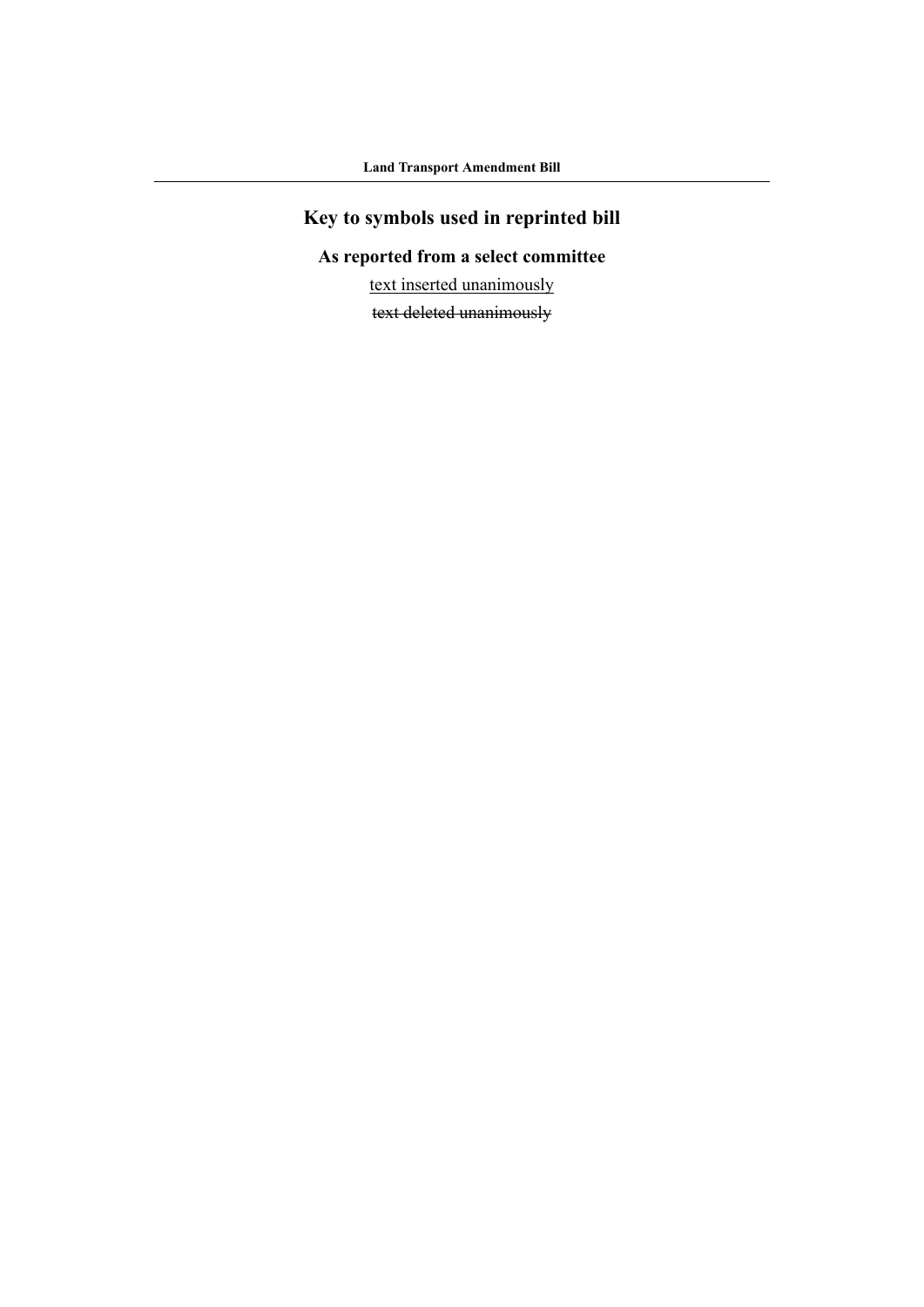# Key to symbols used in reprinted bill

## As reported from a select committee

<u>text inserted unanimously</u>

~~text deleted unanimously~~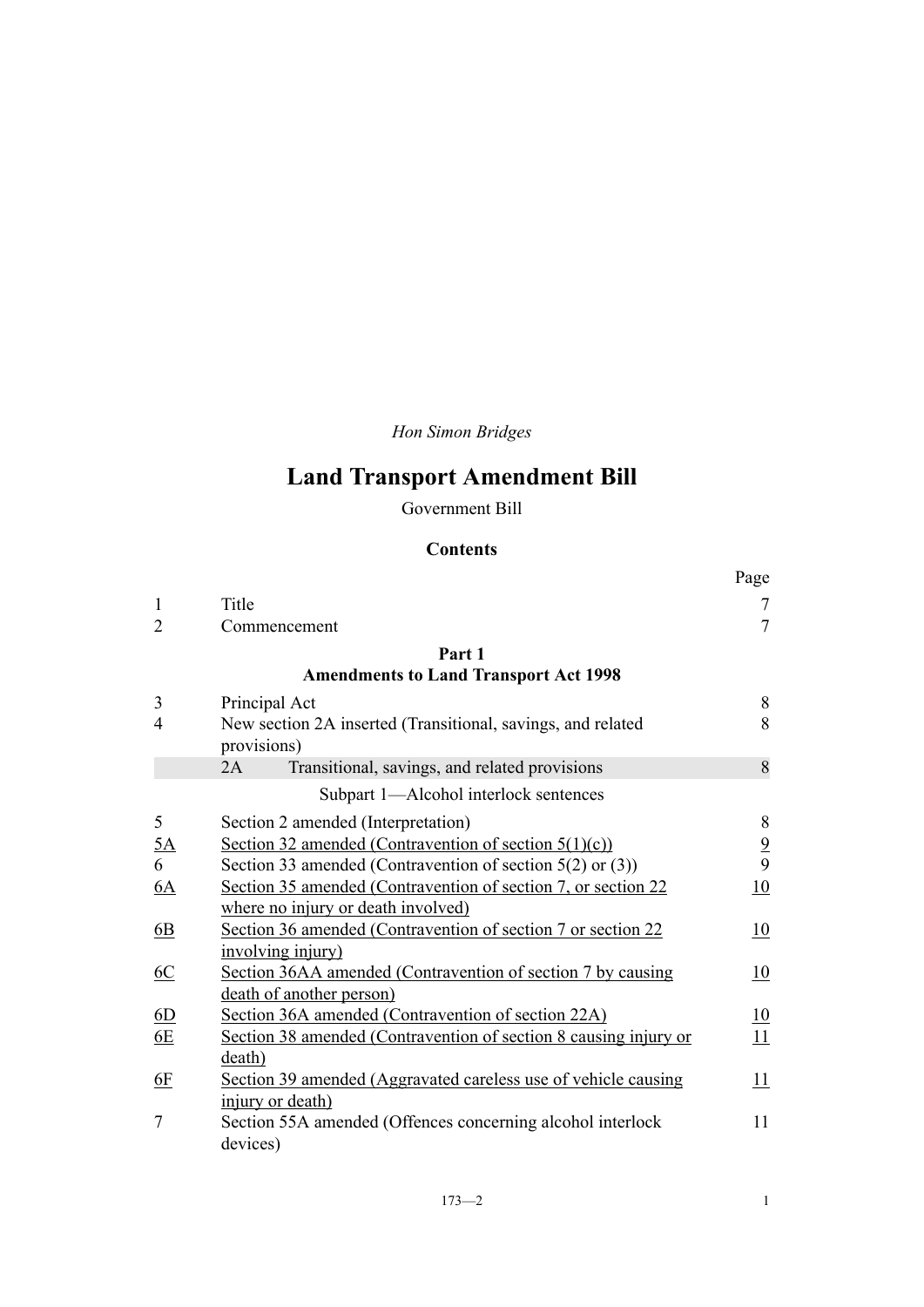*Hon Simon Bridges*

# Land Transport Amendment Bill

Government Bill

## Contents

| | | Page |
|---|---|---|
| 1 | Title | 7 |
| 2 | Commencement | 7 |
| | **Part 1** **Amendments to Land Transport Act 1998** | |
| 3 | Principal Act | 8 |
| 4 | New section 2A inserted (Transitional, savings, and related provisions) | 8 |
| | 2A Transitional, savings, and related provisions | 8 |
| | Subpart 1—Alcohol interlock sentences | |
| 5 | Section 2 amended (Interpretation) | 8 |
| 5A | Section 32 amended (Contravention of section 5(1)(c)) | 9 |
| 6 | Section 33 amended (Contravention of section 5(2) or (3)) | 9 |
| 6A | Section 35 amended (Contravention of section 7, or section 22 where no injury or death involved) | 10 |
| 6B | Section 36 amended (Contravention of section 7 or section 22 involving injury) | 10 |
| 6C | Section 36AA amended (Contravention of section 7 by causing death of another person) | 10 |
| 6D | Section 36A amended (Contravention of section 22A) | 10 |
| 6E | Section 38 amended (Contravention of section 8 causing injury or death) | 11 |
| 6F | Section 39 amended (Aggravated careless use of vehicle causing injury or death) | 11 |
| 7 | Section 55A amended (Offences concerning alcohol interlock devices) | 11 |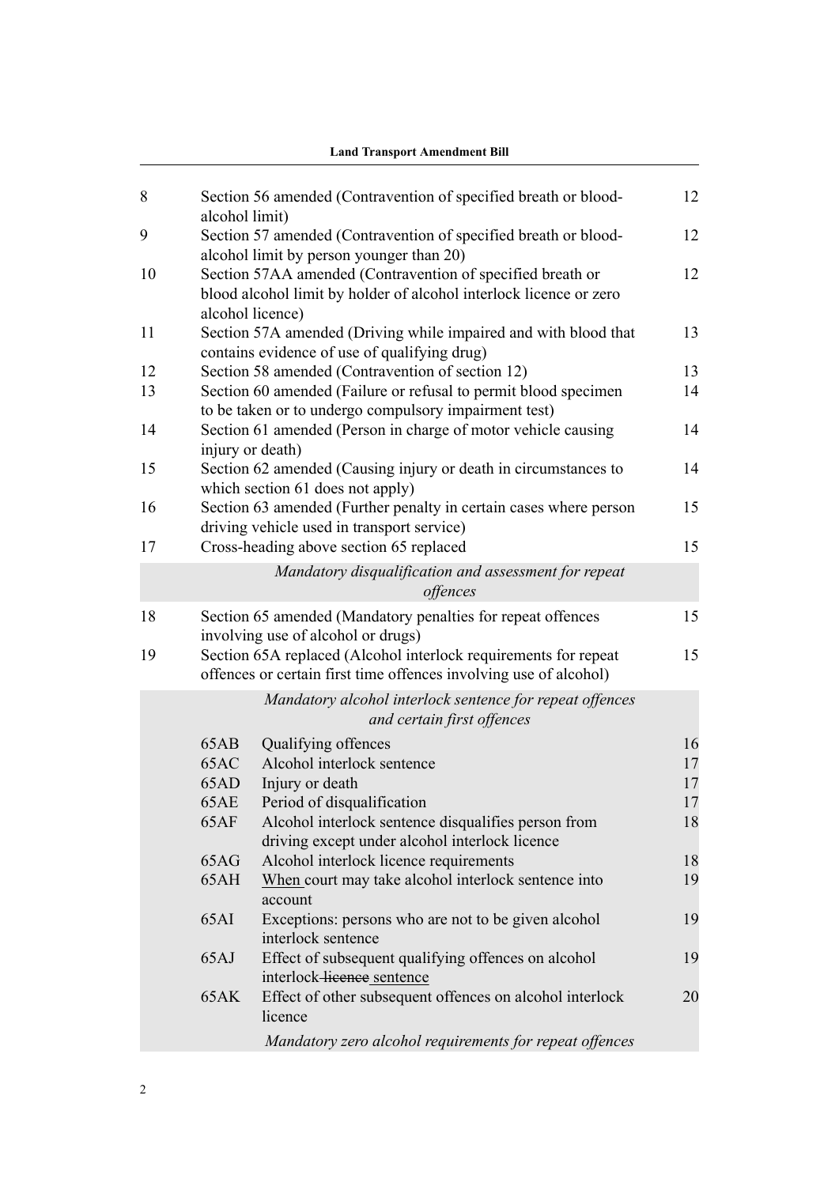| | | |
|---|---|---|
| 8 | Section 56 amended (Contravention of specified breath or blood-alcohol limit) | 12 |
| 9 | Section 57 amended (Contravention of specified breath or blood-alcohol limit by person younger than 20) | 12 |
| 10 | Section 57AA amended (Contravention of specified breath or blood alcohol limit by holder of alcohol interlock licence or zero alcohol licence) | 12 |
| 11 | Section 57A amended (Driving while impaired and with blood that contains evidence of use of qualifying drug) | 13 |
| 12 | Section 58 amended (Contravention of section 12) | 13 |
| 13 | Section 60 amended (Failure or refusal to permit blood specimen to be taken or to undergo compulsory impairment test) | 14 |
| 14 | Section 61 amended (Person in charge of motor vehicle causing injury or death) | 14 |
| 15 | Section 62 amended (Causing injury or death in circumstances to which section 61 does not apply) | 14 |
| 16 | Section 63 amended (Further penalty in certain cases where person driving vehicle used in transport service) | 15 |
| 17 | Cross-heading above section 65 replaced | 15 |

*Mandatory disqualification and assessment for repeat offences*

| | | |
|---|---|---|
| 18 | Section 65 amended (Mandatory penalties for repeat offences involving use of alcohol or drugs) | 15 |
| 19 | Section 65A replaced (Alcohol interlock requirements for repeat offences or certain first time offences involving use of alcohol) | 15 |

*Mandatory alcohol interlock sentence for repeat offences and certain first offences*

| | | |
|---|---|---|
| 65AB | Qualifying offences | 16 |
| 65AC | Alcohol interlock sentence | 17 |
| 65AD | Injury or death | 17 |
| 65AE | Period of disqualification | 17 |
| 65AF | Alcohol interlock sentence disqualifies person from driving except under alcohol interlock licence | 18 |
| 65AG | Alcohol interlock licence requirements | 18 |
| 65AH | <u>When</u> court may take alcohol interlock sentence into account | 19 |
| 65AI | Exceptions: persons who are not to be given alcohol interlock sentence | 19 |
| 65AJ | Effect of subsequent qualifying offences on alcohol interlock ~~licence~~ <u>sentence</u> | 19 |
| 65AK | Effect of other subsequent offences on alcohol interlock licence | 20 |

*Mandatory zero alcohol requirements for repeat offences*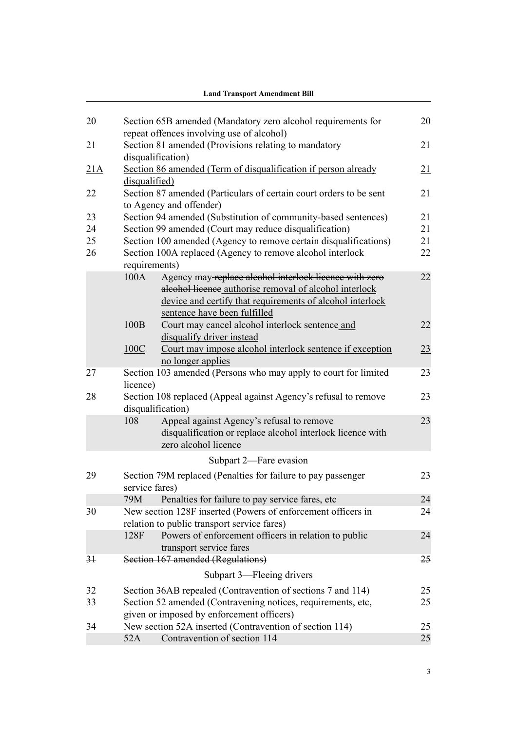| | | |
|---|---|---|
| 20 | Section 65B amended (Mandatory zero alcohol requirements for repeat offences involving use of alcohol) | 20 |
| 21 | Section 81 amended (Provisions relating to mandatory disqualification) | 21 |
| 21A | Section 86 amended (Term of disqualification if person already disqualified) | 21 |
| 22 | Section 87 amended (Particulars of certain court orders to be sent to Agency and offender) | 21 |
| 23 | Section 94 amended (Substitution of community-based sentences) | 21 |
| 24 | Section 99 amended (Court may reduce disqualification) | 21 |
| 25 | Section 100 amended (Agency to remove certain disqualifications) | 21 |
| 26 | Section 100A replaced (Agency to remove alcohol interlock requirements) | 22 |
| | 100A Agency may ~~replace alcohol interlock licence with zero alcohol licence~~ authorise removal of alcohol interlock device and certify that requirements of alcohol interlock sentence have been fulfilled | 22 |
| | 100B Court may cancel alcohol interlock sentence and disqualify driver instead | 22 |
| | 100C Court may impose alcohol interlock sentence if exception no longer applies | 23 |
| 27 | Section 103 amended (Persons who may apply to court for limited licence) | 23 |
| 28 | Section 108 replaced (Appeal against Agency's refusal to remove disqualification) | 23 |
| | 108 Appeal against Agency's refusal to remove disqualification or replace alcohol interlock licence with zero alcohol licence | 23 |

Subpart 2—Fare evasion

| | | |
|---|---|---|
| 29 | Section 79M replaced (Penalties for failure to pay passenger service fares) | 23 |
| | 79M Penalties for failure to pay service fares, etc | 24 |
| 30 | New section 128F inserted (Powers of enforcement officers in relation to public transport service fares) | 24 |
| | 128F Powers of enforcement officers in relation to public transport service fares | 24 |
| ~~31~~ | ~~Section 167 amended (Regulations)~~ | ~~25~~ |

Subpart 3—Fleeing drivers

| | | |
|---|---|---|
| 32 | Section 36AB repealed (Contravention of sections 7 and 114) | 25 |
| 33 | Section 52 amended (Contravening notices, requirements, etc, given or imposed by enforcement officers) | 25 |
| 34 | New section 52A inserted (Contravention of section 114) | 25 |
| | 52A Contravention of section 114 | 25 |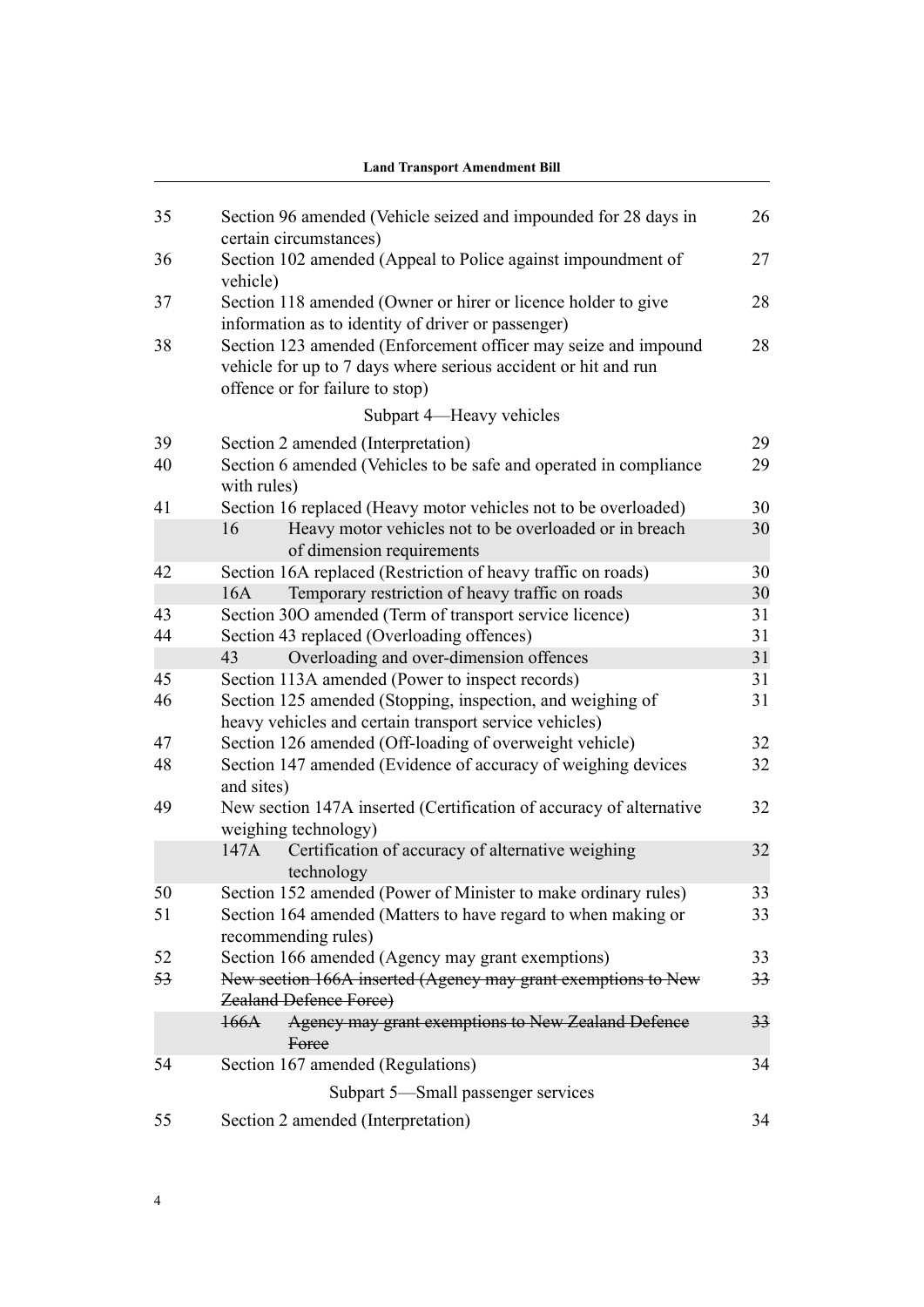| | | |
|---|---|---|
| 35 | Section 96 amended (Vehicle seized and impounded for 28 days in certain circumstances) | 26 |
| 36 | Section 102 amended (Appeal to Police against impoundment of vehicle) | 27 |
| 37 | Section 118 amended (Owner or hirer or licence holder to give information as to identity of driver or passenger) | 28 |
| 38 | Section 123 amended (Enforcement officer may seize and impound vehicle for up to 7 days where serious accident or hit and run offence or for failure to stop) | 28 |

Subpart 4—Heavy vehicles

| | | |
|---|---|---|
| 39 | Section 2 amended (Interpretation) | 29 |
| 40 | Section 6 amended (Vehicles to be safe and operated in compliance with rules) | 29 |
| 41 | Section 16 replaced (Heavy motor vehicles not to be overloaded) | 30 |
| | 16 Heavy motor vehicles not to be overloaded or in breach of dimension requirements | 30 |
| 42 | Section 16A replaced (Restriction of heavy traffic on roads) | 30 |
| | 16A Temporary restriction of heavy traffic on roads | 30 |
| 43 | Section 30O amended (Term of transport service licence) | 31 |
| 44 | Section 43 replaced (Overloading offences) | 31 |
| | 43 Overloading and over-dimension offences | 31 |
| 45 | Section 113A amended (Power to inspect records) | 31 |
| 46 | Section 125 amended (Stopping, inspection, and weighing of heavy vehicles and certain transport service vehicles) | 31 |
| 47 | Section 126 amended (Off-loading of overweight vehicle) | 32 |
| 48 | Section 147 amended (Evidence of accuracy of weighing devices and sites) | 32 |
| 49 | New section 147A inserted (Certification of accuracy of alternative weighing technology) | 32 |
| | 147A Certification of accuracy of alternative weighing technology | 32 |
| 50 | Section 152 amended (Power of Minister to make ordinary rules) | 33 |
| 51 | Section 164 amended (Matters to have regard to when making or recommending rules) | 33 |
| 52 | Section 166 amended (Agency may grant exemptions) | 33 |
| ~~53~~ | ~~New section 166A inserted (Agency may grant exemptions to New Zealand Defence Force)~~ | ~~33~~ |
| | ~~166A Agency may grant exemptions to New Zealand Defence Force~~ | ~~33~~ |
| 54 | Section 167 amended (Regulations) | 34 |

Subpart 5—Small passenger services

| | | |
|---|---|---|
| 55 | Section 2 amended (Interpretation) | 34 |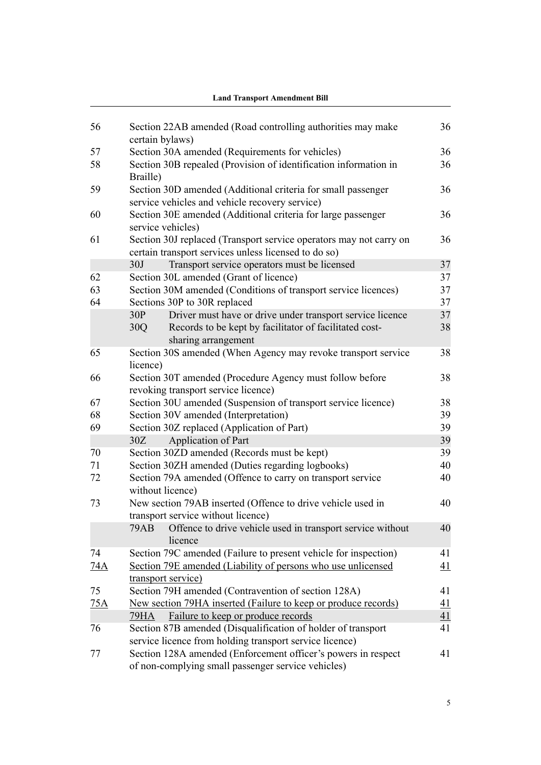| | | |
|---|---|---|
| 56 | Section 22AB amended (Road controlling authorities may make certain bylaws) | 36 |
| 57 | Section 30A amended (Requirements for vehicles) | 36 |
| 58 | Section 30B repealed (Provision of identification information in Braille) | 36 |
| 59 | Section 30D amended (Additional criteria for small passenger service vehicles and vehicle recovery service) | 36 |
| 60 | Section 30E amended (Additional criteria for large passenger service vehicles) | 36 |
| 61 | Section 30J replaced (Transport service operators may not carry on certain transport services unless licensed to do so) | 36 |
| | 30J Transport service operators must be licensed | 37 |
| 62 | Section 30L amended (Grant of licence) | 37 |
| 63 | Section 30M amended (Conditions of transport service licences) | 37 |
| 64 | Sections 30P to 30R replaced | 37 |
| | 30P Driver must have or drive under transport service licence | 37 |
| | 30Q Records to be kept by facilitator of facilitated cost-sharing arrangement | 38 |
| 65 | Section 30S amended (When Agency may revoke transport service licence) | 38 |
| 66 | Section 30T amended (Procedure Agency must follow before revoking transport service licence) | 38 |
| 67 | Section 30U amended (Suspension of transport service licence) | 38 |
| 68 | Section 30V amended (Interpretation) | 39 |
| 69 | Section 30Z replaced (Application of Part) | 39 |
| | 30Z Application of Part | 39 |
| 70 | Section 30ZD amended (Records must be kept) | 39 |
| 71 | Section 30ZH amended (Duties regarding logbooks) | 40 |
| 72 | Section 79A amended (Offence to carry on transport service without licence) | 40 |
| 73 | New section 79AB inserted (Offence to drive vehicle used in transport service without licence) | 40 |
| | 79AB Offence to drive vehicle used in transport service without licence | 40 |
| 74 | Section 79C amended (Failure to present vehicle for inspection) | 41 |
| 74A | Section 79E amended (Liability of persons who use unlicensed transport service) | 41 |
| 75 | Section 79H amended (Contravention of section 128A) | 41 |
| 75A | New section 79HA inserted (Failure to keep or produce records) | 41 |
| | 79HA Failure to keep or produce records | 41 |
| 76 | Section 87B amended (Disqualification of holder of transport service licence from holding transport service licence) | 41 |
| 77 | Section 128A amended (Enforcement officer's powers in respect of non-complying small passenger service vehicles) | 41 |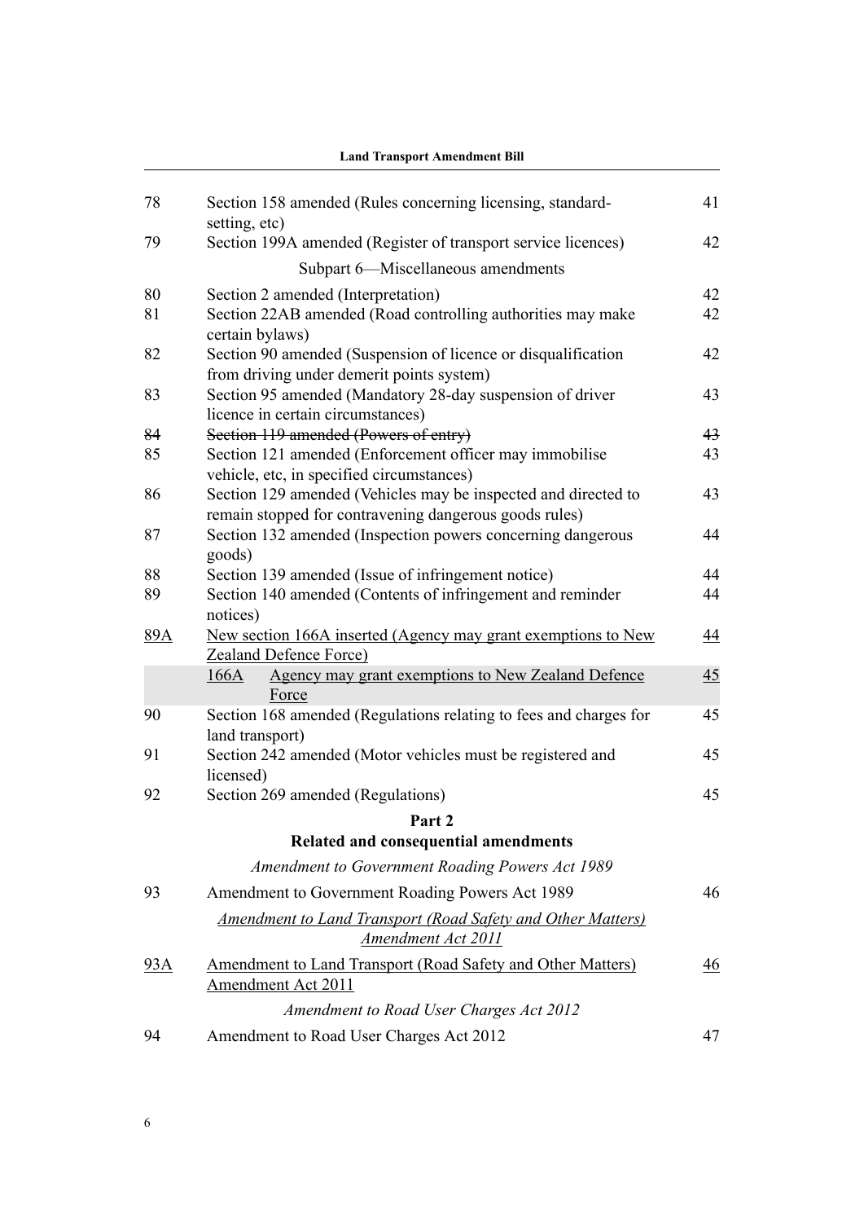| | | |
|---|---|---|
| 78 | Section 158 amended (Rules concerning licensing, standard-setting, etc) | 41 |
| 79 | Section 199A amended (Register of transport service licences) | 42 |
| | Subpart 6—Miscellaneous amendments | |
| 80 | Section 2 amended (Interpretation) | 42 |
| 81 | Section 22AB amended (Road controlling authorities may make certain bylaws) | 42 |
| 82 | Section 90 amended (Suspension of licence or disqualification from driving under demerit points system) | 42 |
| 83 | Section 95 amended (Mandatory 28-day suspension of driver licence in certain circumstances) | 43 |
| ~~84~~ | ~~Section 119 amended (Powers of entry)~~ | ~~43~~ |
| 85 | Section 121 amended (Enforcement officer may immobilise vehicle, etc, in specified circumstances) | 43 |
| 86 | Section 129 amended (Vehicles may be inspected and directed to remain stopped for contravening dangerous goods rules) | 43 |
| 87 | Section 132 amended (Inspection powers concerning dangerous goods) | 44 |
| 88 | Section 139 amended (Issue of infringement notice) | 44 |
| 89 | Section 140 amended (Contents of infringement and reminder notices) | 44 |
| <u>89A</u> | <u>New section 166A inserted (Agency may grant exemptions to New Zealand Defence Force)</u> | <u>44</u> |
| | <u>166A</u> <u>Agency may grant exemptions to New Zealand Defence Force</u> | <u>45</u> |
| 90 | Section 168 amended (Regulations relating to fees and charges for land transport) | 45 |
| 91 | Section 242 amended (Motor vehicles must be registered and licensed) | 45 |
| 92 | Section 269 amended (Regulations) | 45 |

## Part 2
## Related and consequential amendments

*Amendment to Government Roading Powers Act 1989*

| | | |
|---|---|---|
| 93 | Amendment to Government Roading Powers Act 1989 | 46 |

<u>*Amendment to Land Transport (Road Safety and Other Matters) Amendment Act 2011*</u>

| | | |
|---|---|---|
| <u>93A</u> | <u>Amendment to Land Transport (Road Safety and Other Matters) Amendment Act 2011</u> | <u>46</u> |

*Amendment to Road User Charges Act 2012*

| | | |
|---|---|---|
| 94 | Amendment to Road User Charges Act 2012 | 47 |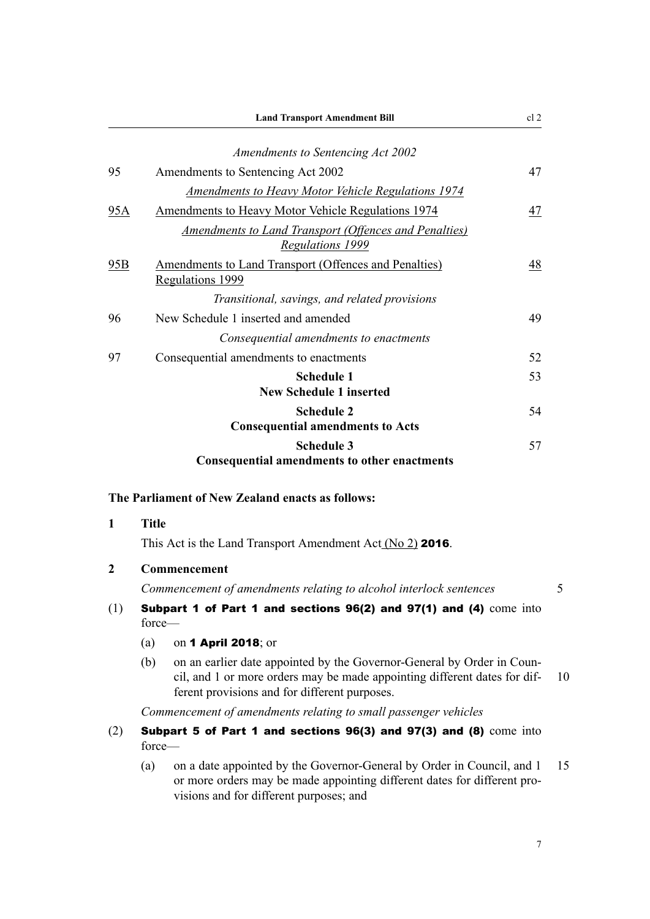*Amendments to Sentencing Act 2002*

| | | |
|---|---|---|
| 95 | Amendments to Sentencing Act 2002 | 47 |
| | *Amendments to Heavy Motor Vehicle Regulations 1974* | |
| 95A | Amendments to Heavy Motor Vehicle Regulations 1974 | 47 |
| | *Amendments to Land Transport (Offences and Penalties) Regulations 1999* | |
| 95B | Amendments to Land Transport (Offences and Penalties) Regulations 1999 | 48 |
| | *Transitional, savings, and related provisions* | |
| 96 | New Schedule 1 inserted and amended | 49 |
| | *Consequential amendments to enactments* | |
| 97 | Consequential amendments to enactments | 52 |
| | **Schedule 1** **New Schedule 1 inserted** | 53 |
| | **Schedule 2** **Consequential amendments to Acts** | 54 |
| | **Schedule 3** **Consequential amendments to other enactments** | 57 |

**The Parliament of New Zealand enacts as follows:**

**1 Title**

This Act is the Land Transport Amendment Act (No 2) **2016**.

**2 Commencement**

*Commencement of amendments relating to alcohol interlock sentences*

(1) **Subpart 1 of Part 1 and sections 96(2) and 97(1) and (4)** come into force—

(a) on **1 April 2018**; or

(b) on an earlier date appointed by the Governor-General by Order in Council, and 1 or more orders may be made appointing different dates for different provisions and for different purposes.

*Commencement of amendments relating to small passenger vehicles*

(2) **Subpart 5 of Part 1 and sections 96(3) and 97(3) and (8)** come into force—

(a) on a date appointed by the Governor-General by Order in Council, and 1 or more orders may be made appointing different dates for different provisions and for different purposes; and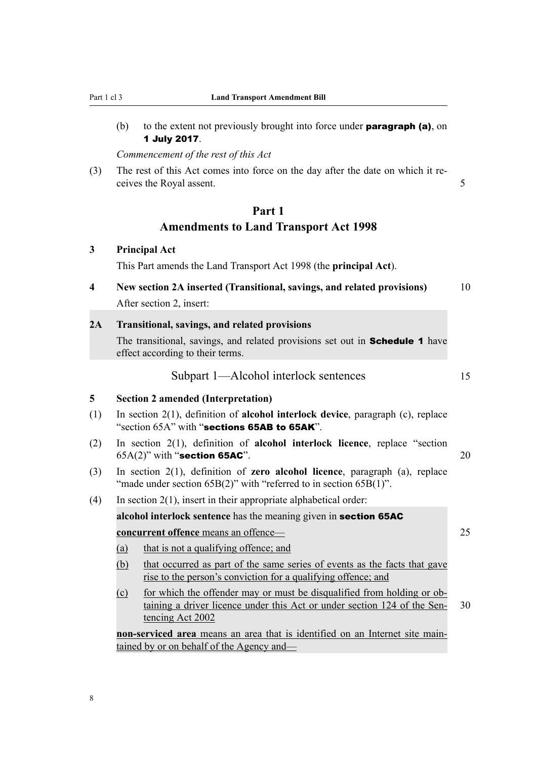(b) to the extent not previously brought into force under **paragraph (a)**, on **1 July 2017**.

*Commencement of the rest of this Act*

(3) The rest of this Act comes into force on the day after the date on which it receives the Royal assent.

## Part 1
## Amendments to Land Transport Act 1998

**3 Principal Act**

This Part amends the Land Transport Act 1998 (the **principal Act**).

**4 New section 2A inserted (Transitional, savings, and related provisions)**

After section 2, insert:

**2A Transitional, savings, and related provisions**

The transitional, savings, and related provisions set out in **Schedule 1** have effect according to their terms.

### Subpart 1—Alcohol interlock sentences

**5 Section 2 amended (Interpretation)**

(1) In section 2(1), definition of **alcohol interlock device**, paragraph (c), replace "section 65A" with "**sections 65AB to 65AK**".

(2) In section 2(1), definition of **alcohol interlock licence**, replace "section 65A(2)" with "**section 65AC**".

(3) In section 2(1), definition of **zero alcohol licence**, paragraph (a), replace "made under section 65B(2)" with "referred to in section 65B(1)".

(4) In section 2(1), insert in their appropriate alphabetical order:

**alcohol interlock sentence** has the meaning given in **section 65AC**

**concurrent offence** means an offence—

(a) that is not a qualifying offence; and

(b) that occurred as part of the same series of events as the facts that gave rise to the person's conviction for a qualifying offence; and

(c) for which the offender may or must be disqualified from holding or obtaining a driver licence under this Act or under section 124 of the Sentencing Act 2002

**non-serviced area** means an area that is identified on an Internet site maintained by or on behalf of the Agency and—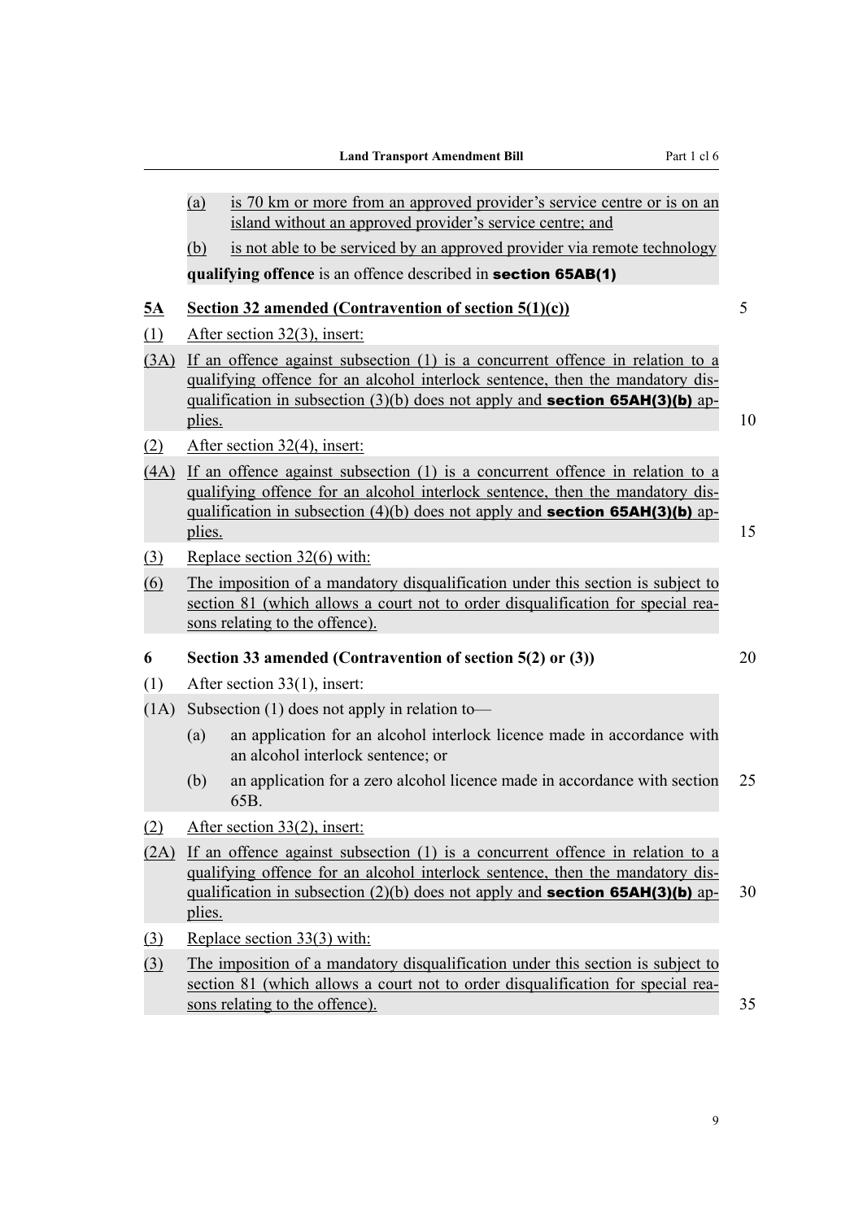(a) is 70 km or more from an approved provider's service centre or is on an island without an approved provider's service centre; and

(b) is not able to be serviced by an approved provider via remote technology

**qualifying offence** is an offence described in **section 65AB(1)**

### 5A Section 32 amended (Contravention of section 5(1)(c))

(1) After section 32(3), insert:

(3A) If an offence against subsection (1) is a concurrent offence in relation to a qualifying offence for an alcohol interlock sentence, then the mandatory disqualification in subsection (3)(b) does not apply and **section 65AH(3)(b)** applies.

(2) After section 32(4), insert:

(4A) If an offence against subsection (1) is a concurrent offence in relation to a qualifying offence for an alcohol interlock sentence, then the mandatory disqualification in subsection (4)(b) does not apply and **section 65AH(3)(b)** applies.

(3) Replace section 32(6) with:

(6) The imposition of a mandatory disqualification under this section is subject to section 81 (which allows a court not to order disqualification for special reasons relating to the offence).

### 6 Section 33 amended (Contravention of section 5(2) or (3))

(1) After section 33(1), insert:

(1A) Subsection (1) does not apply in relation to—

(a) an application for an alcohol interlock licence made in accordance with an alcohol interlock sentence; or

(b) an application for a zero alcohol licence made in accordance with section 65B.

(2) After section 33(2), insert:

(2A) If an offence against subsection (1) is a concurrent offence in relation to a qualifying offence for an alcohol interlock sentence, then the mandatory disqualification in subsection (2)(b) does not apply and **section 65AH(3)(b)** applies.

(3) Replace section 33(3) with:

(3) The imposition of a mandatory disqualification under this section is subject to section 81 (which allows a court not to order disqualification for special reasons relating to the offence).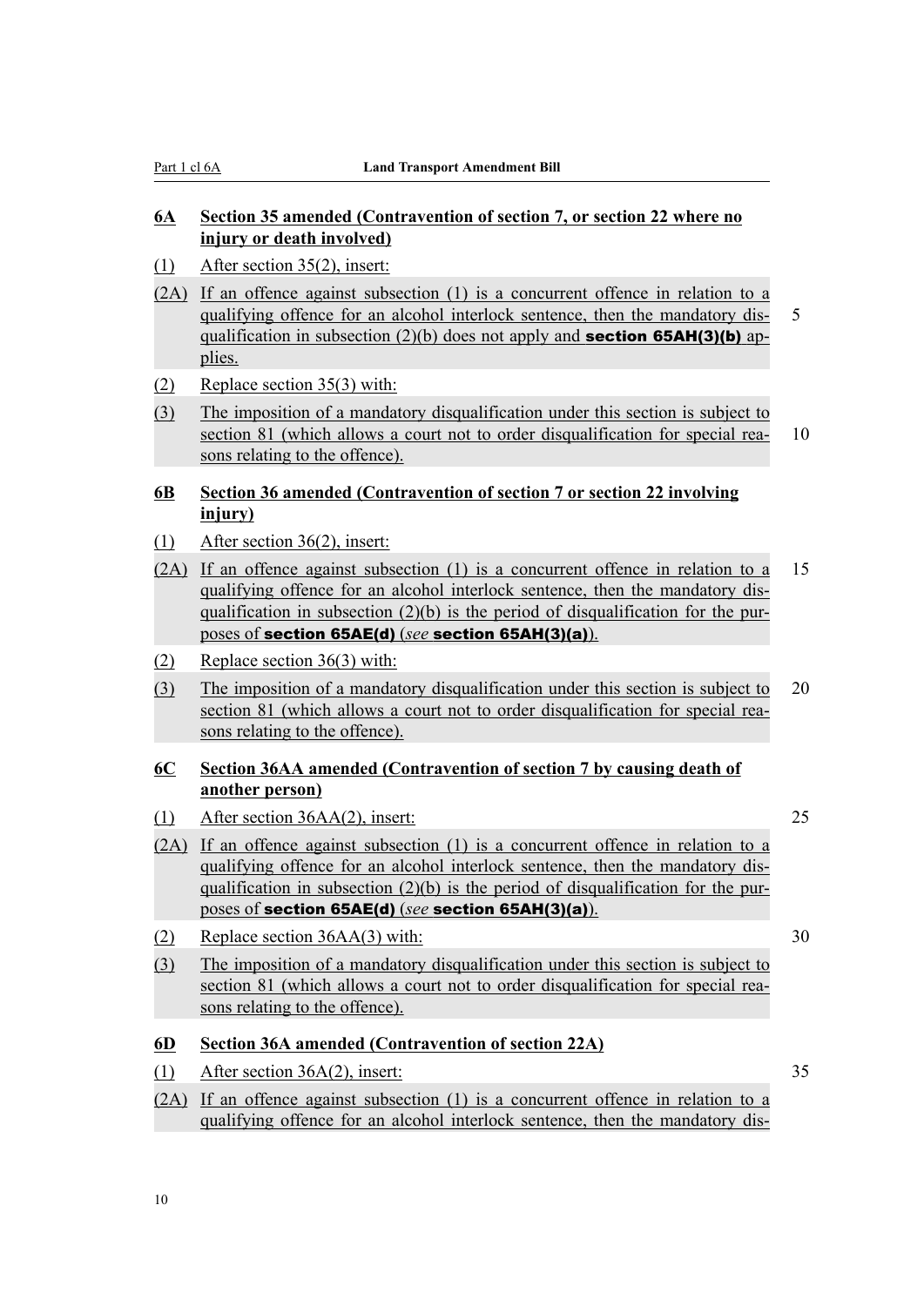### 6A Section 35 amended (Contravention of section 7, or section 22 where no injury or death involved)

(1) After section 35(2), insert:

(2A) If an offence against subsection (1) is a concurrent offence in relation to a qualifying offence for an alcohol interlock sentence, then the mandatory disqualification in subsection (2)(b) does not apply and **section 65AH(3)(b)** applies.

(2) Replace section 35(3) with:

(3) The imposition of a mandatory disqualification under this section is subject to section 81 (which allows a court not to order disqualification for special reasons relating to the offence).

### 6B Section 36 amended (Contravention of section 7 or section 22 involving injury)

(1) After section 36(2), insert:

(2A) If an offence against subsection (1) is a concurrent offence in relation to a qualifying offence for an alcohol interlock sentence, then the mandatory disqualification in subsection (2)(b) is the period of disqualification for the purposes of **section 65AE(d)** (*see* **section 65AH(3)(a)**).

(2) Replace section 36(3) with:

(3) The imposition of a mandatory disqualification under this section is subject to section 81 (which allows a court not to order disqualification for special reasons relating to the offence).

### 6C Section 36AA amended (Contravention of section 7 by causing death of another person)

(1) After section 36AA(2), insert:

(2A) If an offence against subsection (1) is a concurrent offence in relation to a qualifying offence for an alcohol interlock sentence, then the mandatory disqualification in subsection (2)(b) is the period of disqualification for the purposes of **section 65AE(d)** (*see* **section 65AH(3)(a)**).

(2) Replace section 36AA(3) with:

(3) The imposition of a mandatory disqualification under this section is subject to section 81 (which allows a court not to order disqualification for special reasons relating to the offence).

### 6D Section 36A amended (Contravention of section 22A)

(1) After section 36A(2), insert:

(2A) If an offence against subsection (1) is a concurrent offence in relation to a qualifying offence for an alcohol interlock sentence, then the mandatory dis-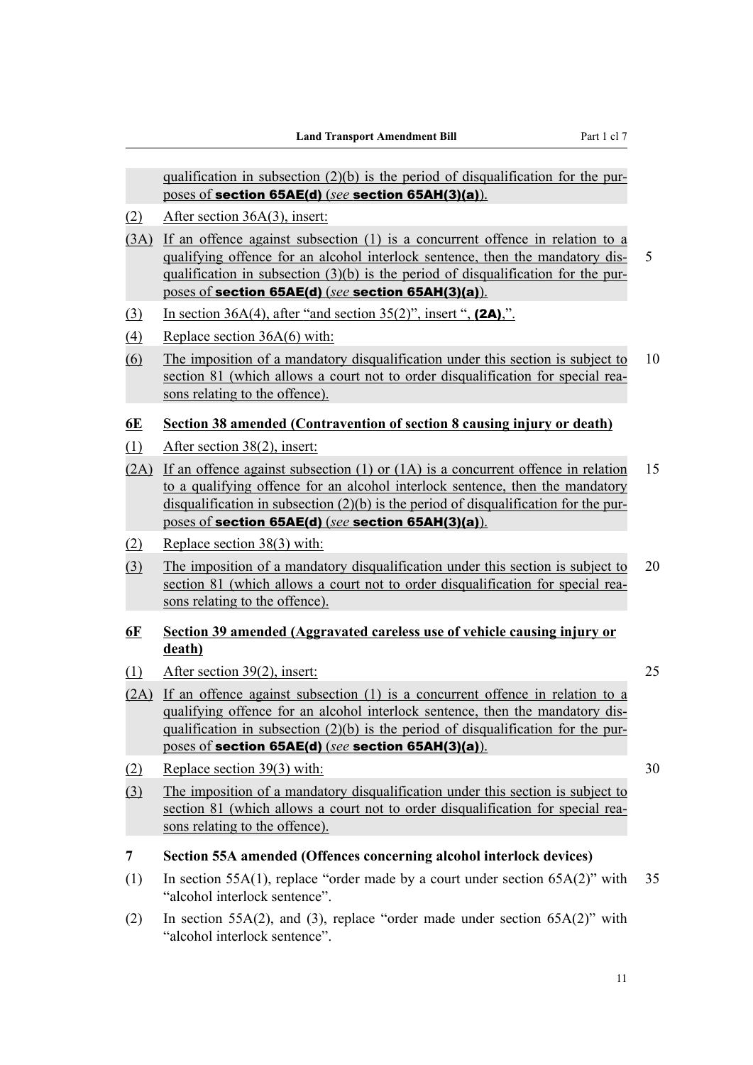qualification in subsection (2)(b) is the period of disqualification for the purposes of **section 65AE(d)** (*see* **section 65AH(3)(a)**).

(2) After section 36A(3), insert:

(3A) If an offence against subsection (1) is a concurrent offence in relation to a qualifying offence for an alcohol interlock sentence, then the mandatory disqualification in subsection (3)(b) is the period of disqualification for the purposes of **section 65AE(d)** (*see* **section 65AH(3)(a)**).

(3) In section 36A(4), after "and section 35(2)", insert ", **(2A)**,".

(4) Replace section 36A(6) with:

(6) The imposition of a mandatory disqualification under this section is subject to section 81 (which allows a court not to order disqualification for special reasons relating to the offence).

### 6E Section 38 amended (Contravention of section 8 causing injury or death)

(1) After section 38(2), insert:

(2A) If an offence against subsection (1) or (1A) is a concurrent offence in relation to a qualifying offence for an alcohol interlock sentence, then the mandatory disqualification in subsection (2)(b) is the period of disqualification for the purposes of **section 65AE(d)** (*see* **section 65AH(3)(a)**).

(2) Replace section 38(3) with:

(3) The imposition of a mandatory disqualification under this section is subject to section 81 (which allows a court not to order disqualification for special reasons relating to the offence).

### 6F Section 39 amended (Aggravated careless use of vehicle causing injury or death)

(1) After section 39(2), insert:

(2A) If an offence against subsection (1) is a concurrent offence in relation to a qualifying offence for an alcohol interlock sentence, then the mandatory disqualification in subsection (2)(b) is the period of disqualification for the purposes of **section 65AE(d)** (*see* **section 65AH(3)(a)**).

(2) Replace section 39(3) with:

(3) The imposition of a mandatory disqualification under this section is subject to section 81 (which allows a court not to order disqualification for special reasons relating to the offence).

### 7 Section 55A amended (Offences concerning alcohol interlock devices)

(1) In section 55A(1), replace "order made by a court under section 65A(2)" with "alcohol interlock sentence".

(2) In section 55A(2), and (3), replace "order made under section 65A(2)" with "alcohol interlock sentence".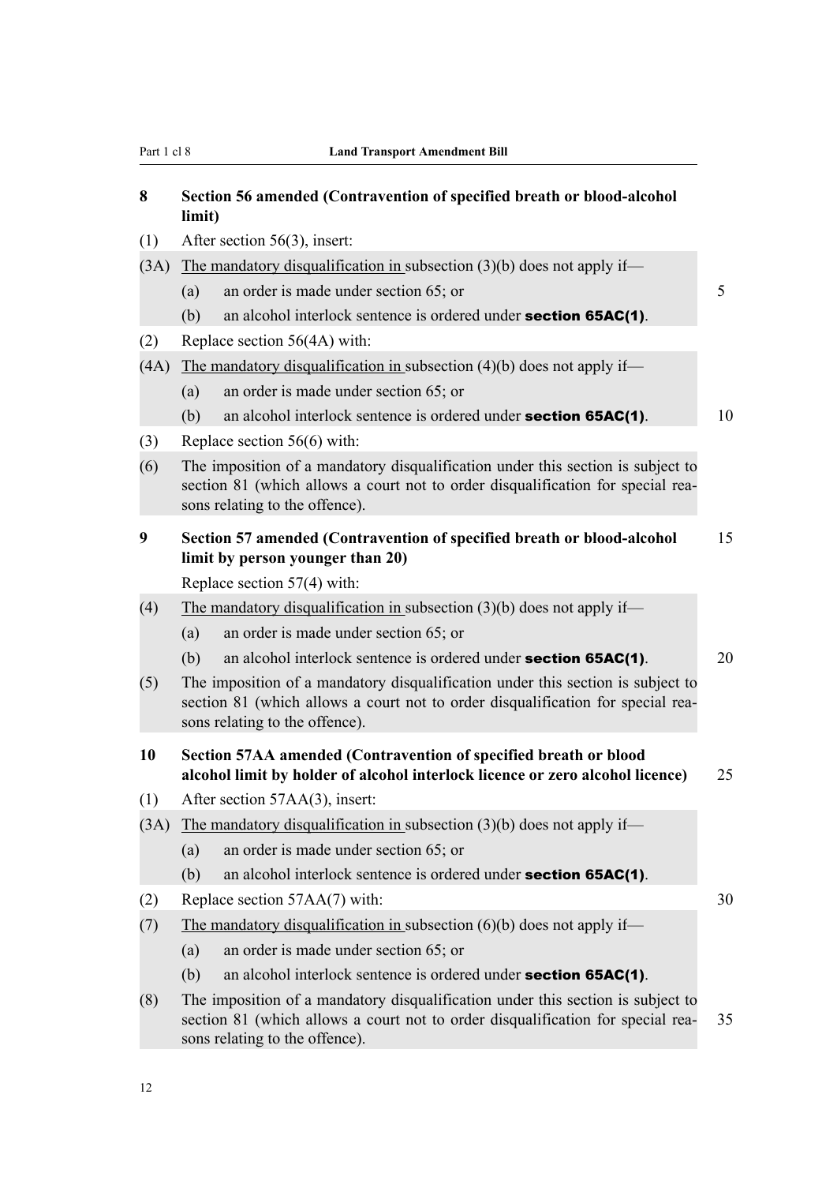### 8 Section 56 amended (Contravention of specified breath or blood-alcohol limit)

(1) After section 56(3), insert:

(3A) The mandatory disqualification in subsection (3)(b) does not apply if—

(a) an order is made under section 65; or

(b) an alcohol interlock sentence is ordered under **section 65AC(1)**.

(2) Replace section 56(4A) with:

(4A) The mandatory disqualification in subsection (4)(b) does not apply if—

(a) an order is made under section 65; or

(b) an alcohol interlock sentence is ordered under **section 65AC(1)**.

(3) Replace section 56(6) with:

(6) The imposition of a mandatory disqualification under this section is subject to section 81 (which allows a court not to order disqualification for special reasons relating to the offence).

### 9 Section 57 amended (Contravention of specified breath or blood-alcohol limit by person younger than 20)

Replace section 57(4) with:

(4) The mandatory disqualification in subsection (3)(b) does not apply if—

(a) an order is made under section 65; or

(b) an alcohol interlock sentence is ordered under **section 65AC(1)**.

(5) The imposition of a mandatory disqualification under this section is subject to section 81 (which allows a court not to order disqualification for special reasons relating to the offence).

### 10 Section 57AA amended (Contravention of specified breath or blood alcohol limit by holder of alcohol interlock licence or zero alcohol licence)

(1) After section 57AA(3), insert:

(3A) The mandatory disqualification in subsection (3)(b) does not apply if—

(a) an order is made under section 65; or

(b) an alcohol interlock sentence is ordered under **section 65AC(1)**.

(2) Replace section 57AA(7) with:

(7) The mandatory disqualification in subsection (6)(b) does not apply if—

(a) an order is made under section 65; or

(b) an alcohol interlock sentence is ordered under **section 65AC(1)**.

(8) The imposition of a mandatory disqualification under this section is subject to section 81 (which allows a court not to order disqualification for special reasons relating to the offence).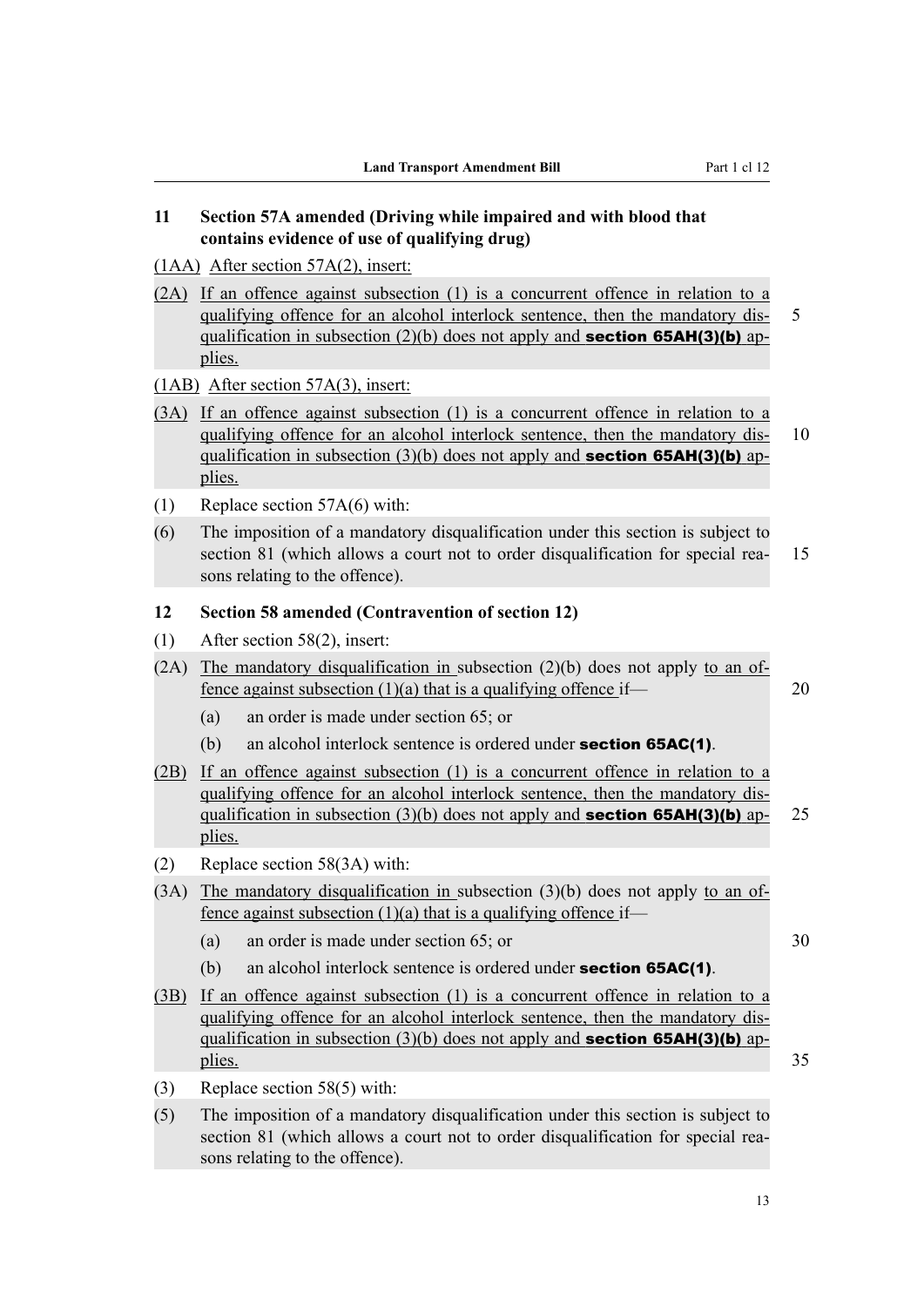### 11 Section 57A amended (Driving while impaired and with blood that contains evidence of use of qualifying drug)

(1AA) After section 57A(2), insert:

(2A) If an offence against subsection (1) is a concurrent offence in relation to a qualifying offence for an alcohol interlock sentence, then the mandatory disqualification in subsection (2)(b) does not apply and **section 65AH(3)(b)** applies.

(1AB) After section 57A(3), insert:

(3A) If an offence against subsection (1) is a concurrent offence in relation to a qualifying offence for an alcohol interlock sentence, then the mandatory disqualification in subsection (3)(b) does not apply and **section 65AH(3)(b)** applies.

(1) Replace section 57A(6) with:

(6) The imposition of a mandatory disqualification under this section is subject to section 81 (which allows a court not to order disqualification for special reasons relating to the offence).

### 12 Section 58 amended (Contravention of section 12)

(1) After section 58(2), insert:

(2A) The mandatory disqualification in subsection (2)(b) does not apply to an offence against subsection (1)(a) that is a qualifying offence if—

   (a) an order is made under section 65; or

   (b) an alcohol interlock sentence is ordered under **section 65AC(1)**.

(2B) If an offence against subsection (1) is a concurrent offence in relation to a qualifying offence for an alcohol interlock sentence, then the mandatory disqualification in subsection (3)(b) does not apply and **section 65AH(3)(b)** applies.

(2) Replace section 58(3A) with:

(3A) The mandatory disqualification in subsection (3)(b) does not apply to an offence against subsection (1)(a) that is a qualifying offence if—

   (a) an order is made under section 65; or

   (b) an alcohol interlock sentence is ordered under **section 65AC(1)**.

(3B) If an offence against subsection (1) is a concurrent offence in relation to a qualifying offence for an alcohol interlock sentence, then the mandatory disqualification in subsection (3)(b) does not apply and **section 65AH(3)(b)** applies.

(3) Replace section 58(5) with:

(5) The imposition of a mandatory disqualification under this section is subject to section 81 (which allows a court not to order disqualification for special reasons relating to the offence).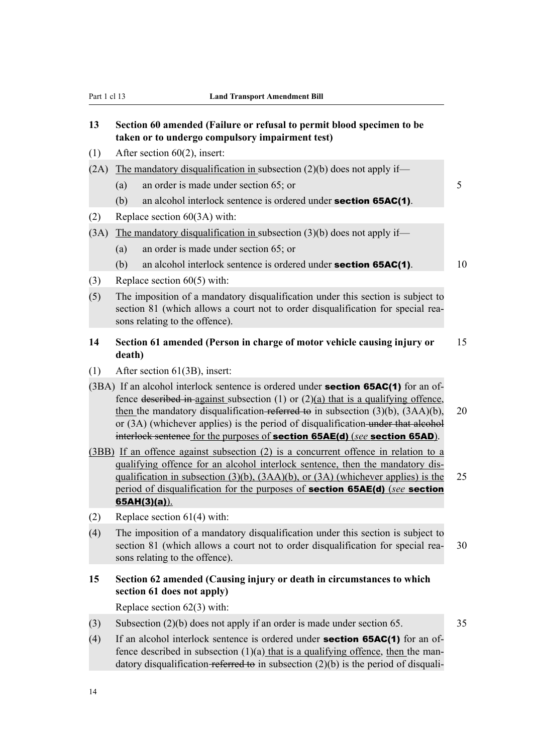**13 Section 60 amended (Failure or refusal to permit blood specimen to be taken or to undergo compulsory impairment test)**

(1) After section 60(2), insert:

(2A) The mandatory disqualification in subsection (2)(b) does not apply if—

(a) an order is made under section 65; or

(b) an alcohol interlock sentence is ordered under **section 65AC(1)**.

(2) Replace section 60(3A) with:

(3A) The mandatory disqualification in subsection (3)(b) does not apply if—

(a) an order is made under section 65; or

(b) an alcohol interlock sentence is ordered under **section 65AC(1)**.

(3) Replace section 60(5) with:

(5) The imposition of a mandatory disqualification under this section is subject to section 81 (which allows a court not to order disqualification for special reasons relating to the offence).

**14 Section 61 amended (Person in charge of motor vehicle causing injury or death)**

(1) After section 61(3B), insert:

(3BA) If an alcohol interlock sentence is ordered under **section 65AC(1)** for an offence ~~described in~~ against subsection (1) or (2)(a) that is a qualifying offence, then the mandatory disqualification ~~referred to~~ in subsection (3)(b), (3AA)(b), or (3A) (whichever applies) is the period of disqualification ~~under that alcohol interlock sentence~~ for the purposes of **section 65AE(d)** (*see* **section 65AD**).

(3BB) If an offence against subsection (2) is a concurrent offence in relation to a qualifying offence for an alcohol interlock sentence, then the mandatory disqualification in subsection (3)(b), (3AA)(b), or (3A) (whichever applies) is the period of disqualification for the purposes of **section 65AE(d)** (*see* **section 65AH(3)(a)**).

(2) Replace section 61(4) with:

(4) The imposition of a mandatory disqualification under this section is subject to section 81 (which allows a court not to order disqualification for special reasons relating to the offence).

**15 Section 62 amended (Causing injury or death in circumstances to which section 61 does not apply)**

Replace section 62(3) with:

(3) Subsection (2)(b) does not apply if an order is made under section 65.

(4) If an alcohol interlock sentence is ordered under **section 65AC(1)** for an offence described in subsection (1)(a) that is a qualifying offence, then the mandatory disqualification ~~referred to~~ in subsection (2)(b) is the period of disquali-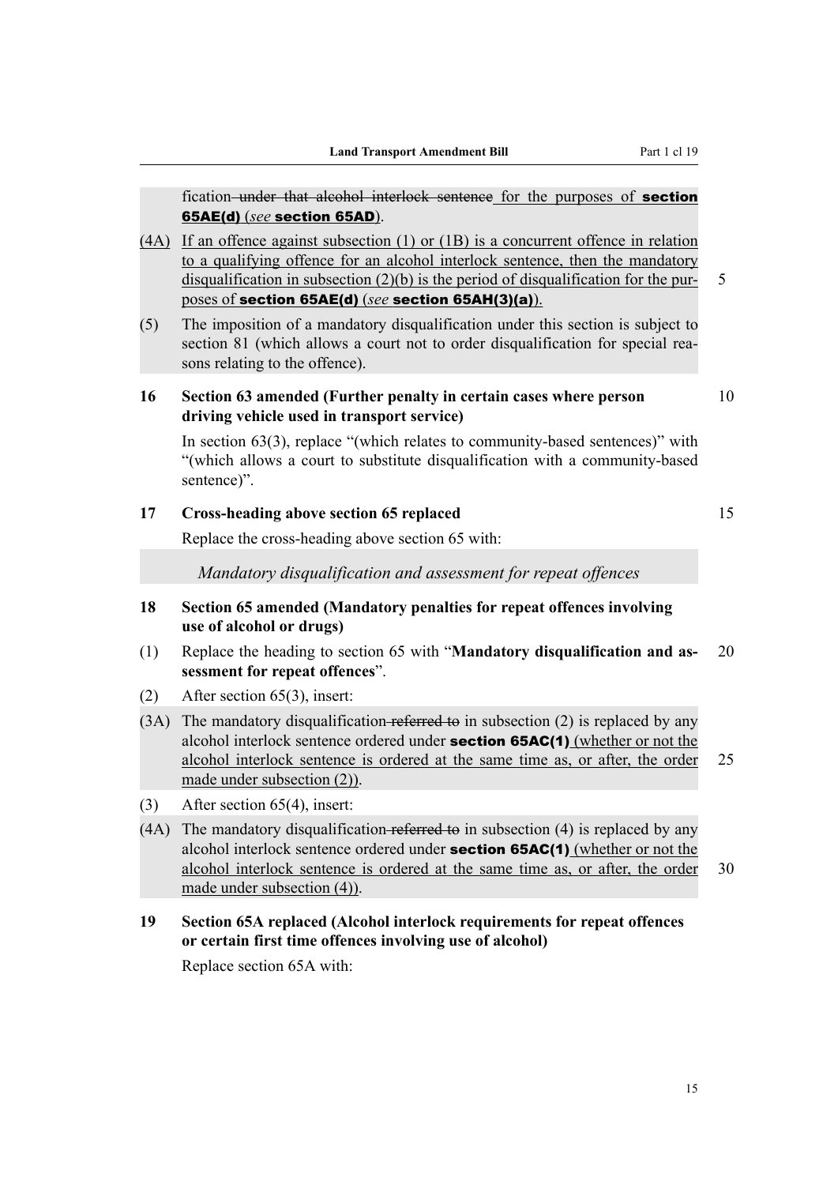fication ~~under that alcohol interlock sentence~~ for the purposes of **section 65AE(d)** (*see* **section 65AD**).

(4A) If an offence against subsection (1) or (1B) is a concurrent offence in relation to a qualifying offence for an alcohol interlock sentence, then the mandatory disqualification in subsection (2)(b) is the period of disqualification for the purposes of **section 65AE(d)** (*see* **section 65AH(3)(a)**).

(5) The imposition of a mandatory disqualification under this section is subject to section 81 (which allows a court not to order disqualification for special reasons relating to the offence).

**16 Section 63 amended (Further penalty in certain cases where person driving vehicle used in transport service)**

In section 63(3), replace "(which relates to community-based sentences)" with "(which allows a court to substitute disqualification with a community-based sentence)".

**17 Cross-heading above section 65 replaced**

Replace the cross-heading above section 65 with:

*Mandatory disqualification and assessment for repeat offences*

**18 Section 65 amended (Mandatory penalties for repeat offences involving use of alcohol or drugs)**

(1) Replace the heading to section 65 with "**Mandatory disqualification and assessment for repeat offences**".

(2) After section 65(3), insert:

(3A) The mandatory disqualification ~~referred to~~ in subsection (2) is replaced by any alcohol interlock sentence ordered under **section 65AC(1)** (whether or not the alcohol interlock sentence is ordered at the same time as, or after, the order made under subsection (2)).

(3) After section 65(4), insert:

(4A) The mandatory disqualification ~~referred to~~ in subsection (4) is replaced by any alcohol interlock sentence ordered under **section 65AC(1)** (whether or not the alcohol interlock sentence is ordered at the same time as, or after, the order made under subsection (4)).

**19 Section 65A replaced (Alcohol interlock requirements for repeat offences or certain first time offences involving use of alcohol)**

Replace section 65A with: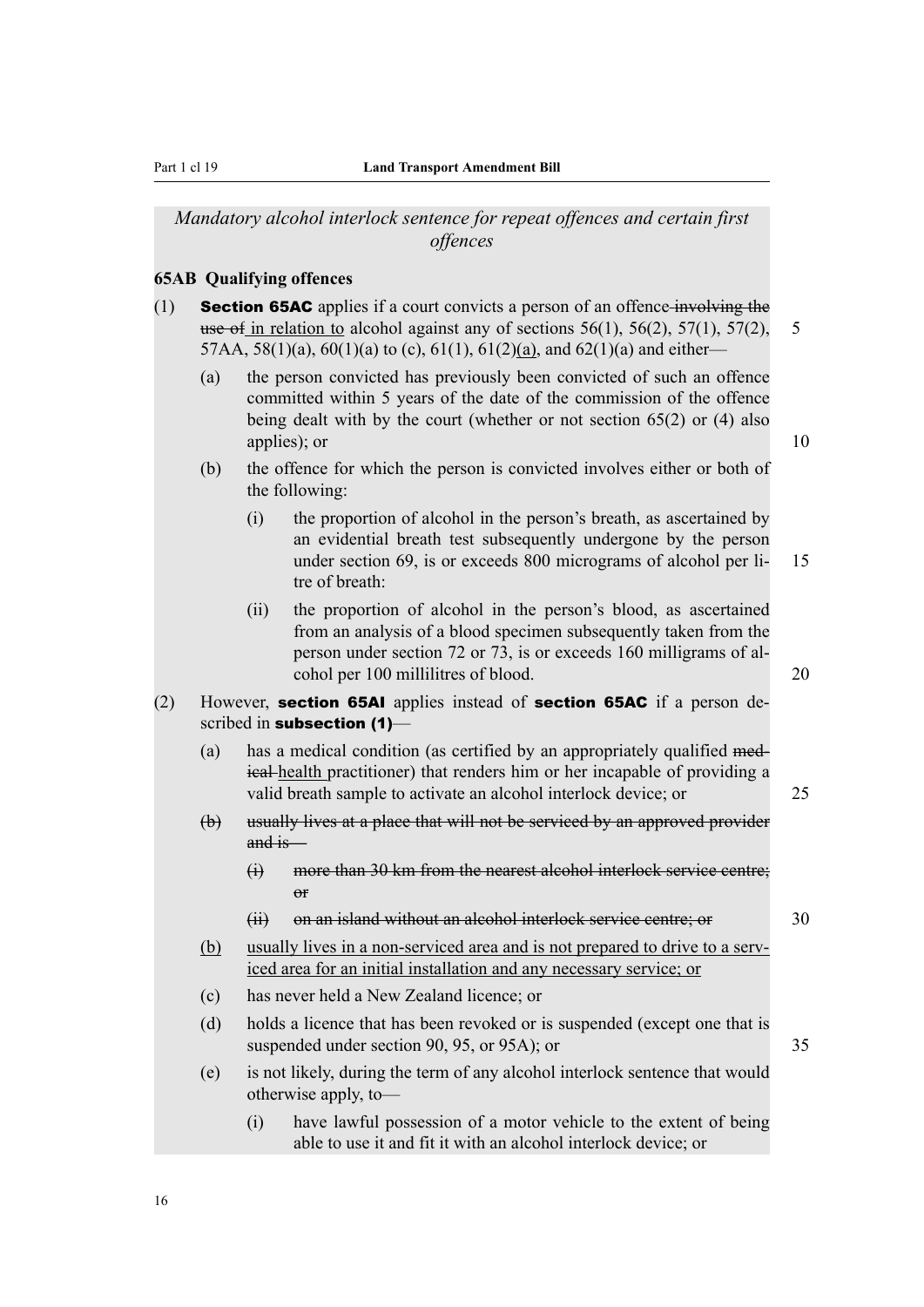*Mandatory alcohol interlock sentence for repeat offences and certain first offences*

**65AB Qualifying offences**

(1) **Section 65AC** applies if a court convicts a person of an offence ~~involving the use of~~ <u>in relation to</u> alcohol against any of sections 56(1), 56(2), 57(1), 57(2), 57AA, 58(1)(a), 60(1)(a) to (c), 61(1), 61(2)<u>(a)</u>, and 62(1)(a) and either—

(a) the person convicted has previously been convicted of such an offence committed within 5 years of the date of the commission of the offence being dealt with by the court (whether or not section 65(2) or (4) also applies); or

(b) the offence for which the person is convicted involves either or both of the following:

(i) the proportion of alcohol in the person's breath, as ascertained by an evidential breath test subsequently undergone by the person under section 69, is or exceeds 800 micrograms of alcohol per litre of breath:

(ii) the proportion of alcohol in the person's blood, as ascertained from an analysis of a blood specimen subsequently taken from the person under section 72 or 73, is or exceeds 160 milligrams of alcohol per 100 millilitres of blood.

(2) However, **section 65AI** applies instead of **section 65AC** if a person described in **subsection (1)**—

(a) has a medical condition (as certified by an appropriately qualified ~~medical~~ <u>health</u> practitioner) that renders him or her incapable of providing a valid breath sample to activate an alcohol interlock device; or

~~(b) usually lives at a place that will not be serviced by an approved provider and is—~~

~~(i) more than 30 km from the nearest alcohol interlock service centre; or~~

~~(ii) on an island without an alcohol interlock service centre; or~~

<u>(b) usually lives in a non-serviced area and is not prepared to drive to a serviced area for an initial installation and any necessary service; or</u>

(c) has never held a New Zealand licence; or

(d) holds a licence that has been revoked or is suspended (except one that is suspended under section 90, 95, or 95A); or

(e) is not likely, during the term of any alcohol interlock sentence that would otherwise apply, to—

(i) have lawful possession of a motor vehicle to the extent of being able to use it and fit it with an alcohol interlock device; or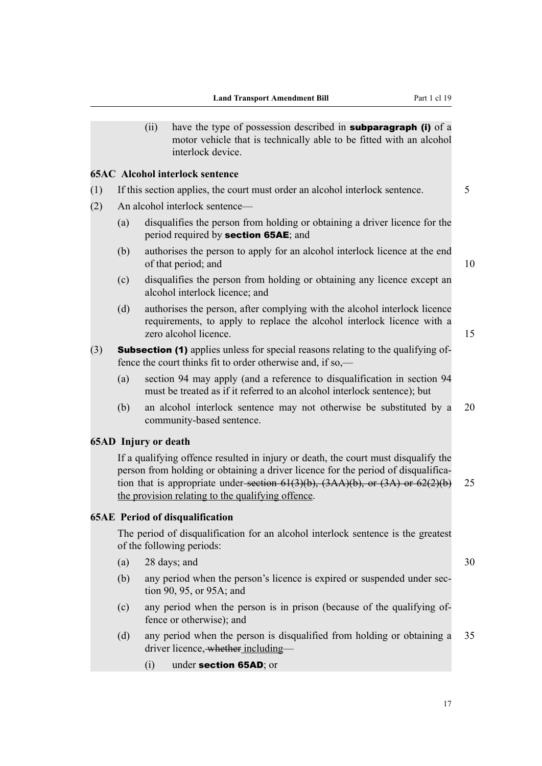(ii) have the type of possession described in **subparagraph (i)** of a motor vehicle that is technically able to be fitted with an alcohol interlock device.

### 65AC Alcohol interlock sentence

(1) If this section applies, the court must order an alcohol interlock sentence.

(2) An alcohol interlock sentence—

(a) disqualifies the person from holding or obtaining a driver licence for the period required by **section 65AE**; and

(b) authorises the person to apply for an alcohol interlock licence at the end of that period; and

(c) disqualifies the person from holding or obtaining any licence except an alcohol interlock licence; and

(d) authorises the person, after complying with the alcohol interlock licence requirements, to apply to replace the alcohol interlock licence with a zero alcohol licence.

(3) **Subsection (1)** applies unless for special reasons relating to the qualifying offence the court thinks fit to order otherwise and, if so,—

(a) section 94 may apply (and a reference to disqualification in section 94 must be treated as if it referred to an alcohol interlock sentence); but

(b) an alcohol interlock sentence may not otherwise be substituted by a community-based sentence.

### 65AD Injury or death

If a qualifying offence resulted in injury or death, the court must disqualify the person from holding or obtaining a driver licence for the period of disqualification that is appropriate under ~~section 61(3)(b), (3AA)(b), or (3A) or 62(2)(b)~~ the provision relating to the qualifying offence.

### 65AE Period of disqualification

The period of disqualification for an alcohol interlock sentence is the greatest of the following periods:

(a) 28 days; and

(b) any period when the person's licence is expired or suspended under section 90, 95, or 95A; and

(c) any period when the person is in prison (because of the qualifying offence or otherwise); and

(d) any period when the person is disqualified from holding or obtaining a driver licence~~, whether~~ including~~—~~

(i) under **section 65AD**; or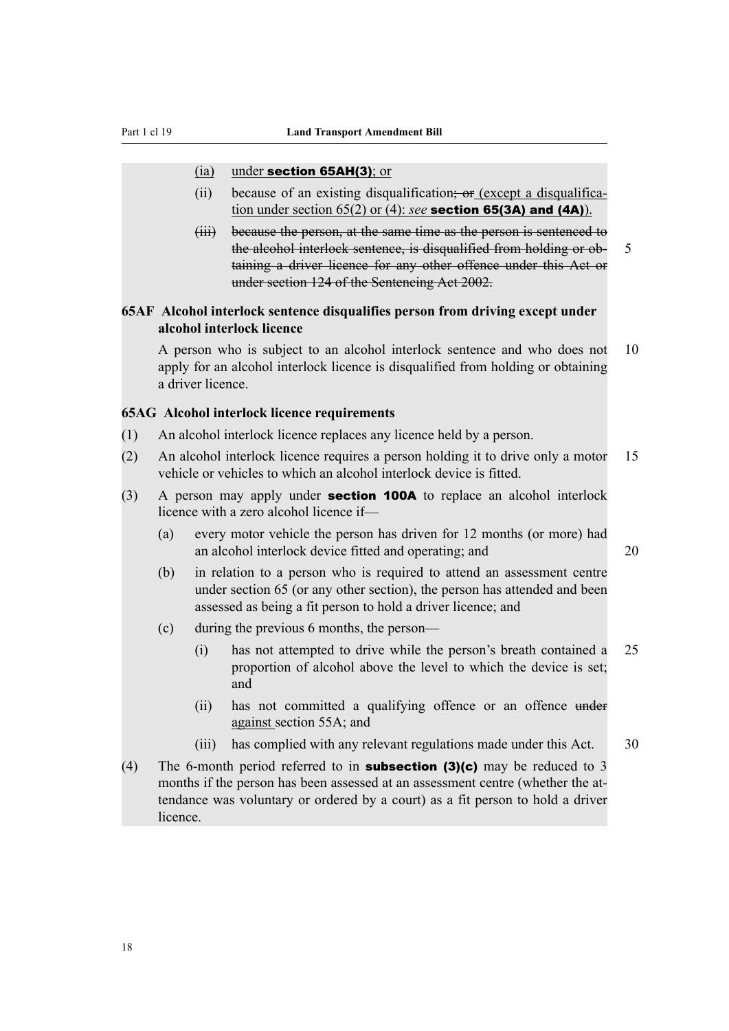(ia) under **section 65AH(3)**; or

(ii) because of an existing disqualification~~; or~~ (except a disqualification under section 65(2) or (4): *see* **section 65(3A) and (4A)**).

~~(iii) because the person, at the same time as the person is sentenced to the alcohol interlock sentence, is disqualified from holding or obtaining a driver licence for any other offence under this Act or under section 124 of the Sentencing Act 2002.~~

**65AF Alcohol interlock sentence disqualifies person from driving except under alcohol interlock licence**

A person who is subject to an alcohol interlock sentence and who does not apply for an alcohol interlock licence is disqualified from holding or obtaining a driver licence.

**65AG Alcohol interlock licence requirements**

(1) An alcohol interlock licence replaces any licence held by a person.

(2) An alcohol interlock licence requires a person holding it to drive only a motor vehicle or vehicles to which an alcohol interlock device is fitted.

(3) A person may apply under **section 100A** to replace an alcohol interlock licence with a zero alcohol licence if—

(a) every motor vehicle the person has driven for 12 months (or more) had an alcohol interlock device fitted and operating; and

(b) in relation to a person who is required to attend an assessment centre under section 65 (or any other section), the person has attended and been assessed as being a fit person to hold a driver licence; and

(c) during the previous 6 months, the person—

(i) has not attempted to drive while the person's breath contained a proportion of alcohol above the level to which the device is set; and

(ii) has not committed a qualifying offence or an offence ~~under~~ against section 55A; and

(iii) has complied with any relevant regulations made under this Act.

(4) The 6-month period referred to in **subsection (3)(c)** may be reduced to 3 months if the person has been assessed at an assessment centre (whether the attendance was voluntary or ordered by a court) as a fit person to hold a driver licence.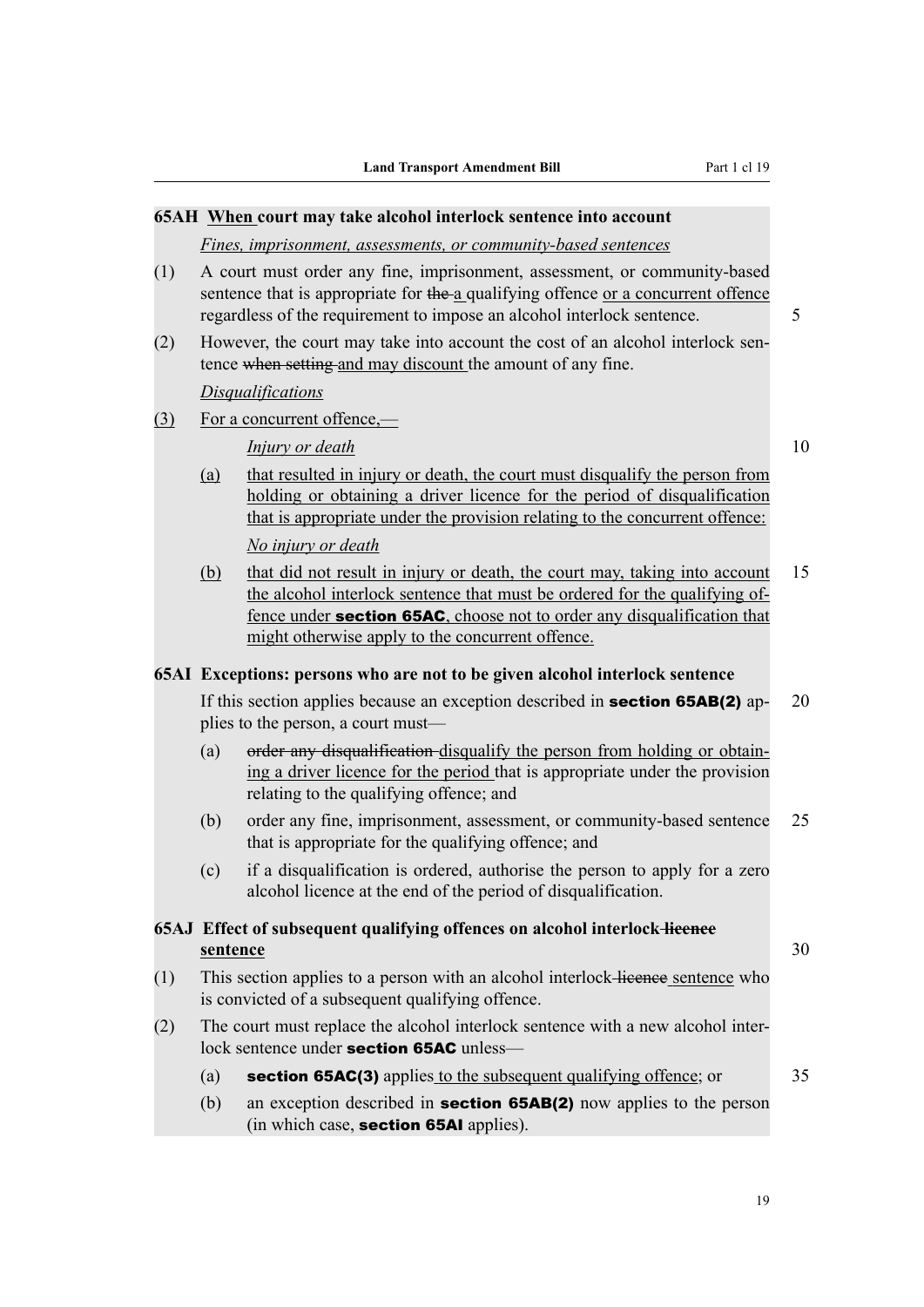**65AH When court may take alcohol interlock sentence into account**

*Fines, imprisonment, assessments, or community-based sentences*

(1) A court must order any fine, imprisonment, assessment, or community-based sentence that is appropriate for ~~the~~ a qualifying offence or a concurrent offence regardless of the requirement to impose an alcohol interlock sentence.

(2) However, the court may take into account the cost of an alcohol interlock sentence ~~when setting~~ and may discount the amount of any fine.

*Disqualifications*

(3) For a concurrent offence,—

*Injury or death*

(a) that resulted in injury or death, the court must disqualify the person from holding or obtaining a driver licence for the period of disqualification that is appropriate under the provision relating to the concurrent offence:

*No injury or death*

(b) that did not result in injury or death, the court may, taking into account the alcohol interlock sentence that must be ordered for the qualifying offence under **section 65AC**, choose not to order any disqualification that might otherwise apply to the concurrent offence.

**65AI Exceptions: persons who are not to be given alcohol interlock sentence**

If this section applies because an exception described in **section 65AB(2)** applies to the person, a court must—

(a) ~~order any disqualification~~ disqualify the person from holding or obtaining a driver licence for the period that is appropriate under the provision relating to the qualifying offence; and

(b) order any fine, imprisonment, assessment, or community-based sentence that is appropriate for the qualifying offence; and

(c) if a disqualification is ordered, authorise the person to apply for a zero alcohol licence at the end of the period of disqualification.

**65AJ Effect of subsequent qualifying offences on alcohol interlock ~~licence~~ sentence**

(1) This section applies to a person with an alcohol interlock ~~licence~~ sentence who is convicted of a subsequent qualifying offence.

(2) The court must replace the alcohol interlock sentence with a new alcohol interlock sentence under **section 65AC** unless—

(a) **section 65AC(3)** applies to the subsequent qualifying offence; or

(b) an exception described in **section 65AB(2)** now applies to the person (in which case, **section 65AI** applies).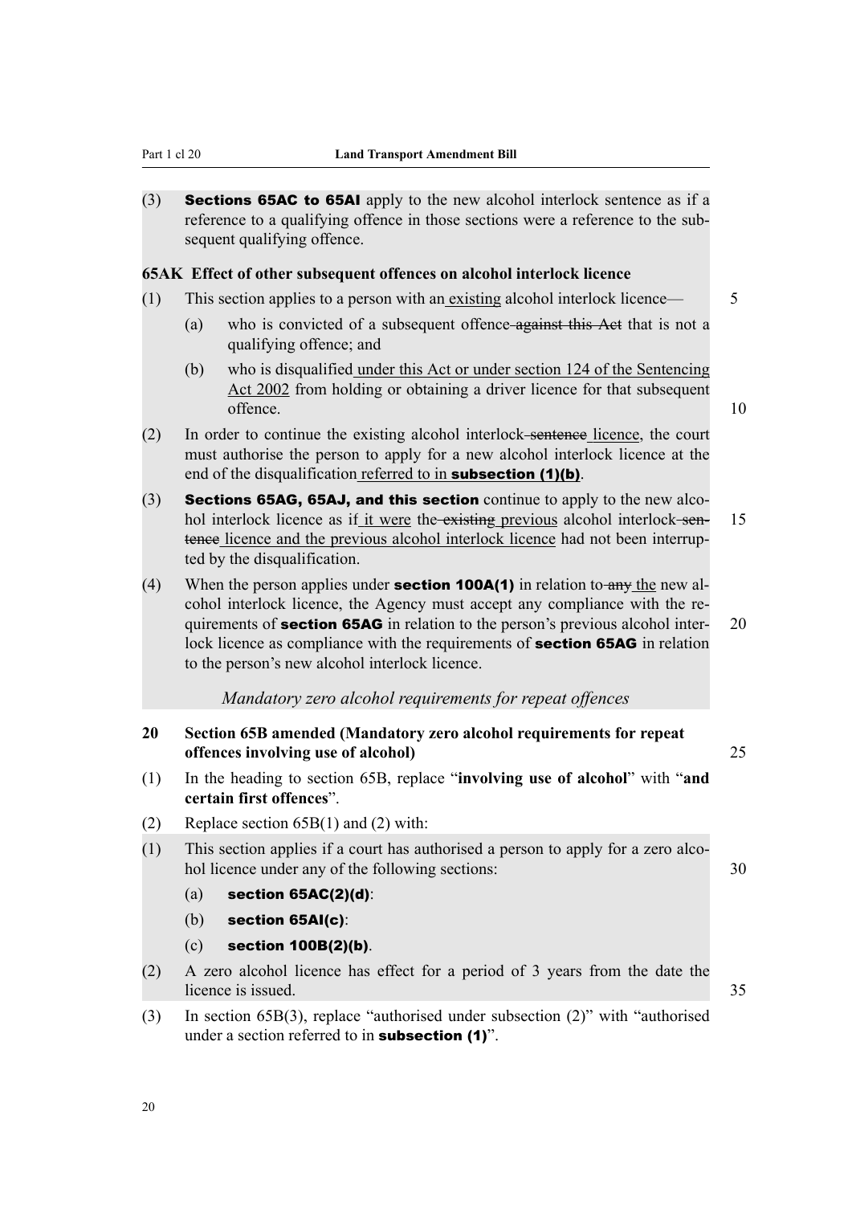(3) **Sections 65AC to 65AI** apply to the new alcohol interlock sentence as if a reference to a qualifying offence in those sections were a reference to the subsequent qualifying offence.

**65AK Effect of other subsequent offences on alcohol interlock licence**

(1) This section applies to a person with an existing alcohol interlock licence—

(a) who is convicted of a subsequent offence ~~against this Act~~ that is not a qualifying offence; and

(b) who is disqualified under this Act or under section 124 of the Sentencing Act 2002 from holding or obtaining a driver licence for that subsequent offence.

(2) In order to continue the existing alcohol interlock ~~sentence~~ licence, the court must authorise the person to apply for a new alcohol interlock licence at the end of the disqualification referred to in **subsection (1)(b)**.

(3) **Sections 65AG, 65AJ, and this section** continue to apply to the new alcohol interlock licence as if it were the ~~existing~~ previous alcohol interlock ~~sentence~~ licence and the previous alcohol interlock licence had not been interrupted by the disqualification.

(4) When the person applies under **section 100A(1)** in relation to ~~any~~ the new alcohol interlock licence, the Agency must accept any compliance with the requirements of **section 65AG** in relation to the person's previous alcohol interlock licence as compliance with the requirements of **section 65AG** in relation to the person's new alcohol interlock licence.

*Mandatory zero alcohol requirements for repeat offences*

**20 Section 65B amended (Mandatory zero alcohol requirements for repeat offences involving use of alcohol)**

(1) In the heading to section 65B, replace "**involving use of alcohol**" with "**and certain first offences**".

(2) Replace section 65B(1) and (2) with:

(1) This section applies if a court has authorised a person to apply for a zero alcohol licence under any of the following sections:

(a) **section 65AC(2)(d)**:

(b) **section 65AI(c)**:

(c) **section 100B(2)(b)**.

(2) A zero alcohol licence has effect for a period of 3 years from the date the licence is issued.

(3) In section 65B(3), replace "authorised under subsection (2)" with "authorised under a section referred to in **subsection (1)**".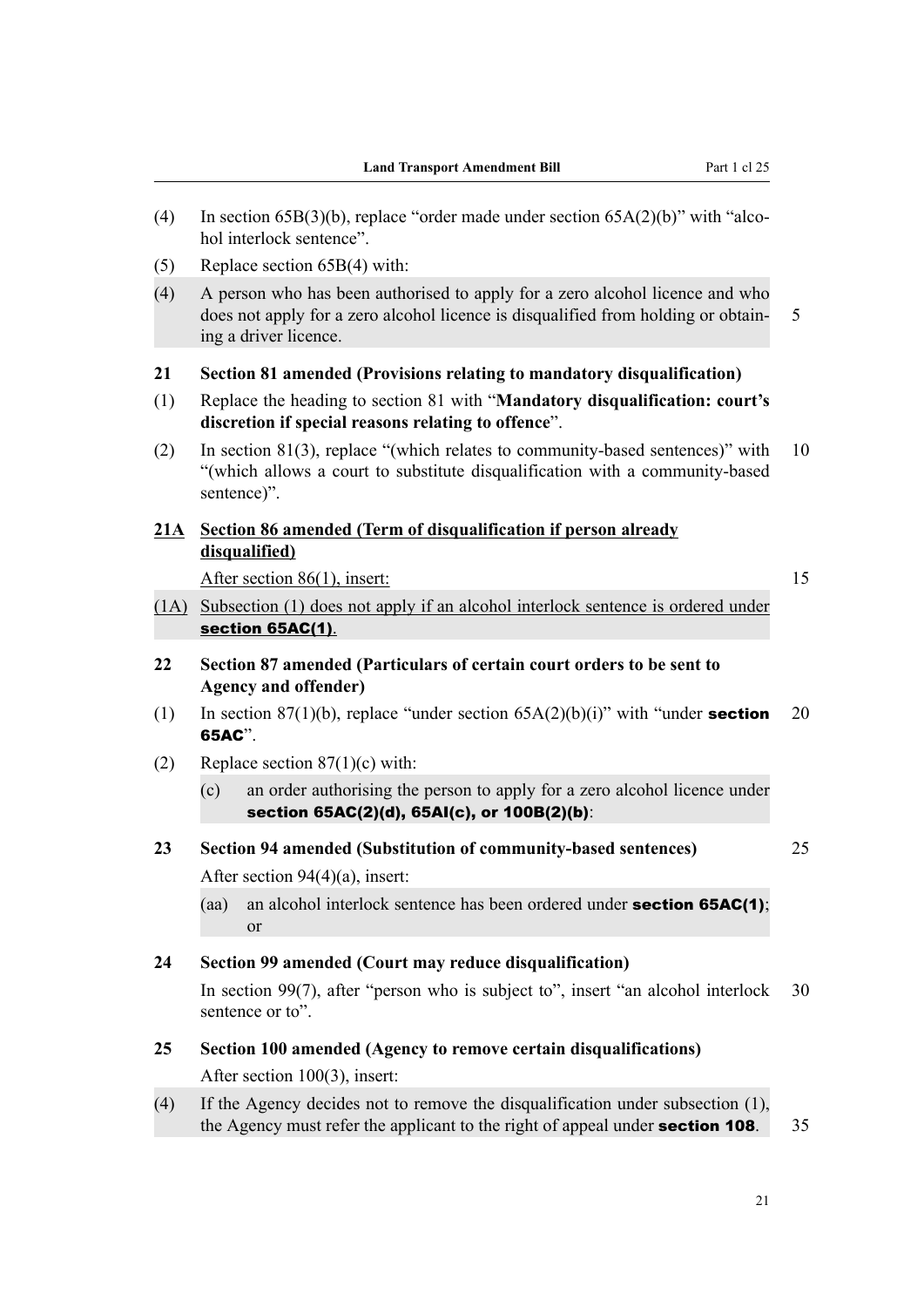(4) In section 65B(3)(b), replace "order made under section 65A(2)(b)" with "alcohol interlock sentence".

(5) Replace section 65B(4) with:

(4) A person who has been authorised to apply for a zero alcohol licence and who does not apply for a zero alcohol licence is disqualified from holding or obtaining a driver licence.

**21 Section 81 amended (Provisions relating to mandatory disqualification)**

(1) Replace the heading to section 81 with "**Mandatory disqualification: court's discretion if special reasons relating to offence**".

(2) In section 81(3), replace "(which relates to community-based sentences)" with "(which allows a court to substitute disqualification with a community-based sentence)".

**21A Section 86 amended (Term of disqualification if person already disqualified)**

After section 86(1), insert:

(1A) Subsection (1) does not apply if an alcohol interlock sentence is ordered under **section 65AC(1)**.

**22 Section 87 amended (Particulars of certain court orders to be sent to Agency and offender)**

(1) In section 87(1)(b), replace "under section 65A(2)(b)(i)" with "under **section 65AC**".

(2) Replace section 87(1)(c) with:

(c) an order authorising the person to apply for a zero alcohol licence under **section 65AC(2)(d), 65AI(c), or 100B(2)(b)**:

**23 Section 94 amended (Substitution of community-based sentences)**

After section 94(4)(a), insert:

(aa) an alcohol interlock sentence has been ordered under **section 65AC(1)**; or

**24 Section 99 amended (Court may reduce disqualification)**

In section 99(7), after "person who is subject to", insert "an alcohol interlock sentence or to".

**25 Section 100 amended (Agency to remove certain disqualifications)**

After section 100(3), insert:

(4) If the Agency decides not to remove the disqualification under subsection (1), the Agency must refer the applicant to the right of appeal under **section 108**.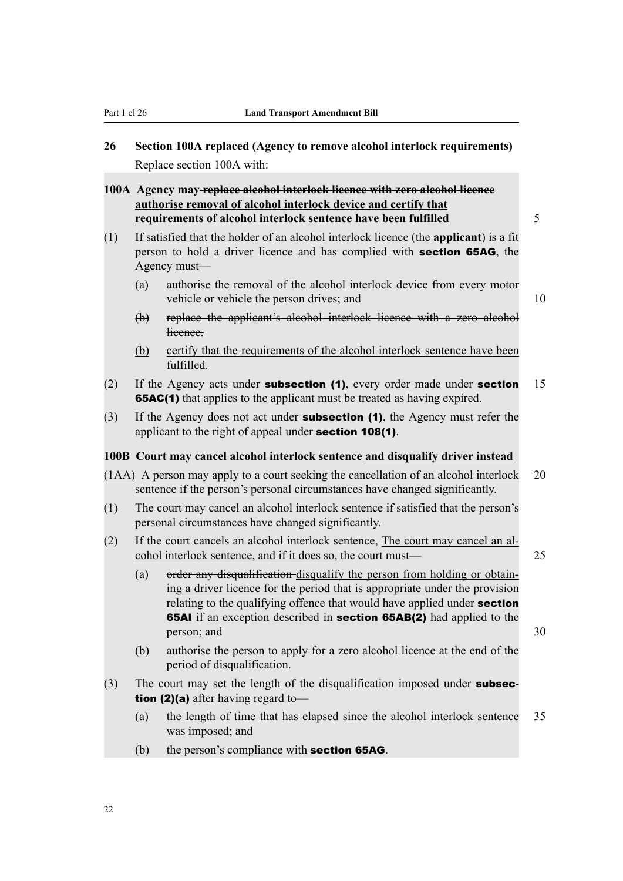## 26 Section 100A replaced (Agency to remove alcohol interlock requirements)

Replace section 100A with:

### 100A Agency may ~~replace alcohol interlock licence with zero alcohol licence~~ <u>authorise removal of alcohol interlock device and certify that requirements of alcohol interlock sentence have been fulfilled</u>

(1) If satisfied that the holder of an alcohol interlock licence (the **applicant**) is a fit person to hold a driver licence and has complied with **section 65AG**, the Agency must—

(a) authorise the removal of the <u>alcohol</u> interlock device from every motor vehicle or vehicle the person drives; and

~~(b) replace the applicant's alcohol interlock licence with a zero alcohol licence.~~

<u>(b) certify that the requirements of the alcohol interlock sentence have been fulfilled.</u>

(2) If the Agency acts under **subsection (1)**, every order made under **section 65AC(1)** that applies to the applicant must be treated as having expired.

(3) If the Agency does not act under **subsection (1)**, the Agency must refer the applicant to the right of appeal under **section 108(1)**.

### 100B Court may cancel alcohol interlock sentence <u>and disqualify driver instead</u>

<u>(1AA) A person may apply to a court seeking the cancellation of an alcohol interlock sentence if the person's personal circumstances have changed significantly.</u>

~~(1) The court may cancel an alcohol interlock sentence if satisfied that the person's personal circumstances have changed significantly.~~

(2) ~~If the court cancels an alcohol interlock sentence,~~ <u>The court may cancel an alcohol interlock sentence, and if it does so,</u> the court must—

(a) ~~order any disqualification~~ <u>disqualify the person from holding or obtaining a driver licence for the period that is appropriate</u> under the provision relating to the qualifying offence that would have applied under **section 65AI** if an exception described in **section 65AB(2)** had applied to the person; and

(b) authorise the person to apply for a zero alcohol licence at the end of the period of disqualification.

(3) The court may set the length of the disqualification imposed under **subsection (2)(a)** after having regard to—

(a) the length of time that has elapsed since the alcohol interlock sentence was imposed; and

(b) the person's compliance with **section 65AG**.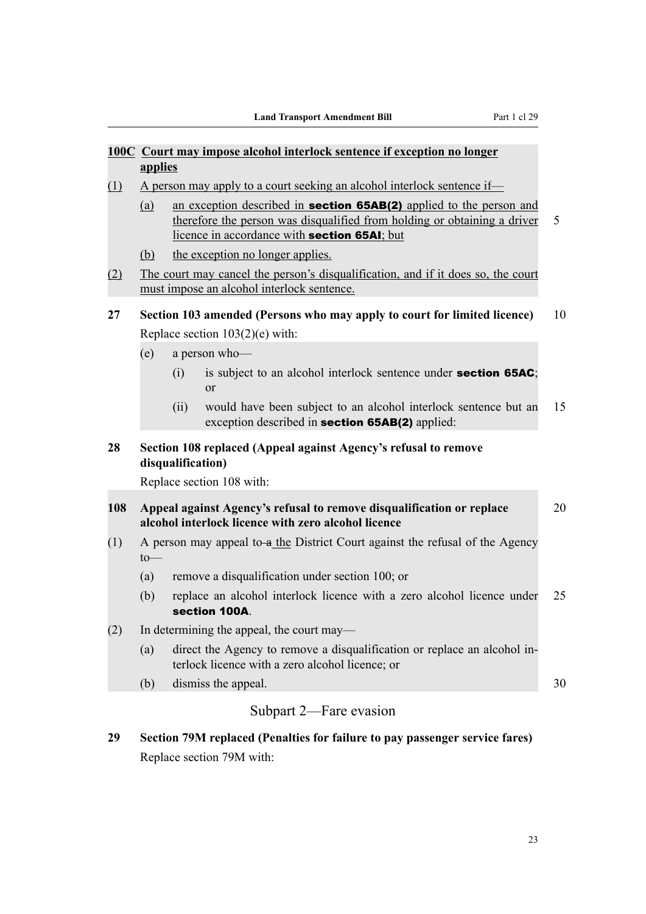**100C Court may impose alcohol interlock sentence if exception no longer applies**

(1) A person may apply to a court seeking an alcohol interlock sentence if—

(a) an exception described in **section 65AB(2)** applied to the person and therefore the person was disqualified from holding or obtaining a driver licence in accordance with **section 65AI**; but

(b) the exception no longer applies.

(2) The court may cancel the person's disqualification, and if it does so, the court must impose an alcohol interlock sentence.

**27 Section 103 amended (Persons who may apply to court for limited licence)**

Replace section 103(2)(e) with:

(e) a person who—

(i) is subject to an alcohol interlock sentence under **section 65AC**; or

(ii) would have been subject to an alcohol interlock sentence but an exception described in **section 65AB(2)** applied:

**28 Section 108 replaced (Appeal against Agency's refusal to remove disqualification)**

Replace section 108 with:

**108 Appeal against Agency's refusal to remove disqualification or replace alcohol interlock licence with zero alcohol licence**

(1) A person may appeal to ~~a~~ the District Court against the refusal of the Agency to—

(a) remove a disqualification under section 100; or

(b) replace an alcohol interlock licence with a zero alcohol licence under **section 100A**.

(2) In determining the appeal, the court may—

(a) direct the Agency to remove a disqualification or replace an alcohol interlock licence with a zero alcohol licence; or

(b) dismiss the appeal.

## Subpart 2—Fare evasion

**29 Section 79M replaced (Penalties for failure to pay passenger service fares)**

Replace section 79M with: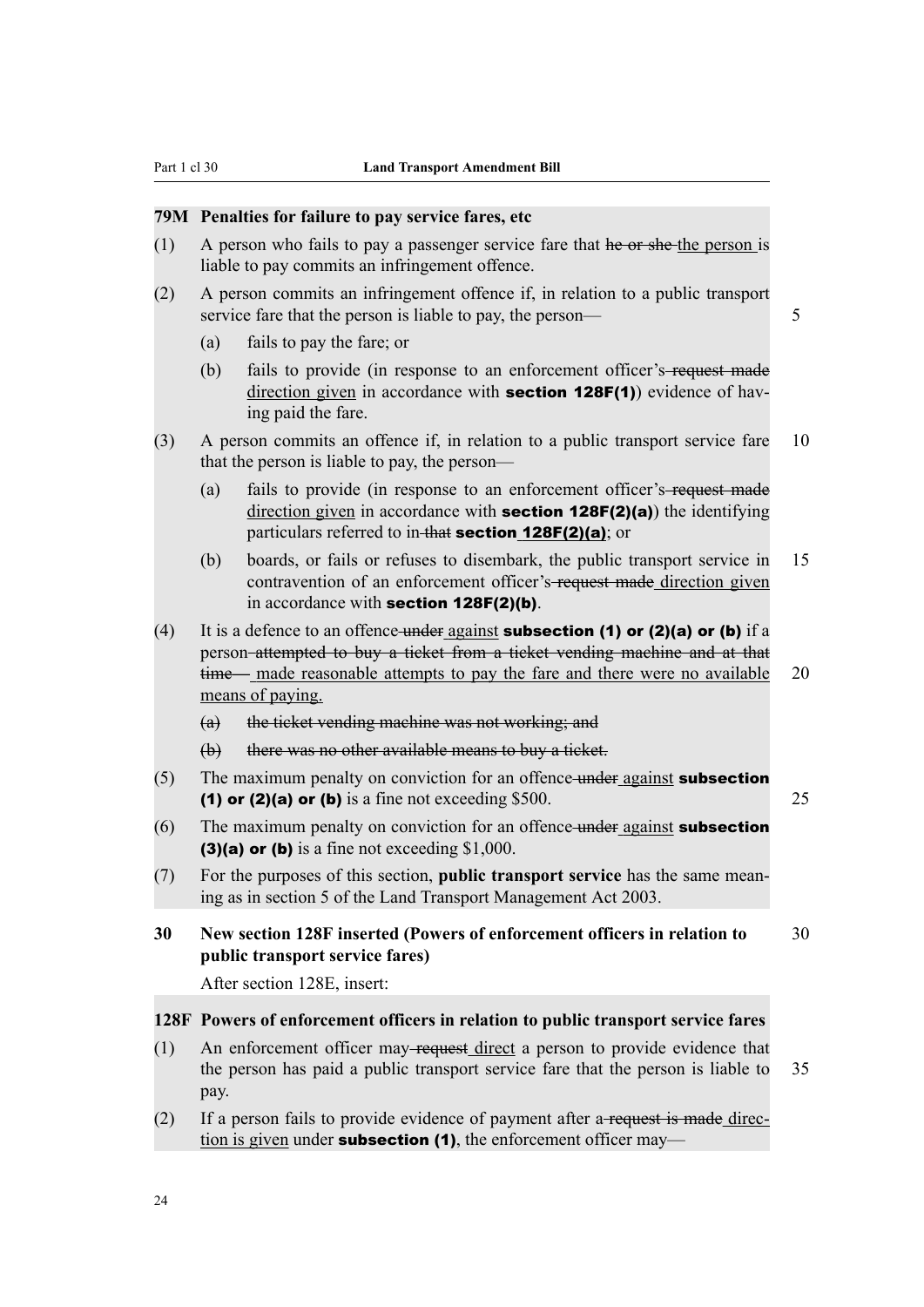**79M Penalties for failure to pay service fares, etc**

(1) A person who fails to pay a passenger service fare that ~~he or she~~ the person is liable to pay commits an infringement offence.

(2) A person commits an infringement offence if, in relation to a public transport service fare that the person is liable to pay, the person—

(a) fails to pay the fare; or

(b) fails to provide (in response to an enforcement officer's ~~request made~~ direction given in accordance with **section 128F(1)**) evidence of having paid the fare.

(3) A person commits an offence if, in relation to a public transport service fare that the person is liable to pay, the person—

(a) fails to provide (in response to an enforcement officer's ~~request made~~ direction given in accordance with **section 128F(2)(a)**) the identifying particulars referred to in ~~that~~ **section 128F(2)(a)**; or

(b) boards, or fails or refuses to disembark, the public transport service in contravention of an enforcement officer's ~~request made~~ direction given in accordance with **section 128F(2)(b)**.

(4) It is a defence to an offence ~~under~~ against **subsection (1) or (2)(a) or (b)** if a person ~~attempted to buy a ticket from a ticket vending machine and at that time—~~ made reasonable attempts to pay the fare and there were no available means of paying.

~~(a) the ticket vending machine was not working; and~~

~~(b) there was no other available means to buy a ticket.~~

(5) The maximum penalty on conviction for an offence ~~under~~ against **subsection (1) or (2)(a) or (b)** is a fine not exceeding $500.

(6) The maximum penalty on conviction for an offence ~~under~~ against **subsection (3)(a) or (b)** is a fine not exceeding $1,000.

(7) For the purposes of this section, **public transport service** has the same meaning as in section 5 of the Land Transport Management Act 2003.

**30 New section 128F inserted (Powers of enforcement officers in relation to public transport service fares)**

After section 128E, insert:

**128F Powers of enforcement officers in relation to public transport service fares**

(1) An enforcement officer may ~~request~~ direct a person to provide evidence that the person has paid a public transport service fare that the person is liable to pay.

(2) If a person fails to provide evidence of payment after a ~~request is made~~ direction is given under **subsection (1)**, the enforcement officer may—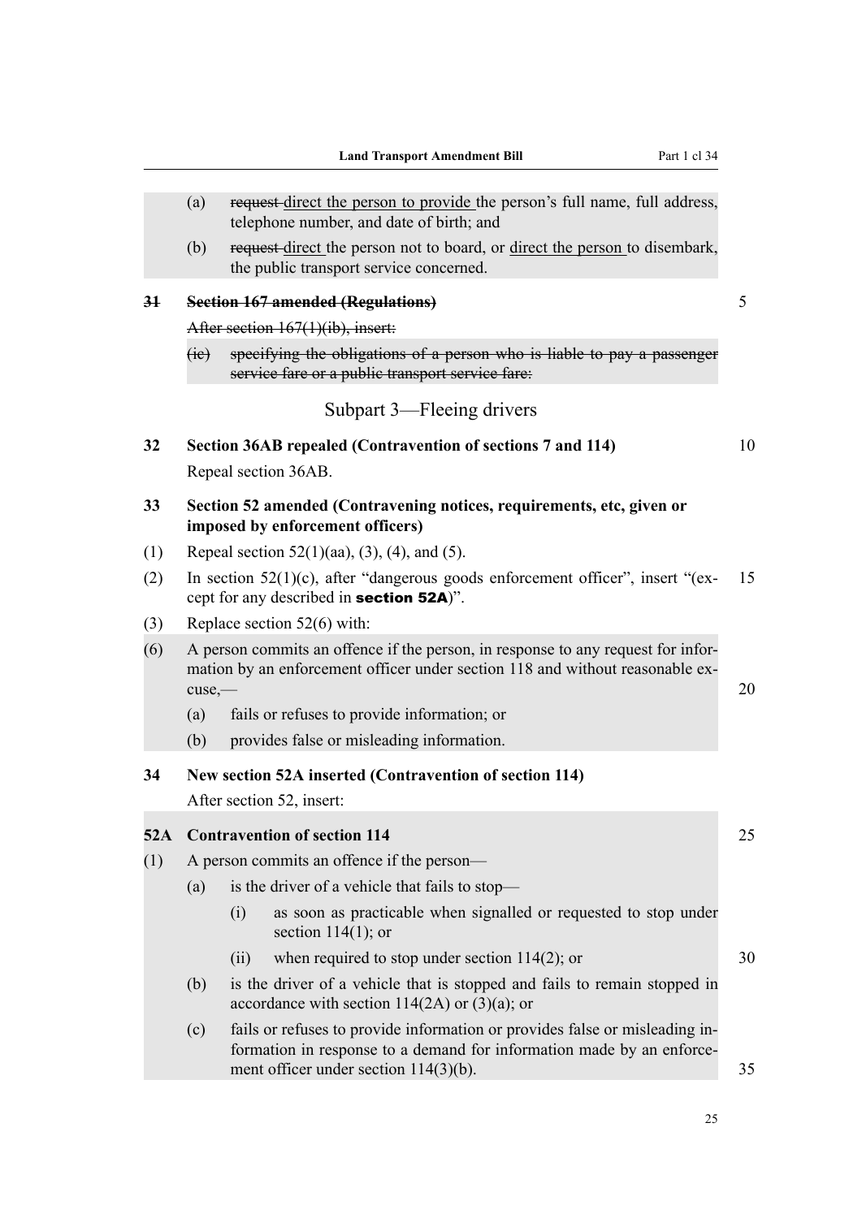(a) ~~request~~ direct the person to provide the person's full name, full address, telephone number, and date of birth; and

(b) ~~request~~ direct the person not to board, or direct the person to disembark, the public transport service concerned.

**~~31 Section 167 amended (Regulations)~~**

~~After section 167(1)(ib), insert:~~

~~(ic) specifying the obligations of a person who is liable to pay a passenger service fare or a public transport service fare:~~

## Subpart 3—Fleeing drivers

**32 Section 36AB repealed (Contravention of sections 7 and 114)**

Repeal section 36AB.

**33 Section 52 amended (Contravening notices, requirements, etc, given or imposed by enforcement officers)**

(1) Repeal section 52(1)(aa), (3), (4), and (5).

(2) In section 52(1)(c), after "dangerous goods enforcement officer", insert "(except for any described in **section 52A**)".

(3) Replace section 52(6) with:

(6) A person commits an offence if the person, in response to any request for information by an enforcement officer under section 118 and without reasonable excuse,—

(a) fails or refuses to provide information; or

(b) provides false or misleading information.

**34 New section 52A inserted (Contravention of section 114)**

After section 52, insert:

**52A Contravention of section 114**

(1) A person commits an offence if the person—

(a) is the driver of a vehicle that fails to stop—

(i) as soon as practicable when signalled or requested to stop under section 114(1); or

(ii) when required to stop under section 114(2); or

(b) is the driver of a vehicle that is stopped and fails to remain stopped in accordance with section 114(2A) or (3)(a); or

(c) fails or refuses to provide information or provides false or misleading information in response to a demand for information made by an enforcement officer under section 114(3)(b).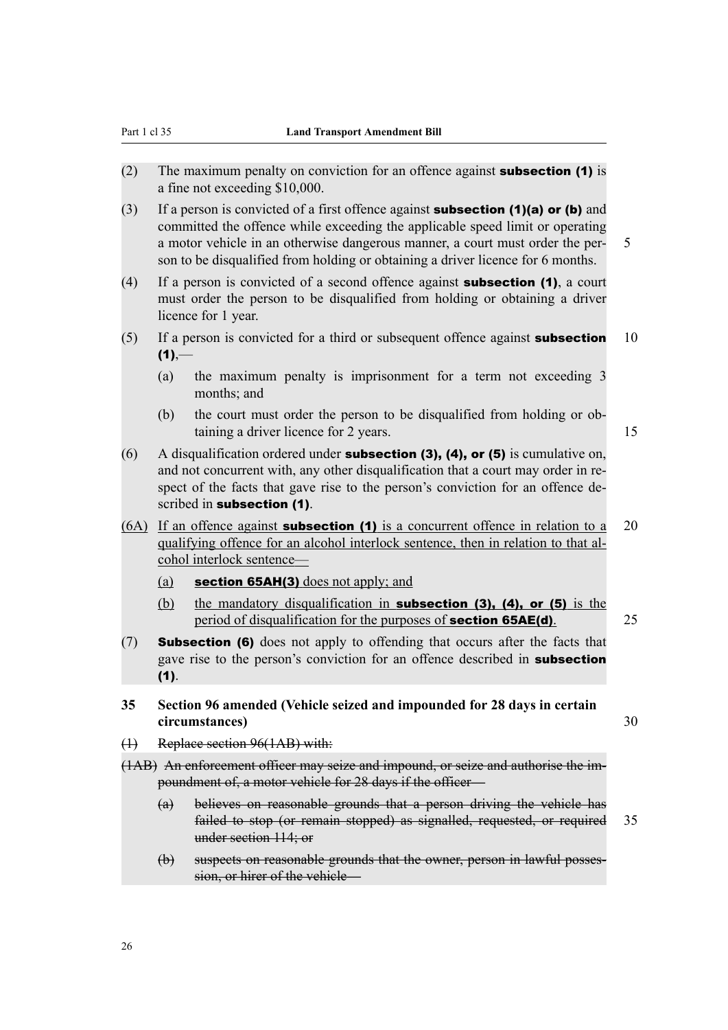(2) The maximum penalty on conviction for an offence against **subsection (1)** is a fine not exceeding $10,000.

(3) If a person is convicted of a first offence against **subsection (1)(a) or (b)** and committed the offence while exceeding the applicable speed limit or operating a motor vehicle in an otherwise dangerous manner, a court must order the person to be disqualified from holding or obtaining a driver licence for 6 months.

(4) If a person is convicted of a second offence against **subsection (1)**, a court must order the person to be disqualified from holding or obtaining a driver licence for 1 year.

(5) If a person is convicted for a third or subsequent offence against **subsection (1)**,—

(a) the maximum penalty is imprisonment for a term not exceeding 3 months; and

(b) the court must order the person to be disqualified from holding or obtaining a driver licence for 2 years.

(6) A disqualification ordered under **subsection (3), (4), or (5)** is cumulative on, and not concurrent with, any other disqualification that a court may order in respect of the facts that gave rise to the person's conviction for an offence described in **subsection (1)**.

<u>(6A) If an offence against **subsection (1)** is a concurrent offence in relation to a qualifying offence for an alcohol interlock sentence, then in relation to that alcohol interlock sentence—</u>

<u>(a) **section 65AH(3)** does not apply; and</u>

<u>(b) the mandatory disqualification in **subsection (3), (4), or (5)** is the period of disqualification for the purposes of **section 65AE(d)**.</u>

(7) **Subsection (6)** does not apply to offending that occurs after the facts that gave rise to the person's conviction for an offence described in **subsection (1)**.

**35 Section 96 amended (Vehicle seized and impounded for 28 days in certain circumstances)**

~~(1) Replace section 96(1AB) with:~~

~~(1AB) An enforcement officer may seize and impound, or seize and authorise the impoundment of, a motor vehicle for 28 days if the officer—~~

~~(a) believes on reasonable grounds that a person driving the vehicle has failed to stop (or remain stopped) as signalled, requested, or required under section 114; or~~

~~(b) suspects on reasonable grounds that the owner, person in lawful possession, or hirer of the vehicle—~~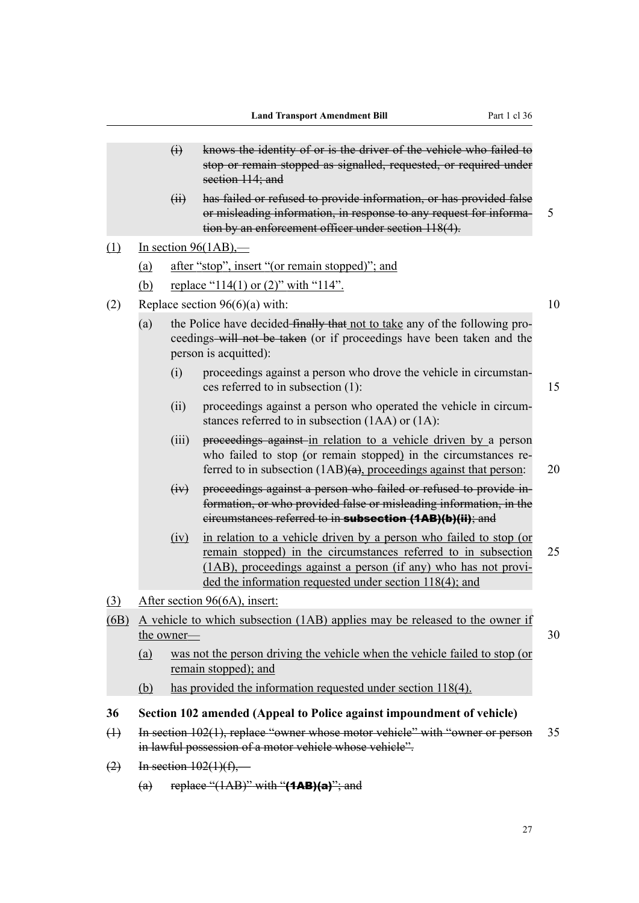(i) ~~knows the identity of or is the driver of the vehicle who failed to stop or remain stopped as signalled, requested, or required under section 114; and~~

(ii) ~~has failed or refused to provide information, or has provided false or misleading information, in response to any request for information by an enforcement officer under section 118(4).~~

(1) In section 96(1AB),—

(a) after “stop”, insert “(or remain stopped)”; and

(b) replace “114(1) or (2)” with “114”.

(2) Replace section 96(6)(a) with:

(a) the Police have decided ~~finally that~~ not to take any of the following proceedings ~~will not be taken~~ (or if proceedings have been taken and the person is acquitted):

(i) proceedings against a person who drove the vehicle in circumstances referred to in subsection (1):

(ii) proceedings against a person who operated the vehicle in circumstances referred to in subsection (1AA) or (1A):

(iii) ~~proceedings against~~ in relation to a vehicle driven by a person who failed to stop (or remain stopped) in the circumstances referred to in subsection (1AB)~~(a)~~, proceedings against that person:

(iv) ~~proceedings against a person who failed or refused to provide information, or who provided false or misleading information, in the circumstances referred to in **subsection (1AB)(b)(ii)**; and~~

(iv) in relation to a vehicle driven by a person who failed to stop (or remain stopped) in the circumstances referred to in subsection (1AB), proceedings against a person (if any) who has not provided the information requested under section 118(4); and

(3) After section 96(6A), insert:

(6B) A vehicle to which subsection (1AB) applies may be released to the owner if the owner—

(a) was not the person driving the vehicle when the vehicle failed to stop (or remain stopped); and

(b) has provided the information requested under section 118(4).

**36 Section 102 amended (Appeal to Police against impoundment of vehicle)**

~~(1) In section 102(1), replace “owner whose motor vehicle” with “owner or person in lawful possession of a motor vehicle whose vehicle”.~~

~~(2) In section 102(1)(f),—~~

~~(a) replace “(1AB)” with “**(1AB)(a)**”; and~~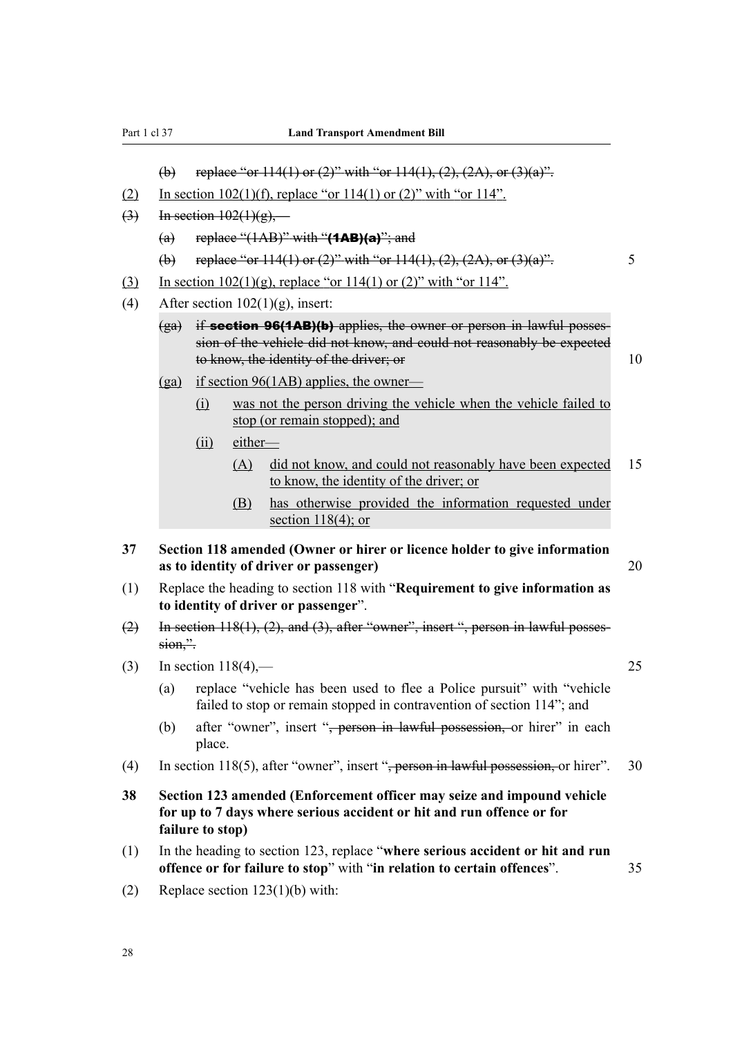(b) ~~replace "or 114(1) or (2)" with "or 114(1), (2), (2A), or (3)(a)".~~

(2) In section 102(1)(f), replace "or 114(1) or (2)" with "or 114".

(3) ~~In section 102(1)(g),—~~

(a) ~~replace "(1AB)" with "**(1AB)(a)**"; and~~

(b) ~~replace "or 114(1) or (2)" with "or 114(1), (2), (2A), or (3)(a)".~~

(3) In section 102(1)(g), replace "or 114(1) or (2)" with "or 114".

(4) After section 102(1)(g), insert:

> (ga) ~~if **section 96(1AB)(b)** applies, the owner or person in lawful possession of the vehicle did not know, and could not reasonably be expected to know, the identity of the driver; or~~
>
> (ga) if section 96(1AB) applies, the owner—
>
> (i) was not the person driving the vehicle when the vehicle failed to stop (or remain stopped); and
>
> (ii) either—
>
> (A) did not know, and could not reasonably have been expected to know, the identity of the driver; or
>
> (B) has otherwise provided the information requested under section 118(4); or

**37 Section 118 amended (Owner or hirer or licence holder to give information as to identity of driver or passenger)**

(1) Replace the heading to section 118 with "**Requirement to give information as to identity of driver or passenger**".

(2) ~~In section 118(1), (2), and (3), after "owner", insert ", person in lawful possession,".~~

(3) In section 118(4),—

(a) replace "vehicle has been used to flee a Police pursuit" with "vehicle failed to stop or remain stopped in contravention of section 114"; and

(b) after "owner", insert "~~, person in lawful possession,~~ or hirer" in each place.

(4) In section 118(5), after "owner", insert "~~, person in lawful possession,~~ or hirer".

**38 Section 123 amended (Enforcement officer may seize and impound vehicle for up to 7 days where serious accident or hit and run offence or for failure to stop)**

(1) In the heading to section 123, replace "**where serious accident or hit and run offence or for failure to stop**" with "**in relation to certain offences**".

(2) Replace section 123(1)(b) with: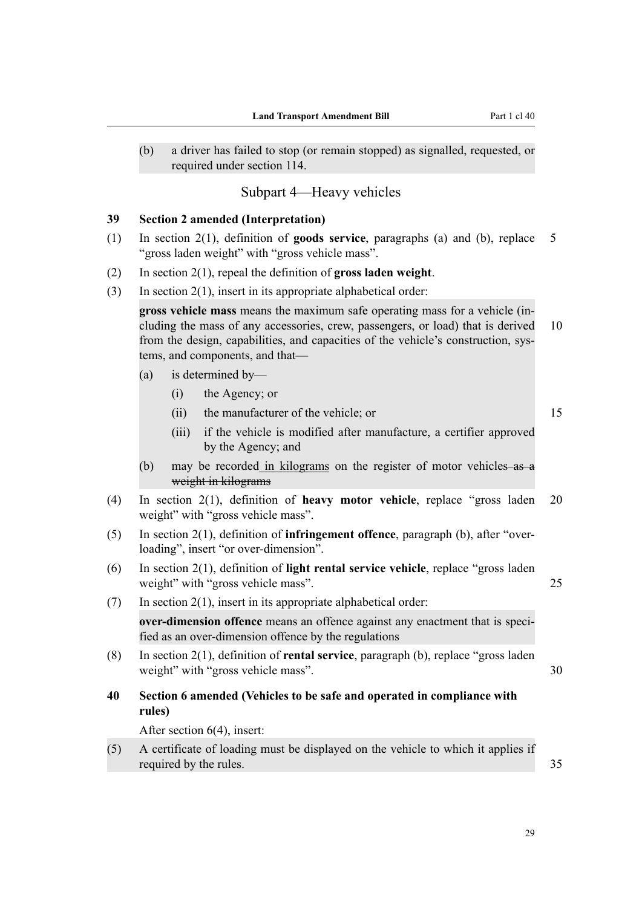(b) a driver has failed to stop (or remain stopped) as signalled, requested, or required under section 114.

## Subpart 4—Heavy vehicles

### 39 Section 2 amended (Interpretation)

(1) In section 2(1), definition of **goods service**, paragraphs (a) and (b), replace "gross laden weight" with "gross vehicle mass".

(2) In section 2(1), repeal the definition of **gross laden weight**.

(3) In section 2(1), insert in its appropriate alphabetical order:

**gross vehicle mass** means the maximum safe operating mass for a vehicle (including the mass of any accessories, crew, passengers, or load) that is derived from the design, capabilities, and capacities of the vehicle's construction, systems, and components, and that—

(a) is determined by—

(i) the Agency; or

(ii) the manufacturer of the vehicle; or

(iii) if the vehicle is modified after manufacture, a certifier approved by the Agency; and

(b) may be recorded <u>in kilograms</u> on the register of motor vehicles ~~as a weight in kilograms~~

(4) In section 2(1), definition of **heavy motor vehicle**, replace "gross laden weight" with "gross vehicle mass".

(5) In section 2(1), definition of **infringement offence**, paragraph (b), after "overloading", insert "or over-dimension".

(6) In section 2(1), definition of **light rental service vehicle**, replace "gross laden weight" with "gross vehicle mass".

(7) In section 2(1), insert in its appropriate alphabetical order:

**over-dimension offence** means an offence against any enactment that is specified as an over-dimension offence by the regulations

(8) In section 2(1), definition of **rental service**, paragraph (b), replace "gross laden weight" with "gross vehicle mass".

### 40 Section 6 amended (Vehicles to be safe and operated in compliance with rules)

After section 6(4), insert:

(5) A certificate of loading must be displayed on the vehicle to which it applies if required by the rules.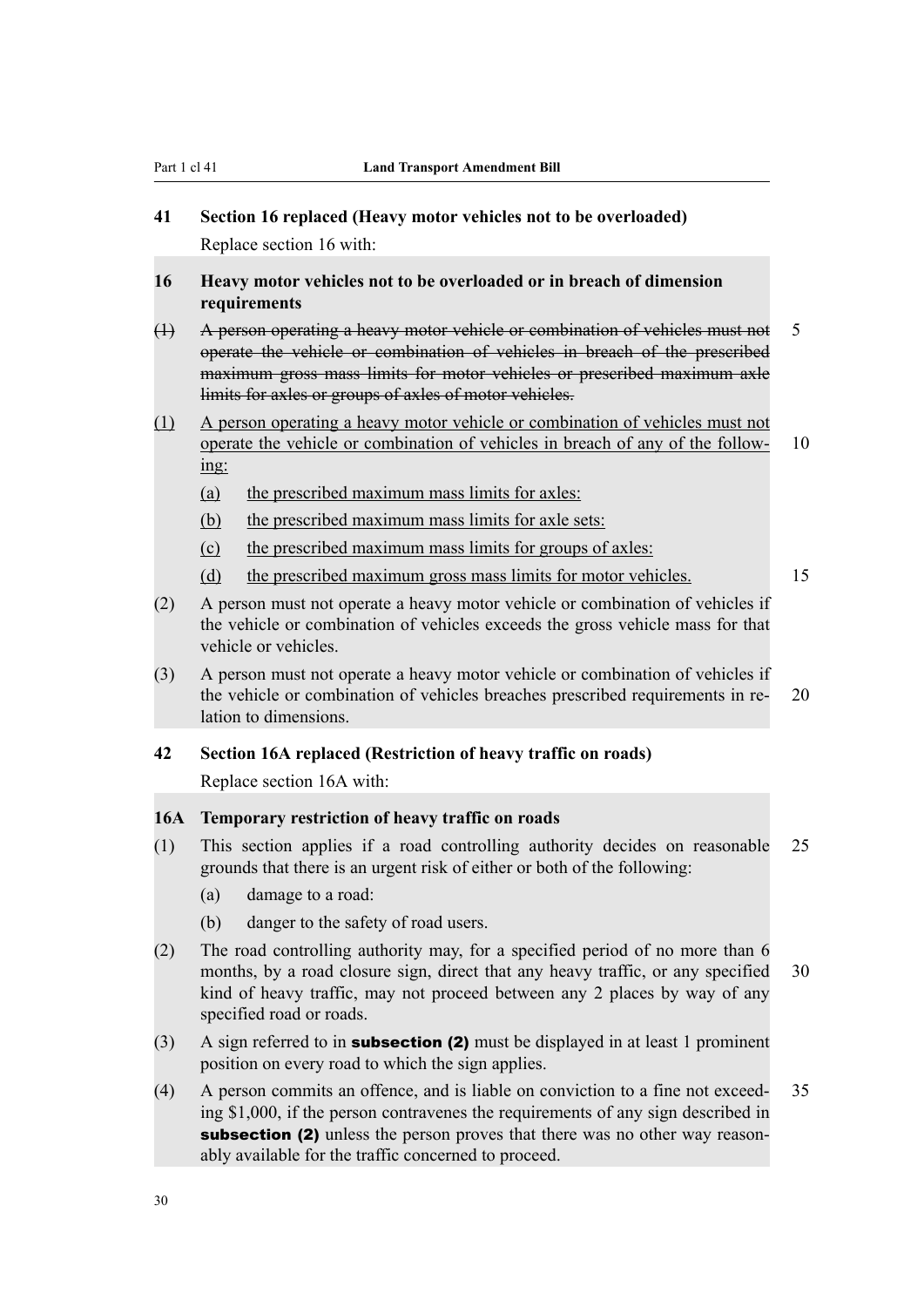## 41 Section 16 replaced (Heavy motor vehicles not to be overloaded)

Replace section 16 with:

### 16 Heavy motor vehicles not to be overloaded or in breach of dimension requirements

~~(1) A person operating a heavy motor vehicle or combination of vehicles must not operate the vehicle or combination of vehicles in breach of the prescribed maximum gross mass limits for motor vehicles or prescribed maximum axle limits for axles or groups of axles of motor vehicles.~~

<u>(1) A person operating a heavy motor vehicle or combination of vehicles must not operate the vehicle or combination of vehicles in breach of any of the following:</u>

- <u>(a) the prescribed maximum mass limits for axles:</u>
- <u>(b) the prescribed maximum mass limits for axle sets:</u>
- <u>(c) the prescribed maximum mass limits for groups of axles:</u>
- <u>(d) the prescribed maximum gross mass limits for motor vehicles.</u>

(2) A person must not operate a heavy motor vehicle or combination of vehicles if the vehicle or combination of vehicles exceeds the gross vehicle mass for that vehicle or vehicles.

(3) A person must not operate a heavy motor vehicle or combination of vehicles if the vehicle or combination of vehicles breaches prescribed requirements in relation to dimensions.

## 42 Section 16A replaced (Restriction of heavy traffic on roads)

Replace section 16A with:

### 16A Temporary restriction of heavy traffic on roads

(1) This section applies if a road controlling authority decides on reasonable grounds that there is an urgent risk of either or both of the following:

- (a) damage to a road:
- (b) danger to the safety of road users.

(2) The road controlling authority may, for a specified period of no more than 6 months, by a road closure sign, direct that any heavy traffic, or any specified kind of heavy traffic, may not proceed between any 2 places by way of any specified road or roads.

(3) A sign referred to in **subsection (2)** must be displayed in at least 1 prominent position on every road to which the sign applies.

(4) A person commits an offence, and is liable on conviction to a fine not exceeding $1,000, if the person contravenes the requirements of any sign described in **subsection (2)** unless the person proves that there was no other way reasonably available for the traffic concerned to proceed.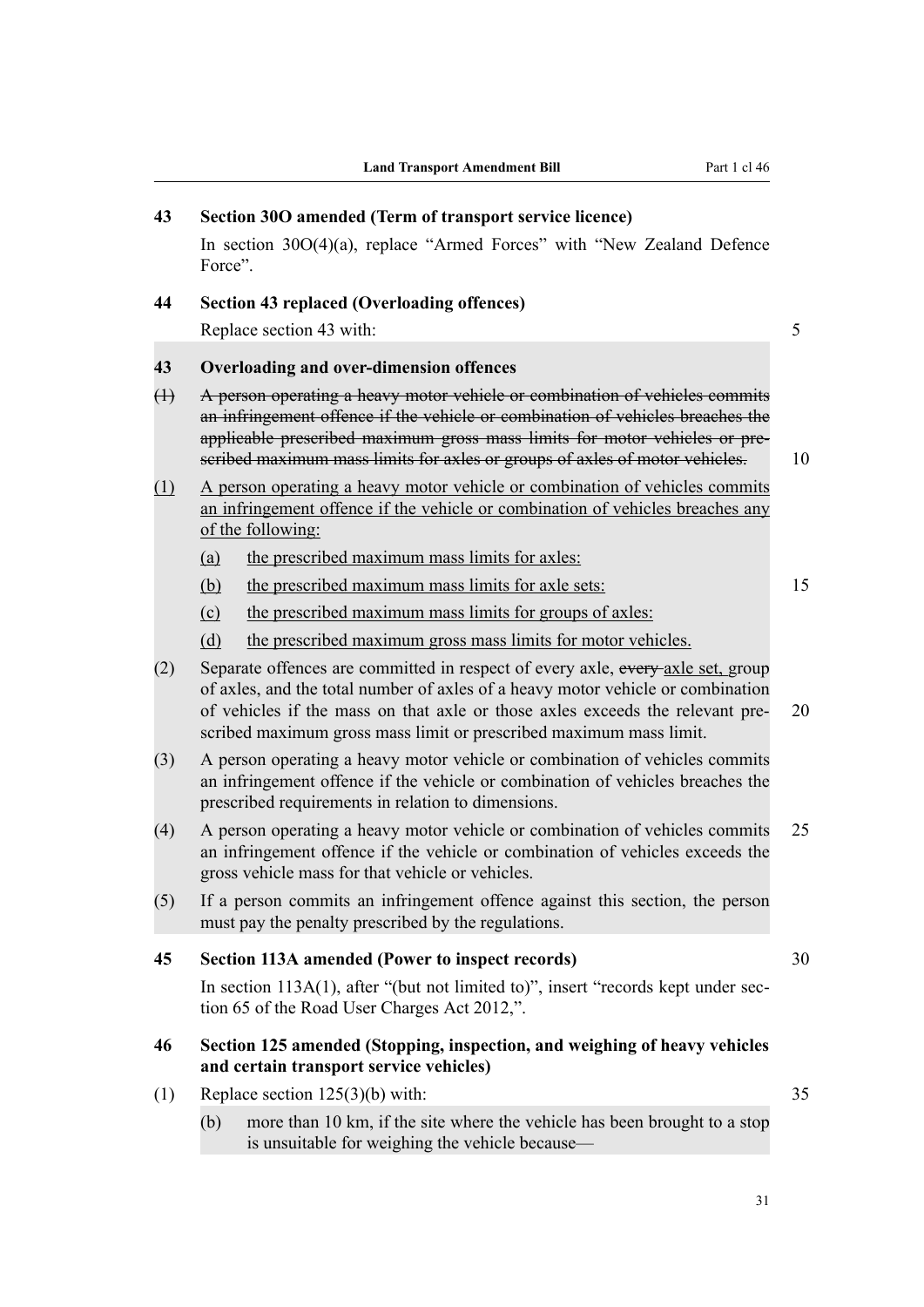**43 Section 30O amended (Term of transport service licence)**

In section 30O(4)(a), replace "Armed Forces" with "New Zealand Defence Force".

**44 Section 43 replaced (Overloading offences)**

Replace section 43 with:

**43 Overloading and over-dimension offences**

~~(1) A person operating a heavy motor vehicle or combination of vehicles commits an infringement offence if the vehicle or combination of vehicles breaches the applicable prescribed maximum gross mass limits for motor vehicles or prescribed maximum mass limits for axles or groups of axles of motor vehicles.~~

(1) A person operating a heavy motor vehicle or combination of vehicles commits an infringement offence if the vehicle or combination of vehicles breaches any of the following:

(a) the prescribed maximum mass limits for axles:

(b) the prescribed maximum mass limits for axle sets:

(c) the prescribed maximum mass limits for groups of axles:

(d) the prescribed maximum gross mass limits for motor vehicles.

(2) Separate offences are committed in respect of every axle, ~~every~~ axle set, group of axles, and the total number of axles of a heavy motor vehicle or combination of vehicles if the mass on that axle or those axles exceeds the relevant prescribed maximum gross mass limit or prescribed maximum mass limit.

(3) A person operating a heavy motor vehicle or combination of vehicles commits an infringement offence if the vehicle or combination of vehicles breaches the prescribed requirements in relation to dimensions.

(4) A person operating a heavy motor vehicle or combination of vehicles commits an infringement offence if the vehicle or combination of vehicles exceeds the gross vehicle mass for that vehicle or vehicles.

(5) If a person commits an infringement offence against this section, the person must pay the penalty prescribed by the regulations.

**45 Section 113A amended (Power to inspect records)**

In section 113A(1), after "(but not limited to)", insert "records kept under section 65 of the Road User Charges Act 2012,".

**46 Section 125 amended (Stopping, inspection, and weighing of heavy vehicles and certain transport service vehicles)**

(1) Replace section 125(3)(b) with:

(b) more than 10 km, if the site where the vehicle has been brought to a stop is unsuitable for weighing the vehicle because—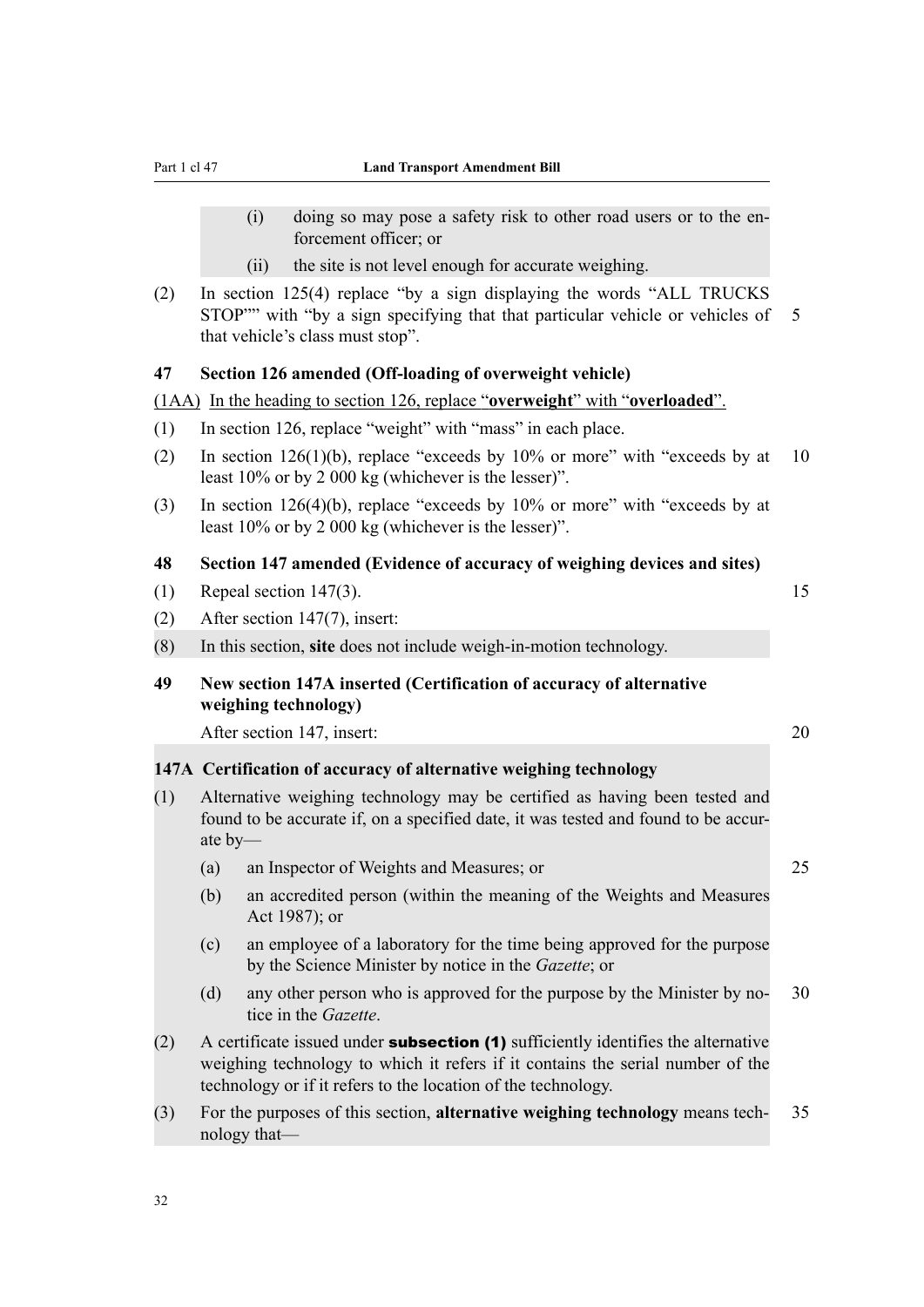(i) doing so may pose a safety risk to other road users or to the enforcement officer; or

(ii) the site is not level enough for accurate weighing.

(2) In section 125(4) replace "by a sign displaying the words "ALL TRUCKS STOP"" with "by a sign specifying that that particular vehicle or vehicles of that vehicle's class must stop".

### 47 Section 126 amended (Off-loading of overweight vehicle)

(1AA) In the heading to section 126, replace "**overweight**" with "**overloaded**".

(1) In section 126, replace "weight" with "mass" in each place.

(2) In section 126(1)(b), replace "exceeds by 10% or more" with "exceeds by at least 10% or by 2 000 kg (whichever is the lesser)".

(3) In section 126(4)(b), replace "exceeds by 10% or more" with "exceeds by at least 10% or by 2 000 kg (whichever is the lesser)".

### 48 Section 147 amended (Evidence of accuracy of weighing devices and sites)

(1) Repeal section 147(3).

(2) After section 147(7), insert:

(8) In this section, **site** does not include weigh-in-motion technology.

### 49 New section 147A inserted (Certification of accuracy of alternative weighing technology)

After section 147, insert:

**147A Certification of accuracy of alternative weighing technology**

(1) Alternative weighing technology may be certified as having been tested and found to be accurate if, on a specified date, it was tested and found to be accurate by—

(a) an Inspector of Weights and Measures; or

(b) an accredited person (within the meaning of the Weights and Measures Act 1987); or

(c) an employee of a laboratory for the time being approved for the purpose by the Science Minister by notice in the *Gazette*; or

(d) any other person who is approved for the purpose by the Minister by notice in the *Gazette*.

(2) A certificate issued under **subsection (1)** sufficiently identifies the alternative weighing technology to which it refers if it contains the serial number of the technology or if it refers to the location of the technology.

(3) For the purposes of this section, **alternative weighing technology** means technology that—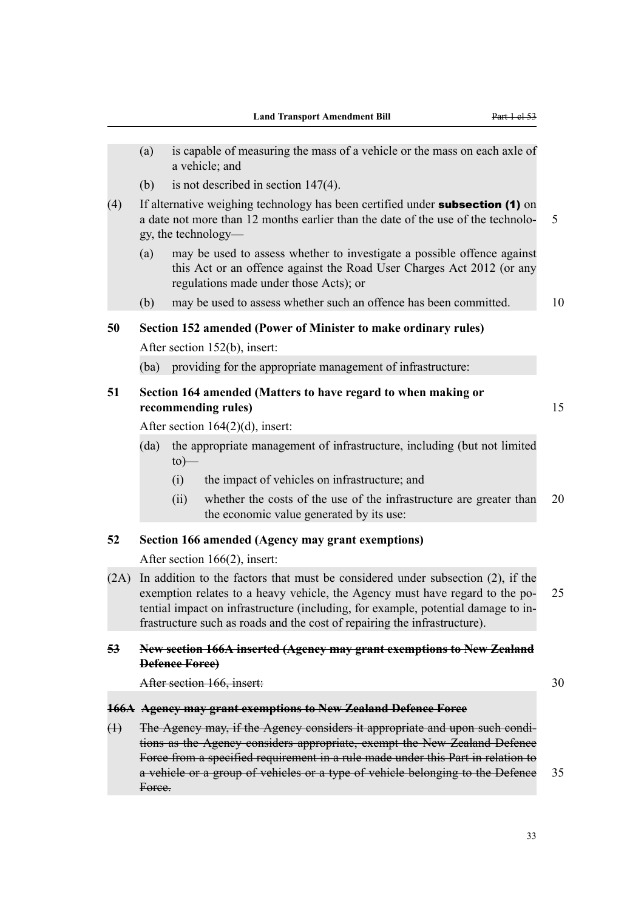(a) is capable of measuring the mass of a vehicle or the mass on each axle of a vehicle; and

(b) is not described in section 147(4).

(4) If alternative weighing technology has been certified under **subsection (1)** on a date not more than 12 months earlier than the date of the use of the technology, the technology—

(a) may be used to assess whether to investigate a possible offence against this Act or an offence against the Road User Charges Act 2012 (or any regulations made under those Acts); or

(b) may be used to assess whether such an offence has been committed.

**50 Section 152 amended (Power of Minister to make ordinary rules)**

After section 152(b), insert:

(ba) providing for the appropriate management of infrastructure:

**51 Section 164 amended (Matters to have regard to when making or recommending rules)**

After section 164(2)(d), insert:

(da) the appropriate management of infrastructure, including (but not limited to)—

(i) the impact of vehicles on infrastructure; and

(ii) whether the costs of the use of the infrastructure are greater than the economic value generated by its use:

**52 Section 166 amended (Agency may grant exemptions)**

After section 166(2), insert:

(2A) In addition to the factors that must be considered under subsection (2), if the exemption relates to a heavy vehicle, the Agency must have regard to the potential impact on infrastructure (including, for example, potential damage to infrastructure such as roads and the cost of repairing the infrastructure).

~~**53 New section 166A inserted (Agency may grant exemptions to New Zealand Defence Force)**~~

~~After section 166, insert:~~

~~**166A Agency may grant exemptions to New Zealand Defence Force**~~

~~(1) The Agency may, if the Agency considers it appropriate and upon such conditions as the Agency considers appropriate, exempt the New Zealand Defence Force from a specified requirement in a rule made under this Part in relation to a vehicle or a group of vehicles or a type of vehicle belonging to the Defence Force.~~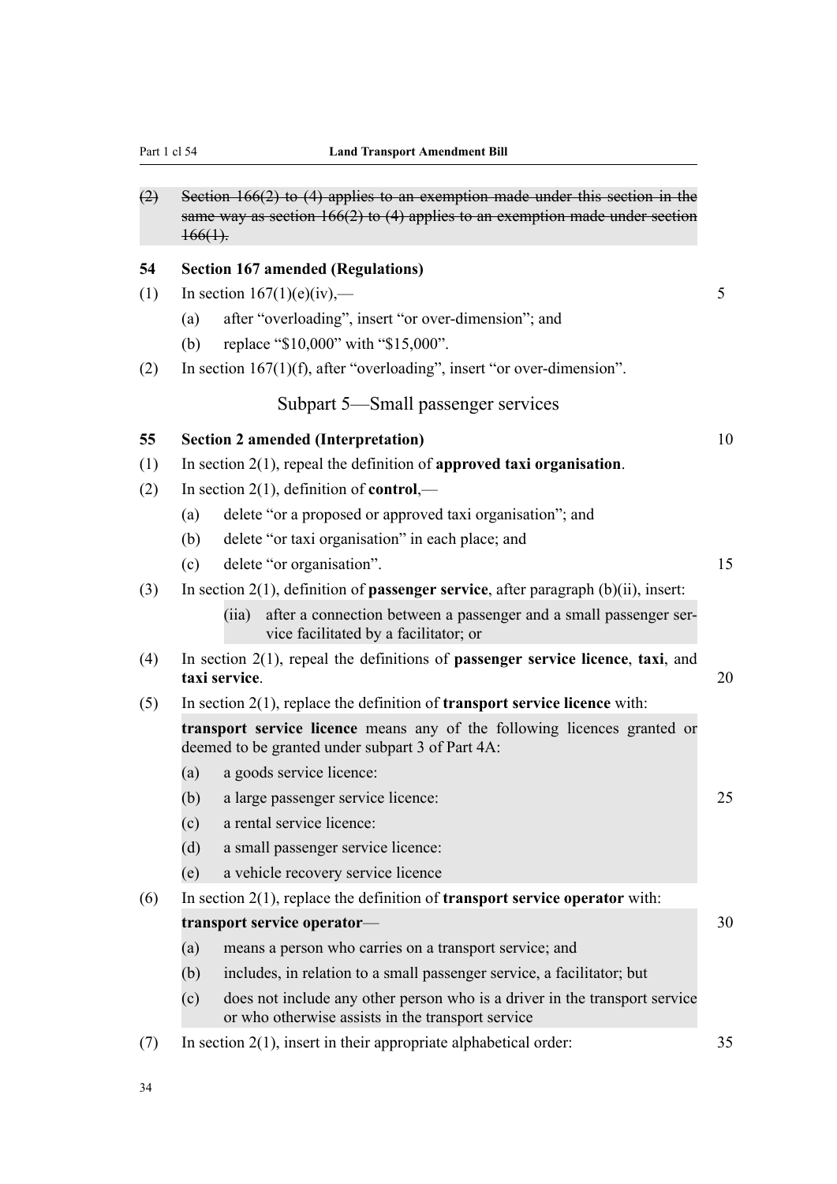~~(2) Section 166(2) to (4) applies to an exemption made under this section in the same way as section 166(2) to (4) applies to an exemption made under section 166(1).~~

**54 Section 167 amended (Regulations)**

(1) In section 167(1)(e)(iv),—

(a) after "overloading", insert "or over-dimension"; and

(b) replace "$10,000" with "$15,000".

(2) In section 167(1)(f), after "overloading", insert "or over-dimension".

## Subpart 5—Small passenger services

**55 Section 2 amended (Interpretation)**

(1) In section 2(1), repeal the definition of **approved taxi organisation**.

(2) In section 2(1), definition of **control**,—

(a) delete "or a proposed or approved taxi organisation"; and

(b) delete "or taxi organisation" in each place; and

(c) delete "or organisation".

(3) In section 2(1), definition of **passenger service**, after paragraph (b)(ii), insert:

(iia) after a connection between a passenger and a small passenger service facilitated by a facilitator; or

(4) In section 2(1), repeal the definitions of **passenger service licence**, **taxi**, and **taxi service**.

(5) In section 2(1), replace the definition of **transport service licence** with:

**transport service licence** means any of the following licences granted or deemed to be granted under subpart 3 of Part 4A:

(a) a goods service licence:

(b) a large passenger service licence:

(c) a rental service licence:

(d) a small passenger service licence:

(e) a vehicle recovery service licence

(6) In section 2(1), replace the definition of **transport service operator** with:

**transport service operator**—

(a) means a person who carries on a transport service; and

(b) includes, in relation to a small passenger service, a facilitator; but

(c) does not include any other person who is a driver in the transport service or who otherwise assists in the transport service

(7) In section 2(1), insert in their appropriate alphabetical order: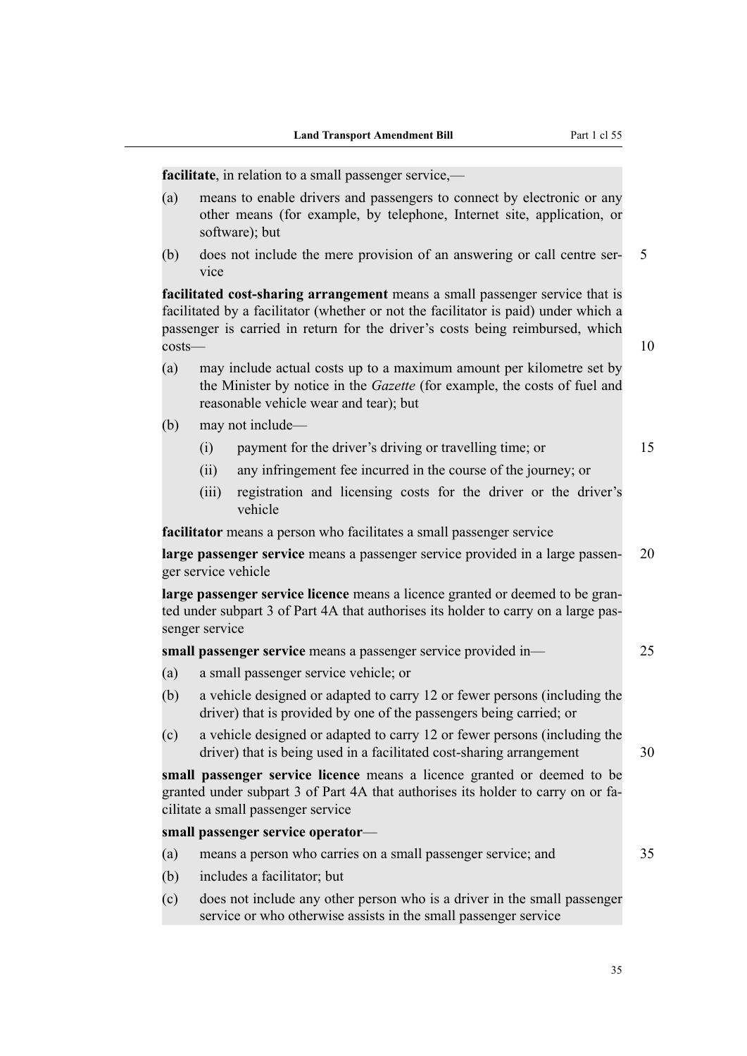**facilitate**, in relation to a small passenger service,—

(a) means to enable drivers and passengers to connect by electronic or any other means (for example, by telephone, Internet site, application, or software); but

(b) does not include the mere provision of an answering or call centre service

**facilitated cost-sharing arrangement** means a small passenger service that is facilitated by a facilitator (whether or not the facilitator is paid) under which a passenger is carried in return for the driver's costs being reimbursed, which costs—

(a) may include actual costs up to a maximum amount per kilometre set by the Minister by notice in the *Gazette* (for example, the costs of fuel and reasonable vehicle wear and tear); but

(b) may not include—

    (i) payment for the driver's driving or travelling time; or

    (ii) any infringement fee incurred in the course of the journey; or

    (iii) registration and licensing costs for the driver or the driver's vehicle

**facilitator** means a person who facilitates a small passenger service

**large passenger service** means a passenger service provided in a large passenger service vehicle

**large passenger service licence** means a licence granted or deemed to be granted under subpart 3 of Part 4A that authorises its holder to carry on a large passenger service

**small passenger service** means a passenger service provided in—

(a) a small passenger service vehicle; or

(b) a vehicle designed or adapted to carry 12 or fewer persons (including the driver) that is provided by one of the passengers being carried; or

(c) a vehicle designed or adapted to carry 12 or fewer persons (including the driver) that is being used in a facilitated cost-sharing arrangement

**small passenger service licence** means a licence granted or deemed to be granted under subpart 3 of Part 4A that authorises its holder to carry on or facilitate a small passenger service

**small passenger service operator**—

(a) means a person who carries on a small passenger service; and

(b) includes a facilitator; but

(c) does not include any other person who is a driver in the small passenger service or who otherwise assists in the small passenger service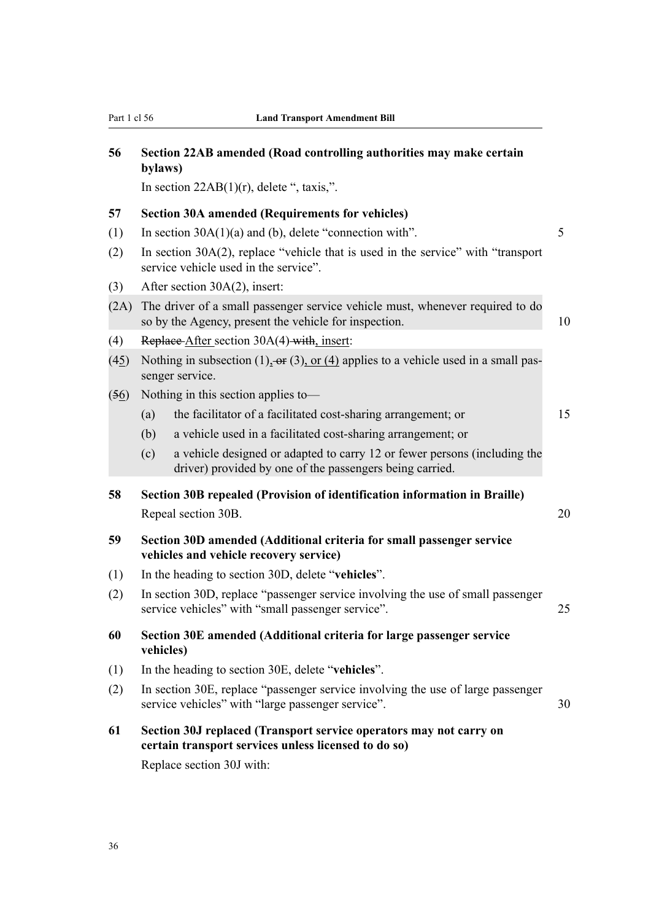## 56 Section 22AB amended (Road controlling authorities may make certain bylaws)

In section 22AB(1)(r), delete ", taxis,".

## 57 Section 30A amended (Requirements for vehicles)

(1) In section 30A(1)(a) and (b), delete "connection with".

(2) In section 30A(2), replace "vehicle that is used in the service" with "transport service vehicle used in the service".

(3) After section 30A(2), insert:

(2A) The driver of a small passenger service vehicle must, whenever required to do so by the Agency, present the vehicle for inspection.

(4) ~~Replace~~ After section 30A(4) ~~with~~, insert:

(~~4~~5) Nothing in subsection (1), ~~or~~ (3), or (4) applies to a vehicle used in a small passenger service.

(~~5~~6) Nothing in this section applies to—

(a) the facilitator of a facilitated cost-sharing arrangement; or

(b) a vehicle used in a facilitated cost-sharing arrangement; or

(c) a vehicle designed or adapted to carry 12 or fewer persons (including the driver) provided by one of the passengers being carried.

## 58 Section 30B repealed (Provision of identification information in Braille)

Repeal section 30B.

## 59 Section 30D amended (Additional criteria for small passenger service vehicles and vehicle recovery service)

(1) In the heading to section 30D, delete "**vehicles**".

(2) In section 30D, replace "passenger service involving the use of small passenger service vehicles" with "small passenger service".

## 60 Section 30E amended (Additional criteria for large passenger service vehicles)

(1) In the heading to section 30E, delete "**vehicles**".

(2) In section 30E, replace "passenger service involving the use of large passenger service vehicles" with "large passenger service".

## 61 Section 30J replaced (Transport service operators may not carry on certain transport services unless licensed to do so)

Replace section 30J with: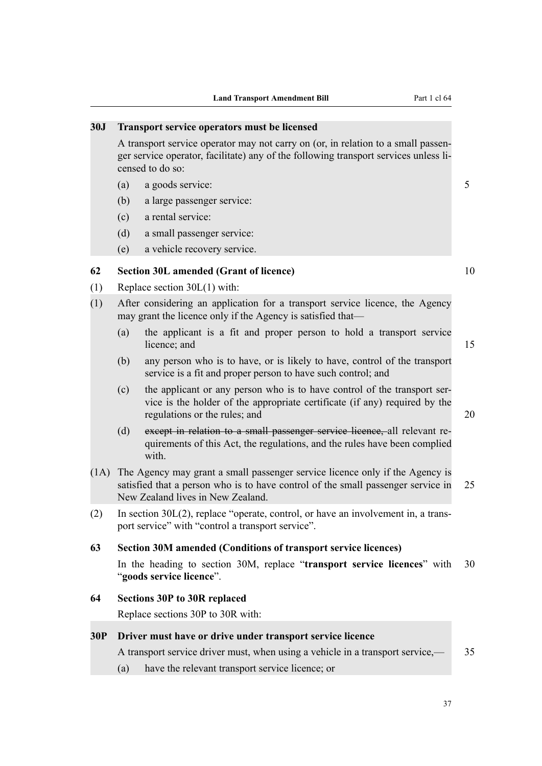### 30J Transport service operators must be licensed

A transport service operator may not carry on (or, in relation to a small passenger service operator, facilitate) any of the following transport services unless licensed to do so:

(a) a goods service:

(b) a large passenger service:

(c) a rental service:

(d) a small passenger service:

(e) a vehicle recovery service.

### 62 Section 30L amended (Grant of licence)

(1) Replace section 30L(1) with:

(1) After considering an application for a transport service licence, the Agency may grant the licence only if the Agency is satisfied that—

(a) the applicant is a fit and proper person to hold a transport service licence; and

(b) any person who is to have, or is likely to have, control of the transport service is a fit and proper person to have such control; and

(c) the applicant or any person who is to have control of the transport service is the holder of the appropriate certificate (if any) required by the regulations or the rules; and

(d) ~~except in relation to a small passenger service licence,~~ all relevant requirements of this Act, the regulations, and the rules have been complied with.

(1A) The Agency may grant a small passenger service licence only if the Agency is satisfied that a person who is to have control of the small passenger service in New Zealand lives in New Zealand.

(2) In section 30L(2), replace "operate, control, or have an involvement in, a transport service" with "control a transport service".

### 63 Section 30M amended (Conditions of transport service licences)

In the heading to section 30M, replace "**transport service licences**" with "**goods service licence**".

### 64 Sections 30P to 30R replaced

Replace sections 30P to 30R with:

### 30P Driver must have or drive under transport service licence

A transport service driver must, when using a vehicle in a transport service,—

(a) have the relevant transport service licence; or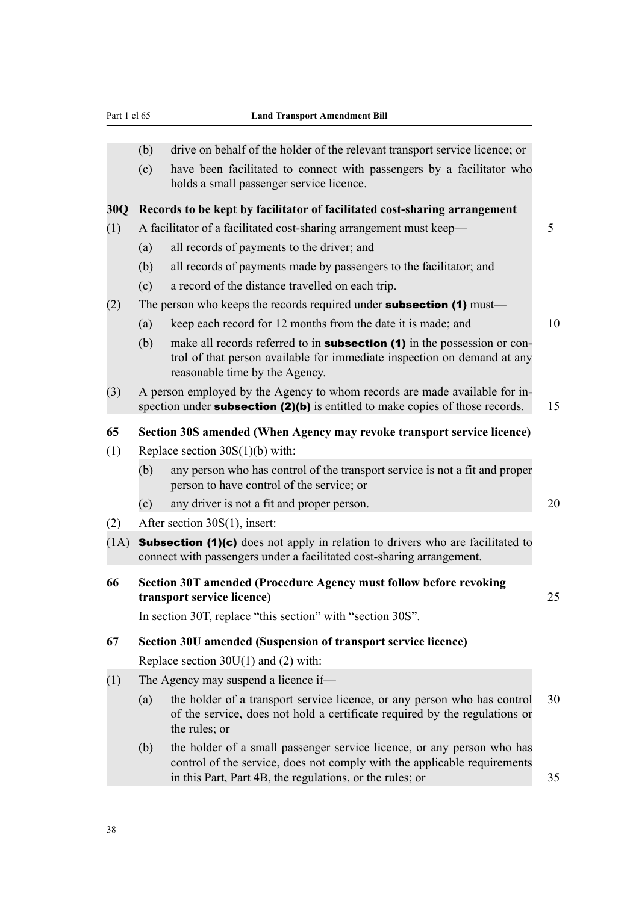(b) drive on behalf of the holder of the relevant transport service licence; or

(c) have been facilitated to connect with passengers by a facilitator who holds a small passenger service licence.

**30Q Records to be kept by facilitator of facilitated cost-sharing arrangement**

(1) A facilitator of a facilitated cost-sharing arrangement must keep—

(a) all records of payments to the driver; and

(b) all records of payments made by passengers to the facilitator; and

(c) a record of the distance travelled on each trip.

(2) The person who keeps the records required under **subsection (1)** must—

(a) keep each record for 12 months from the date it is made; and

(b) make all records referred to in **subsection (1)** in the possession or control of that person available for immediate inspection on demand at any reasonable time by the Agency.

(3) A person employed by the Agency to whom records are made available for inspection under **subsection (2)(b)** is entitled to make copies of those records.

**65 Section 30S amended (When Agency may revoke transport service licence)**

(1) Replace section 30S(1)(b) with:

(b) any person who has control of the transport service is not a fit and proper person to have control of the service; or

(c) any driver is not a fit and proper person.

(2) After section 30S(1), insert:

(1A) **Subsection (1)(c)** does not apply in relation to drivers who are facilitated to connect with passengers under a facilitated cost-sharing arrangement.

**66 Section 30T amended (Procedure Agency must follow before revoking transport service licence)**

In section 30T, replace "this section" with "section 30S".

**67 Section 30U amended (Suspension of transport service licence)**

Replace section 30U(1) and (2) with:

(1) The Agency may suspend a licence if—

(a) the holder of a transport service licence, or any person who has control of the service, does not hold a certificate required by the regulations or the rules; or

(b) the holder of a small passenger service licence, or any person who has control of the service, does not comply with the applicable requirements in this Part, Part 4B, the regulations, or the rules; or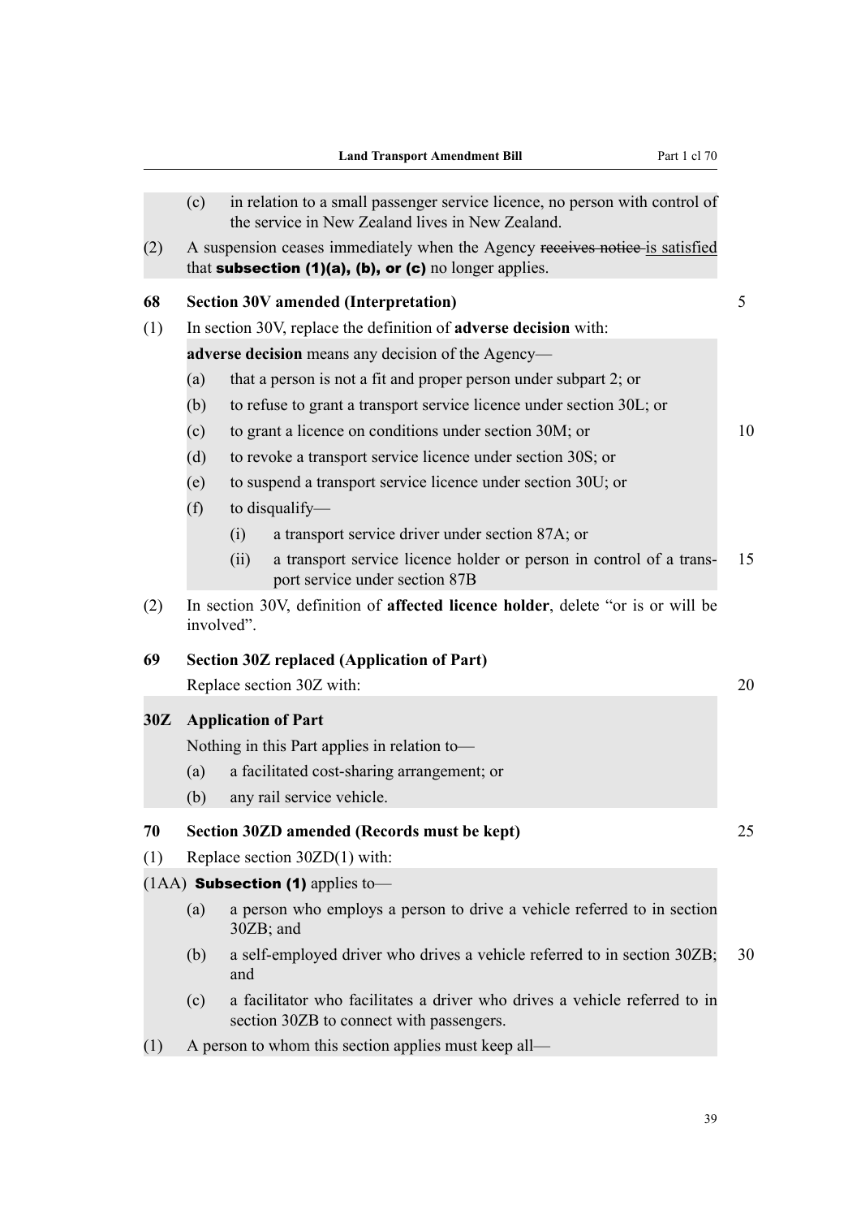(c) in relation to a small passenger service licence, no person with control of the service in New Zealand lives in New Zealand.

(2) A suspension ceases immediately when the Agency ~~receives notice~~ <u>is satisfied</u> that **subsection (1)(a), (b), or (c)** no longer applies.

### 68 Section 30V amended (Interpretation)

(1) In section 30V, replace the definition of **adverse decision** with:

**adverse decision** means any decision of the Agency—

(a) that a person is not a fit and proper person under subpart 2; or

(b) to refuse to grant a transport service licence under section 30L; or

(c) to grant a licence on conditions under section 30M; or

(d) to revoke a transport service licence under section 30S; or

(e) to suspend a transport service licence under section 30U; or

(f) to disqualify—

(i) a transport service driver under section 87A; or

(ii) a transport service licence holder or person in control of a transport service under section 87B

(2) In section 30V, definition of **affected licence holder**, delete "or is or will be involved".

### 69 Section 30Z replaced (Application of Part)

Replace section 30Z with:

**30Z Application of Part**

Nothing in this Part applies in relation to—

(a) a facilitated cost-sharing arrangement; or

(b) any rail service vehicle.

### 70 Section 30ZD amended (Records must be kept)

(1) Replace section 30ZD(1) with:

(1AA) **Subsection (1)** applies to—

(a) a person who employs a person to drive a vehicle referred to in section 30ZB; and

(b) a self-employed driver who drives a vehicle referred to in section 30ZB; and

(c) a facilitator who facilitates a driver who drives a vehicle referred to in section 30ZB to connect with passengers.

(1) A person to whom this section applies must keep all—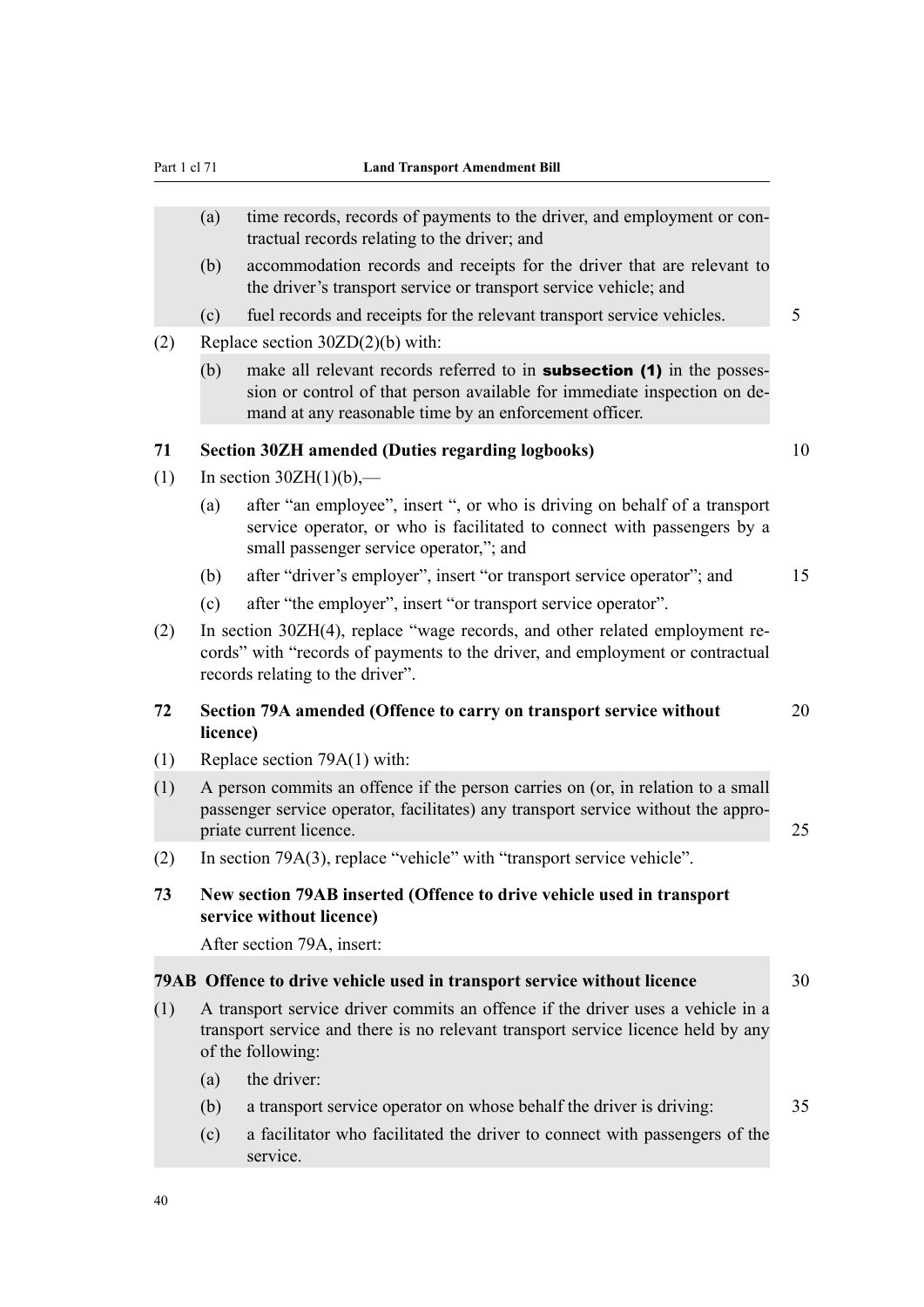(a) time records, records of payments to the driver, and employment or contractual records relating to the driver; and

(b) accommodation records and receipts for the driver that are relevant to the driver's transport service or transport service vehicle; and

(c) fuel records and receipts for the relevant transport service vehicles.

(2) Replace section 30ZD(2)(b) with:

(b) make all relevant records referred to in **subsection (1)** in the possession or control of that person available for immediate inspection on demand at any reasonable time by an enforcement officer.

### 71 Section 30ZH amended (Duties regarding logbooks)

(1) In section 30ZH(1)(b),—

(a) after "an employee", insert ", or who is driving on behalf of a transport service operator, or who is facilitated to connect with passengers by a small passenger service operator,"; and

(b) after "driver's employer", insert "or transport service operator"; and

(c) after "the employer", insert "or transport service operator".

(2) In section 30ZH(4), replace "wage records, and other related employment records" with "records of payments to the driver, and employment or contractual records relating to the driver".

### 72 Section 79A amended (Offence to carry on transport service without licence)

(1) Replace section 79A(1) with:

(1) A person commits an offence if the person carries on (or, in relation to a small passenger service operator, facilitates) any transport service without the appropriate current licence.

(2) In section 79A(3), replace "vehicle" with "transport service vehicle".

### 73 New section 79AB inserted (Offence to drive vehicle used in transport service without licence)

After section 79A, insert:

#### 79AB Offence to drive vehicle used in transport service without licence

(1) A transport service driver commits an offence if the driver uses a vehicle in a transport service and there is no relevant transport service licence held by any of the following:

(a) the driver:

(b) a transport service operator on whose behalf the driver is driving:

(c) a facilitator who facilitated the driver to connect with passengers of the service.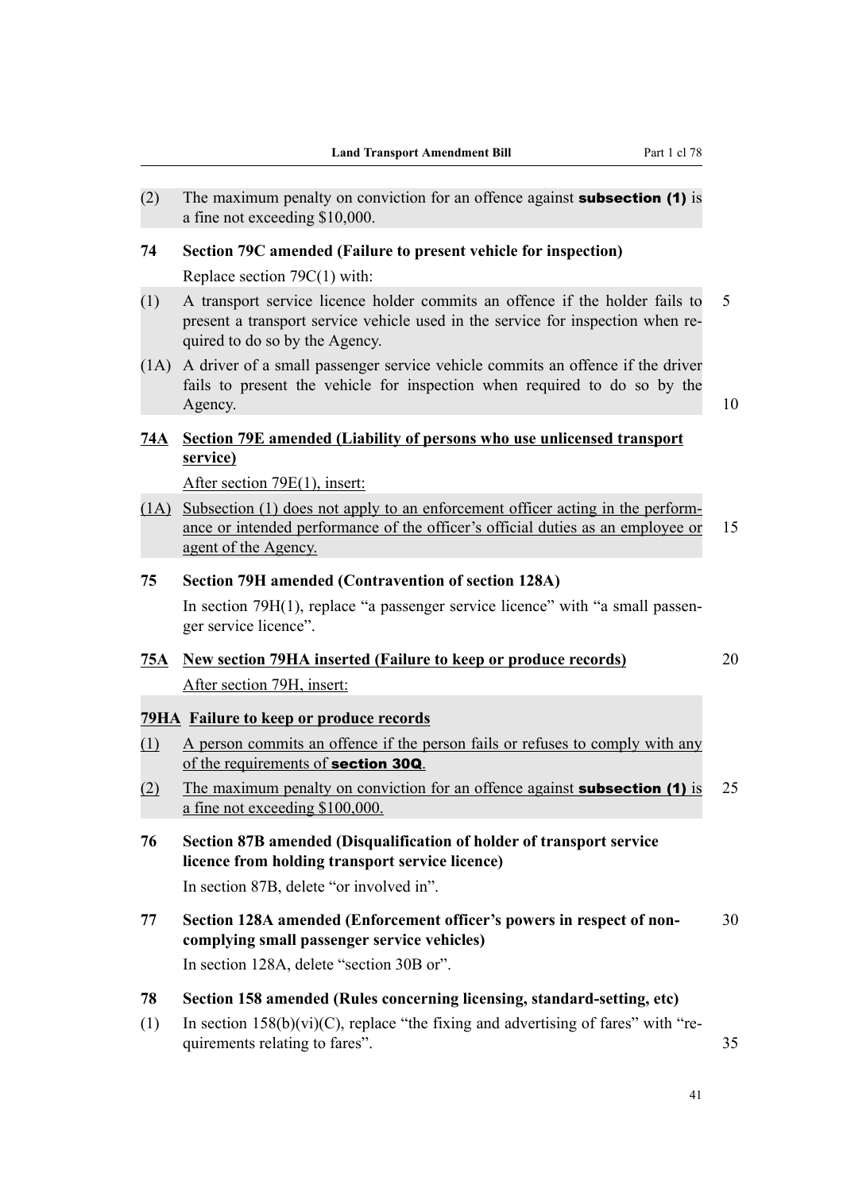(2) The maximum penalty on conviction for an offence against **subsection (1)** is a fine not exceeding $10,000.

**74 Section 79C amended (Failure to present vehicle for inspection)**

Replace section 79C(1) with:

(1) A transport service licence holder commits an offence if the holder fails to present a transport service vehicle used in the service for inspection when required to do so by the Agency.

(1A) A driver of a small passenger service vehicle commits an offence if the driver fails to present the vehicle for inspection when required to do so by the Agency.

**74A Section 79E amended (Liability of persons who use unlicensed transport service)**

After section 79E(1), insert:

(1A) Subsection (1) does not apply to an enforcement officer acting in the performance or intended performance of the officer's official duties as an employee or agent of the Agency.

**75 Section 79H amended (Contravention of section 128A)**

In section 79H(1), replace "a passenger service licence" with "a small passenger service licence".

**75A New section 79HA inserted (Failure to keep or produce records)**

After section 79H, insert:

**79HA Failure to keep or produce records**

(1) A person commits an offence if the person fails or refuses to comply with any of the requirements of **section 30Q**.

(2) The maximum penalty on conviction for an offence against **subsection (1)** is a fine not exceeding $100,000.

**76 Section 87B amended (Disqualification of holder of transport service licence from holding transport service licence)**

In section 87B, delete "or involved in".

**77 Section 128A amended (Enforcement officer's powers in respect of non-complying small passenger service vehicles)**

In section 128A, delete "section 30B or".

**78 Section 158 amended (Rules concerning licensing, standard-setting, etc)**

(1) In section 158(b)(vi)(C), replace "the fixing and advertising of fares" with "requirements relating to fares".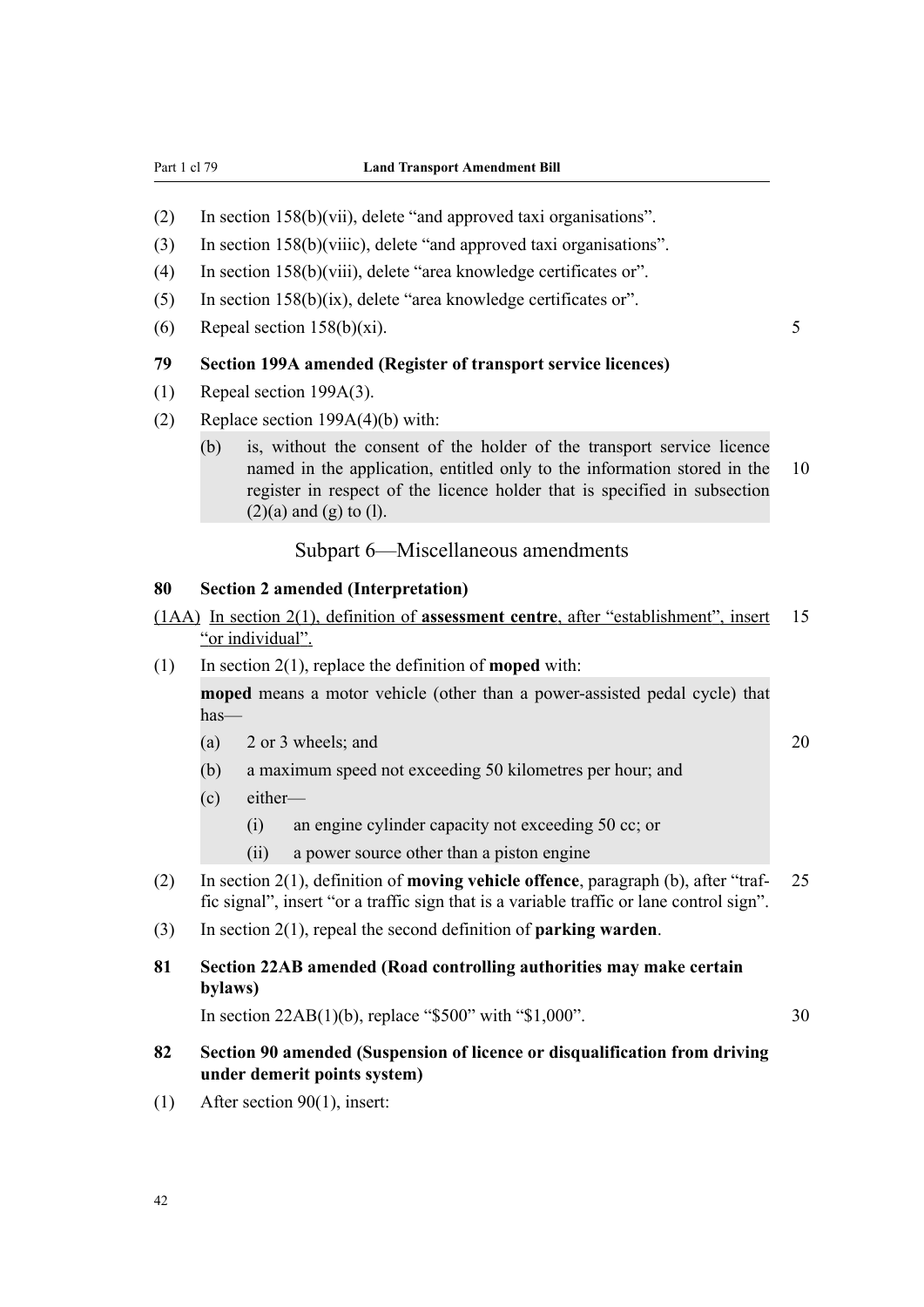(2) In section 158(b)(vii), delete "and approved taxi organisations".

(3) In section 158(b)(viiic), delete "and approved taxi organisations".

(4) In section 158(b)(viii), delete "area knowledge certificates or".

(5) In section 158(b)(ix), delete "area knowledge certificates or".

(6) Repeal section 158(b)(xi).

**79 Section 199A amended (Register of transport service licences)**

(1) Repeal section 199A(3).

(2) Replace section 199A(4)(b) with:

> (b) is, without the consent of the holder of the transport service licence named in the application, entitled only to the information stored in the register in respect of the licence holder that is specified in subsection (2)(a) and (g) to (l).

## Subpart 6—Miscellaneous amendments

**80 Section 2 amended (Interpretation)**

(1AA) In section 2(1), definition of **assessment centre**, after "establishment", insert "or individual".

(1) In section 2(1), replace the definition of **moped** with:

> **moped** means a motor vehicle (other than a power-assisted pedal cycle) that has—
>
> (a) 2 or 3 wheels; and
>
> (b) a maximum speed not exceeding 50 kilometres per hour; and
>
> (c) either—
>
> (i) an engine cylinder capacity not exceeding 50 cc; or
>
> (ii) a power source other than a piston engine

(2) In section 2(1), definition of **moving vehicle offence**, paragraph (b), after "traffic signal", insert "or a traffic sign that is a variable traffic or lane control sign".

(3) In section 2(1), repeal the second definition of **parking warden**.

**81 Section 22AB amended (Road controlling authorities may make certain bylaws)**

In section 22AB(1)(b), replace "$500" with "$1,000".

**82 Section 90 amended (Suspension of licence or disqualification from driving under demerit points system)**

(1) After section 90(1), insert: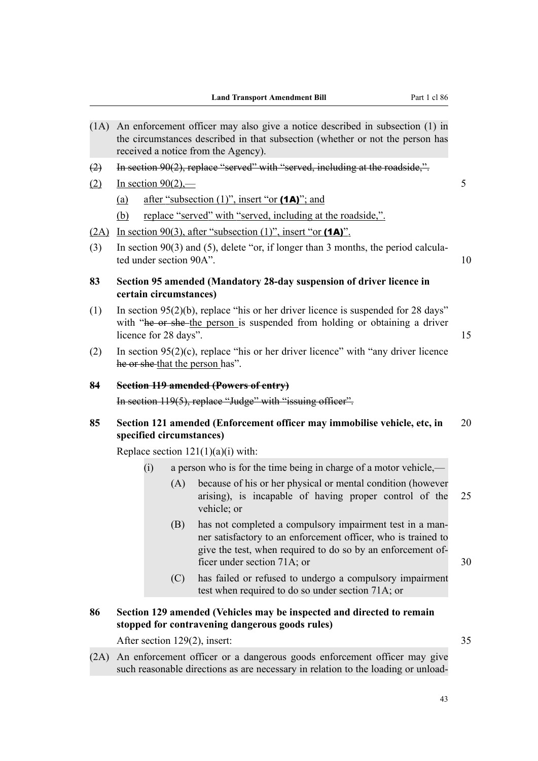(1A) An enforcement officer may also give a notice described in subsection (1) in the circumstances described in that subsection (whether or not the person has received a notice from the Agency).

~~(2) In section 90(2), replace "served" with "served, including at the roadside,".~~

(2) In section 90(2),—

(a) after "subsection (1)", insert "or **(1A)**"; and

(b) replace "served" with "served, including at the roadside,".

(2A) In section 90(3), after "subsection (1)", insert "or **(1A)**".

(3) In section 90(3) and (5), delete "or, if longer than 3 months, the period calculated under section 90A".

**83 Section 95 amended (Mandatory 28-day suspension of driver licence in certain circumstances)**

(1) In section 95(2)(b), replace "his or her driver licence is suspended for 28 days" with "~~he or she~~ the person is suspended from holding or obtaining a driver licence for 28 days".

(2) In section 95(2)(c), replace "his or her driver licence" with "any driver licence ~~he or she~~ that the person has".

~~**84 Section 119 amended (Powers of entry)**~~

~~In section 119(5), replace "Judge" with "issuing officer".~~

**85 Section 121 amended (Enforcement officer may immobilise vehicle, etc, in specified circumstances)**

Replace section 121(1)(a)(i) with:

(i) a person who is for the time being in charge of a motor vehicle,—

(A) because of his or her physical or mental condition (however arising), is incapable of having proper control of the vehicle; or

(B) has not completed a compulsory impairment test in a manner satisfactory to an enforcement officer, who is trained to give the test, when required to do so by an enforcement officer under section 71A; or

(C) has failed or refused to undergo a compulsory impairment test when required to do so under section 71A; or

**86 Section 129 amended (Vehicles may be inspected and directed to remain stopped for contravening dangerous goods rules)**

After section 129(2), insert:

(2A) An enforcement officer or a dangerous goods enforcement officer may give such reasonable directions as are necessary in relation to the loading or unload-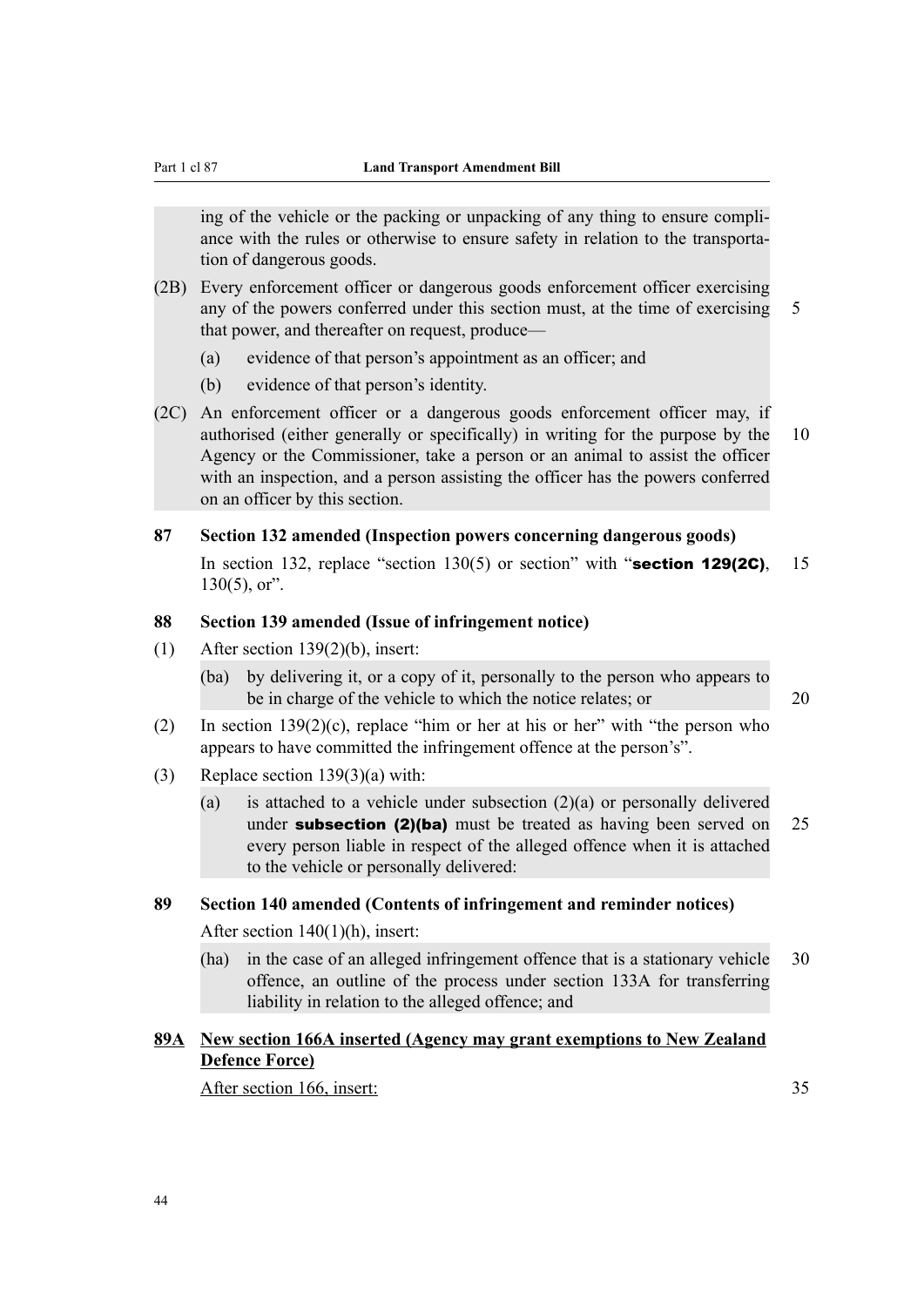ing of the vehicle or the packing or unpacking of any thing to ensure compliance with the rules or otherwise to ensure safety in relation to the transportation of dangerous goods.

(2B) Every enforcement officer or dangerous goods enforcement officer exercising any of the powers conferred under this section must, at the time of exercising that power, and thereafter on request, produce—

(a) evidence of that person's appointment as an officer; and

(b) evidence of that person's identity.

(2C) An enforcement officer or a dangerous goods enforcement officer may, if authorised (either generally or specifically) in writing for the purpose by the Agency or the Commissioner, take a person or an animal to assist the officer with an inspection, and a person assisting the officer has the powers conferred on an officer by this section.

**87 Section 132 amended (Inspection powers concerning dangerous goods)**

In section 132, replace "section 130(5) or section" with "**section 129(2C)**, 130(5), or".

**88 Section 139 amended (Issue of infringement notice)**

(1) After section 139(2)(b), insert:

(ba) by delivering it, or a copy of it, personally to the person who appears to be in charge of the vehicle to which the notice relates; or

(2) In section 139(2)(c), replace "him or her at his or her" with "the person who appears to have committed the infringement offence at the person's".

(3) Replace section 139(3)(a) with:

(a) is attached to a vehicle under subsection (2)(a) or personally delivered under **subsection (2)(ba)** must be treated as having been served on every person liable in respect of the alleged offence when it is attached to the vehicle or personally delivered:

**89 Section 140 amended (Contents of infringement and reminder notices)**

After section 140(1)(h), insert:

(ha) in the case of an alleged infringement offence that is a stationary vehicle offence, an outline of the process under section 133A for transferring liability in relation to the alleged offence; and

**89A New section 166A inserted (Agency may grant exemptions to New Zealand Defence Force)**

After section 166, insert: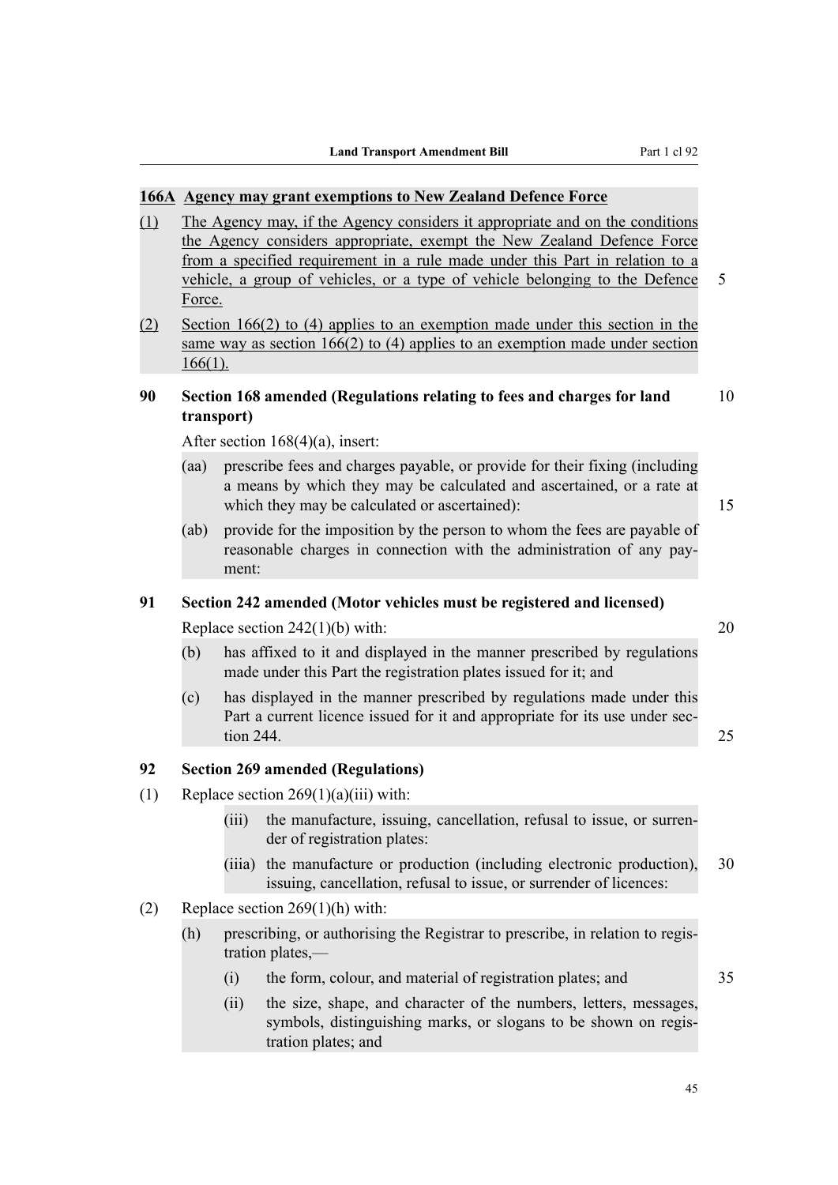**166A Agency may grant exemptions to New Zealand Defence Force**

(1) The Agency may, if the Agency considers it appropriate and on the conditions the Agency considers appropriate, exempt the New Zealand Defence Force from a specified requirement in a rule made under this Part in relation to a vehicle, a group of vehicles, or a type of vehicle belonging to the Defence Force.

(2) Section 166(2) to (4) applies to an exemption made under this section in the same way as section 166(2) to (4) applies to an exemption made under section 166(1).

**90 Section 168 amended (Regulations relating to fees and charges for land transport)**

After section 168(4)(a), insert:

(aa) prescribe fees and charges payable, or provide for their fixing (including a means by which they may be calculated and ascertained, or a rate at which they may be calculated or ascertained):

(ab) provide for the imposition by the person to whom the fees are payable of reasonable charges in connection with the administration of any payment:

**91 Section 242 amended (Motor vehicles must be registered and licensed)**

Replace section 242(1)(b) with:

(b) has affixed to it and displayed in the manner prescribed by regulations made under this Part the registration plates issued for it; and

(c) has displayed in the manner prescribed by regulations made under this Part a current licence issued for it and appropriate for its use under section 244.

**92 Section 269 amended (Regulations)**

(1) Replace section 269(1)(a)(iii) with:

(iii) the manufacture, issuing, cancellation, refusal to issue, or surrender of registration plates:

(iiia) the manufacture or production (including electronic production), issuing, cancellation, refusal to issue, or surrender of licences:

(2) Replace section 269(1)(h) with:

(h) prescribing, or authorising the Registrar to prescribe, in relation to registration plates,—

(i) the form, colour, and material of registration plates; and

(ii) the size, shape, and character of the numbers, letters, messages, symbols, distinguishing marks, or slogans to be shown on registration plates; and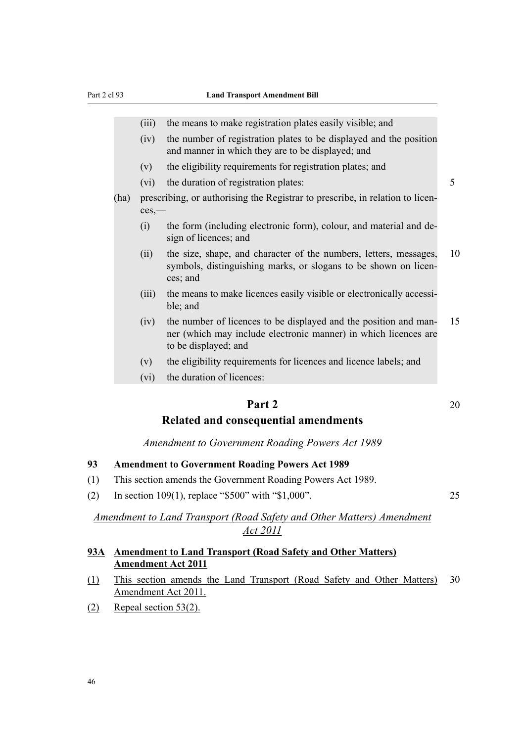(iii) the means to make registration plates easily visible; and

(iv) the number of registration plates to be displayed and the position and manner in which they are to be displayed; and

(v) the eligibility requirements for registration plates; and

(vi) the duration of registration plates:

(ha) prescribing, or authorising the Registrar to prescribe, in relation to licences,—

(i) the form (including electronic form), colour, and material and design of licences; and

(ii) the size, shape, and character of the numbers, letters, messages, symbols, distinguishing marks, or slogans to be shown on licences; and

(iii) the means to make licences easily visible or electronically accessible; and

(iv) the number of licences to be displayed and the position and manner (which may include electronic manner) in which licences are to be displayed; and

(v) the eligibility requirements for licences and licence labels; and

(vi) the duration of licences:

## Part 2
## Related and consequential amendments

*Amendment to Government Roading Powers Act 1989*

### 93 Amendment to Government Roading Powers Act 1989

(1) This section amends the Government Roading Powers Act 1989.

(2) In section 109(1), replace "$500" with "$1,000".

<u>*Amendment to Land Transport (Road Safety and Other Matters) Amendment Act 2011*</u>

### <u>93A Amendment to Land Transport (Road Safety and Other Matters) Amendment Act 2011</u>

<u>(1) This section amends the Land Transport (Road Safety and Other Matters) Amendment Act 2011.</u>

<u>(2) Repeal section 53(2).</u>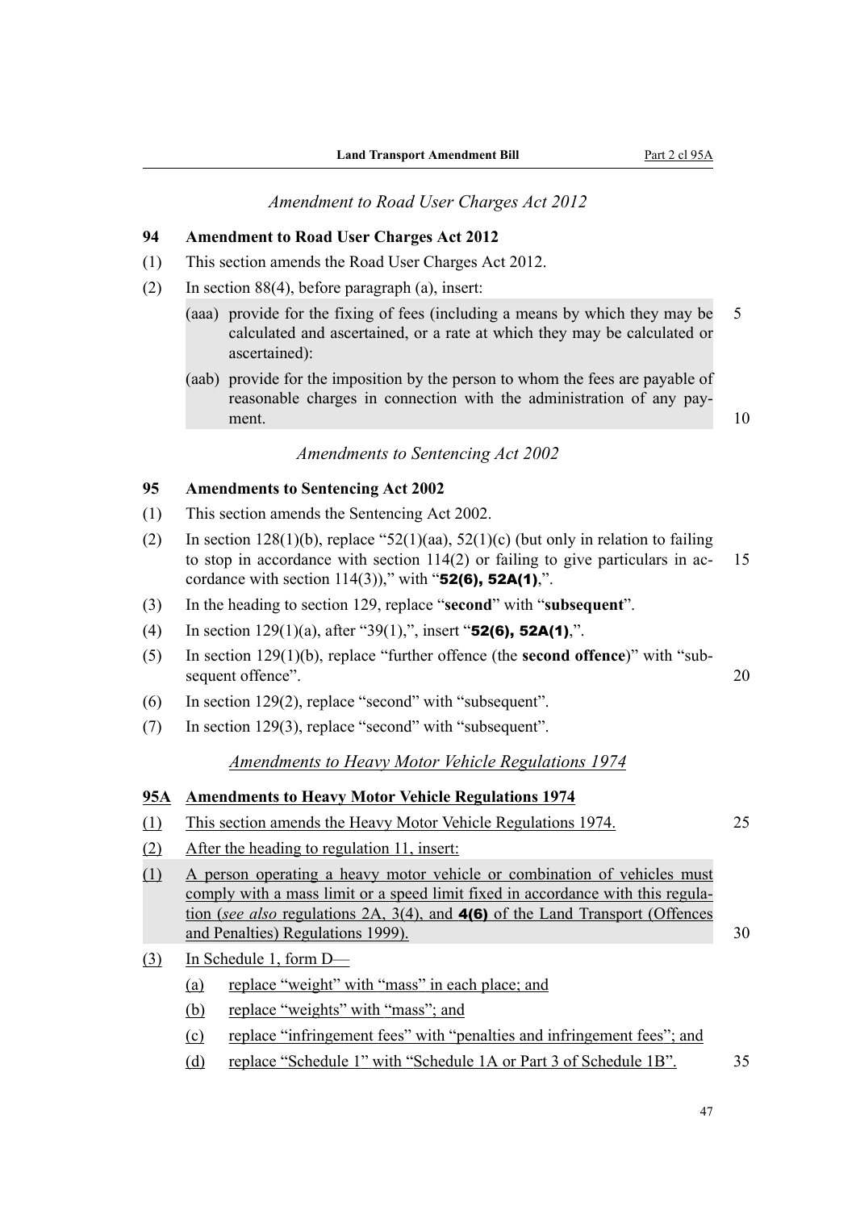*Amendment to Road User Charges Act 2012*

**94 Amendment to Road User Charges Act 2012**

(1) This section amends the Road User Charges Act 2012.

(2) In section 88(4), before paragraph (a), insert:

> (aaa) provide for the fixing of fees (including a means by which they may be calculated and ascertained, or a rate at which they may be calculated or ascertained):
>
> (aab) provide for the imposition by the person to whom the fees are payable of reasonable charges in connection with the administration of any payment.

*Amendments to Sentencing Act 2002*

**95 Amendments to Sentencing Act 2002**

(1) This section amends the Sentencing Act 2002.

(2) In section 128(1)(b), replace "52(1)(aa), 52(1)(c) (but only in relation to failing to stop in accordance with section 114(2) or failing to give particulars in accordance with section 114(3))," with "**52(6), 52A(1)**,".

(3) In the heading to section 129, replace "**second**" with "**subsequent**".

(4) In section 129(1)(a), after "39(1),", insert "**52(6), 52A(1)**,".

(5) In section 129(1)(b), replace "further offence (the **second offence**)" with "subsequent offence".

(6) In section 129(2), replace "second" with "subsequent".

(7) In section 129(3), replace "second" with "subsequent".

*Amendments to Heavy Motor Vehicle Regulations 1974*

**95A Amendments to Heavy Motor Vehicle Regulations 1974**

(1) This section amends the Heavy Motor Vehicle Regulations 1974.

(2) After the heading to regulation 11, insert:

> (1) A person operating a heavy motor vehicle or combination of vehicles must comply with a mass limit or a speed limit fixed in accordance with this regulation (*see also* regulations 2A, 3(4), and **4(6)** of the Land Transport (Offences and Penalties) Regulations 1999).

(3) In Schedule 1, form D—

(a) replace "weight" with "mass" in each place; and

(b) replace "weights" with "mass"; and

(c) replace "infringement fees" with "penalties and infringement fees"; and

(d) replace "Schedule 1" with "Schedule 1A or Part 3 of Schedule 1B".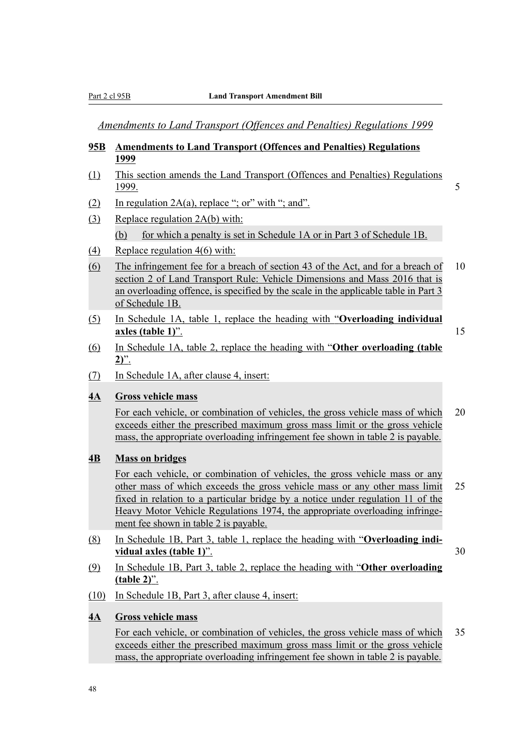*Amendments to Land Transport (Offences and Penalties) Regulations 1999*

**95B Amendments to Land Transport (Offences and Penalties) Regulations 1999**

(1) This section amends the Land Transport (Offences and Penalties) Regulations 1999.

(2) In regulation 2A(a), replace "; or" with "; and".

(3) Replace regulation 2A(b) with:

(b) for which a penalty is set in Schedule 1A or in Part 3 of Schedule 1B.

(4) Replace regulation 4(6) with:

(6) The infringement fee for a breach of section 43 of the Act, and for a breach of section 2 of Land Transport Rule: Vehicle Dimensions and Mass 2016 that is an overloading offence, is specified by the scale in the applicable table in Part 3 of Schedule 1B.

(5) In Schedule 1A, table 1, replace the heading with "**Overloading individual axles (table 1)**".

(6) In Schedule 1A, table 2, replace the heading with "**Other overloading (table 2)**".

(7) In Schedule 1A, after clause 4, insert:

**4A Gross vehicle mass**

For each vehicle, or combination of vehicles, the gross vehicle mass of which exceeds either the prescribed maximum gross mass limit or the gross vehicle mass, the appropriate overloading infringement fee shown in table 2 is payable.

**4B Mass on bridges**

For each vehicle, or combination of vehicles, the gross vehicle mass or any other mass of which exceeds the gross vehicle mass or any other mass limit fixed in relation to a particular bridge by a notice under regulation 11 of the Heavy Motor Vehicle Regulations 1974, the appropriate overloading infringement fee shown in table 2 is payable.

(8) In Schedule 1B, Part 3, table 1, replace the heading with "**Overloading individual axles (table 1)**".

(9) In Schedule 1B, Part 3, table 2, replace the heading with "**Other overloading (table 2)**".

(10) In Schedule 1B, Part 3, after clause 4, insert:

**4A Gross vehicle mass**

For each vehicle, or combination of vehicles, the gross vehicle mass of which exceeds either the prescribed maximum gross mass limit or the gross vehicle mass, the appropriate overloading infringement fee shown in table 2 is payable.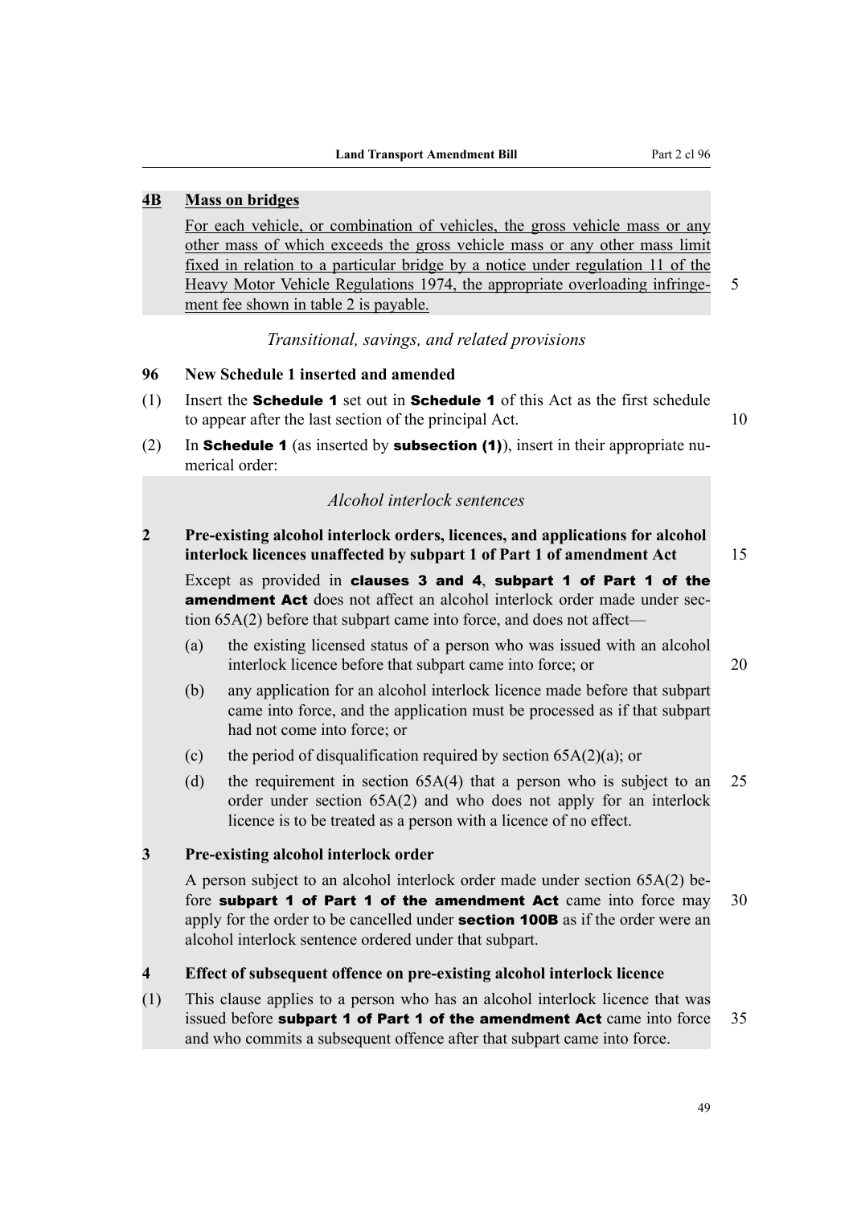**4B Mass on bridges**

For each vehicle, or combination of vehicles, the gross vehicle mass or any other mass of which exceeds the gross vehicle mass or any other mass limit fixed in relation to a particular bridge by a notice under regulation 11 of the Heavy Motor Vehicle Regulations 1974, the appropriate overloading infringement fee shown in table 2 is payable.

*Transitional, savings, and related provisions*

**96 New Schedule 1 inserted and amended**

(1) Insert the **Schedule 1** set out in **Schedule 1** of this Act as the first schedule to appear after the last section of the principal Act.

(2) In **Schedule 1** (as inserted by **subsection (1)**), insert in their appropriate numerical order:

*Alcohol interlock sentences*

**2 Pre-existing alcohol interlock orders, licences, and applications for alcohol interlock licences unaffected by subpart 1 of Part 1 of amendment Act**

Except as provided in **clauses 3 and 4**, **subpart 1 of Part 1 of the amendment Act** does not affect an alcohol interlock order made under section 65A(2) before that subpart came into force, and does not affect—

(a) the existing licensed status of a person who was issued with an alcohol interlock licence before that subpart came into force; or

(b) any application for an alcohol interlock licence made before that subpart came into force, and the application must be processed as if that subpart had not come into force; or

(c) the period of disqualification required by section 65A(2)(a); or

(d) the requirement in section 65A(4) that a person who is subject to an order under section 65A(2) and who does not apply for an interlock licence is to be treated as a person with a licence of no effect.

**3 Pre-existing alcohol interlock order**

A person subject to an alcohol interlock order made under section 65A(2) before **subpart 1 of Part 1 of the amendment Act** came into force may apply for the order to be cancelled under **section 100B** as if the order were an alcohol interlock sentence ordered under that subpart.

**4 Effect of subsequent offence on pre-existing alcohol interlock licence**

(1) This clause applies to a person who has an alcohol interlock licence that was issued before **subpart 1 of Part 1 of the amendment Act** came into force and who commits a subsequent offence after that subpart came into force.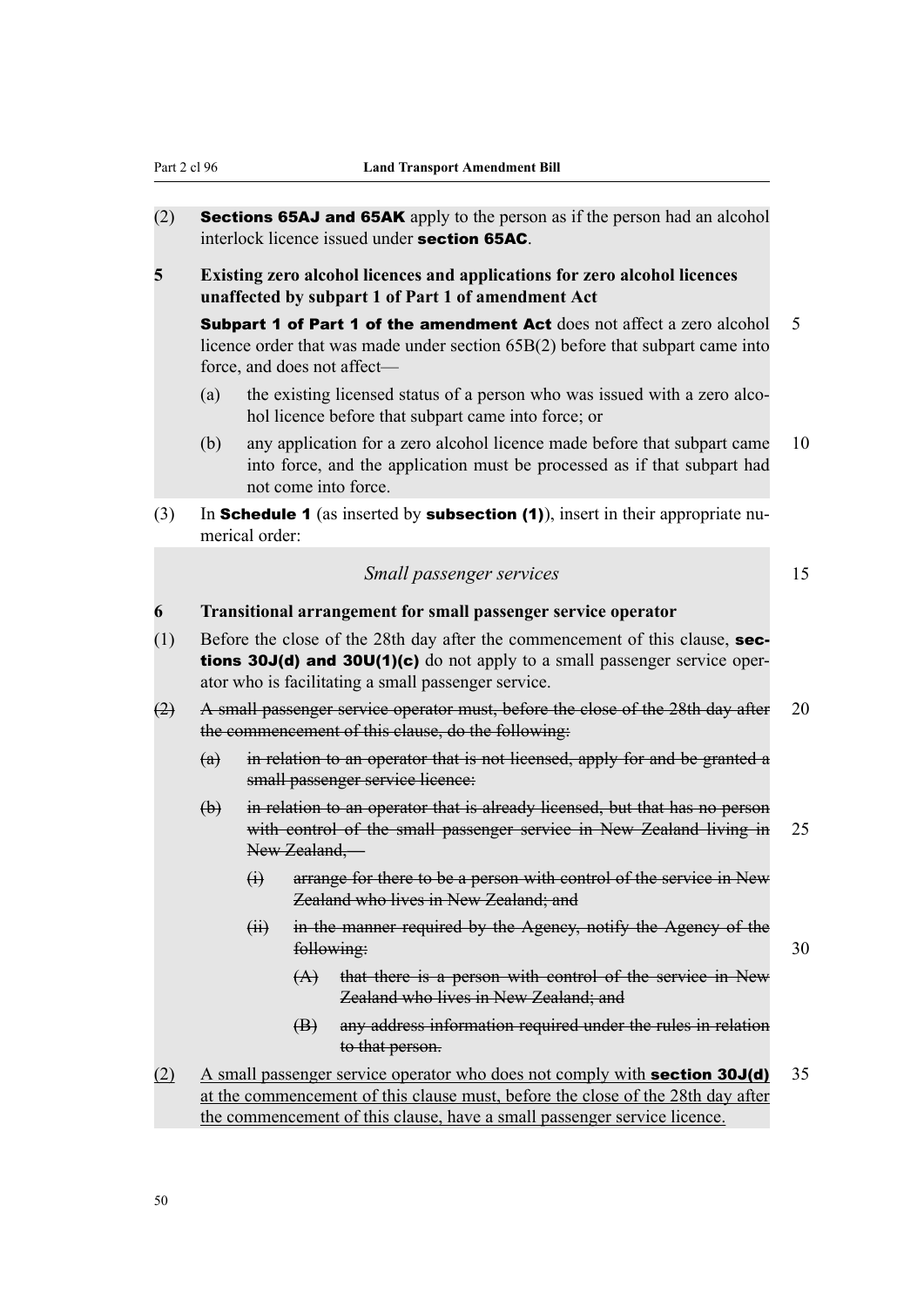(2) **Sections 65AJ and 65AK** apply to the person as if the person had an alcohol interlock licence issued under **section 65AC**.

**5 Existing zero alcohol licences and applications for zero alcohol licences unaffected by subpart 1 of Part 1 of amendment Act**

**Subpart 1 of Part 1 of the amendment Act** does not affect a zero alcohol licence order that was made under section 65B(2) before that subpart came into force, and does not affect—

(a) the existing licensed status of a person who was issued with a zero alcohol licence before that subpart came into force; or

(b) any application for a zero alcohol licence made before that subpart came into force, and the application must be processed as if that subpart had not come into force.

(3) In **Schedule 1** (as inserted by **subsection (1)**), insert in their appropriate numerical order:

*Small passenger services*

**6 Transitional arrangement for small passenger service operator**

(1) Before the close of the 28th day after the commencement of this clause, **sections 30J(d) and 30U(1)(c)** do not apply to a small passenger service operator who is facilitating a small passenger service.

~~(2) A small passenger service operator must, before the close of the 28th day after the commencement of this clause, do the following:~~

~~(a) in relation to an operator that is not licensed, apply for and be granted a small passenger service licence:~~

~~(b) in relation to an operator that is already licensed, but that has no person with control of the small passenger service in New Zealand living in New Zealand,—~~

~~(i) arrange for there to be a person with control of the service in New Zealand who lives in New Zealand; and~~

~~(ii) in the manner required by the Agency, notify the Agency of the following:~~

~~(A) that there is a person with control of the service in New Zealand who lives in New Zealand; and~~

~~(B) any address information required under the rules in relation to that person.~~

<u>(2) A small passenger service operator who does not comply with **section 30J(d)** at the commencement of this clause must, before the close of the 28th day after the commencement of this clause, have a small passenger service licence.</u>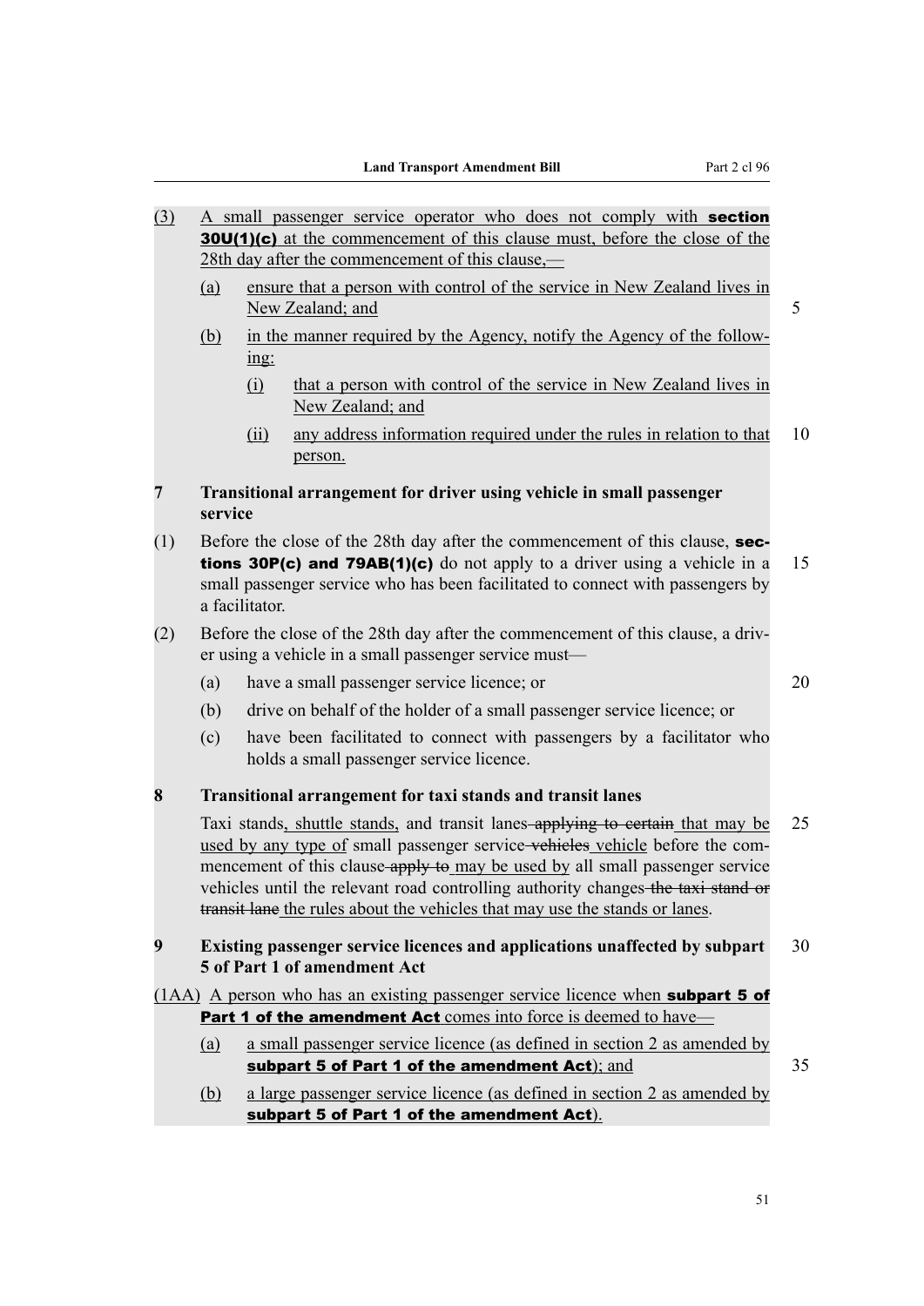(3) A small passenger service operator who does not comply with **section 30U(1)(c)** at the commencement of this clause must, before the close of the 28th day after the commencement of this clause,—

(a) ensure that a person with control of the service in New Zealand lives in New Zealand; and

(b) in the manner required by the Agency, notify the Agency of the following:

(i) that a person with control of the service in New Zealand lives in New Zealand; and

(ii) any address information required under the rules in relation to that person.

**7 Transitional arrangement for driver using vehicle in small passenger service**

(1) Before the close of the 28th day after the commencement of this clause, **sections 30P(c) and 79AB(1)(c)** do not apply to a driver using a vehicle in a small passenger service who has been facilitated to connect with passengers by a facilitator.

(2) Before the close of the 28th day after the commencement of this clause, a driver using a vehicle in a small passenger service must—

(a) have a small passenger service licence; or

(b) drive on behalf of the holder of a small passenger service licence; or

(c) have been facilitated to connect with passengers by a facilitator who holds a small passenger service licence.

**8 Transitional arrangement for taxi stands and transit lanes**

Taxi stands, shuttle stands, and transit lanes ~~applying to certain~~ that may be used by any type of small passenger service ~~vehicles~~ vehicle before the commencement of this clause ~~apply to~~ may be used by all small passenger service vehicles until the relevant road controlling authority changes ~~the taxi stand or transit lane~~ the rules about the vehicles that may use the stands or lanes.

**9 Existing passenger service licences and applications unaffected by subpart 5 of Part 1 of amendment Act**

(1AA) A person who has an existing passenger service licence when **subpart 5 of Part 1 of the amendment Act** comes into force is deemed to have—

(a) a small passenger service licence (as defined in section 2 as amended by **subpart 5 of Part 1 of the amendment Act**); and

(b) a large passenger service licence (as defined in section 2 as amended by **subpart 5 of Part 1 of the amendment Act**).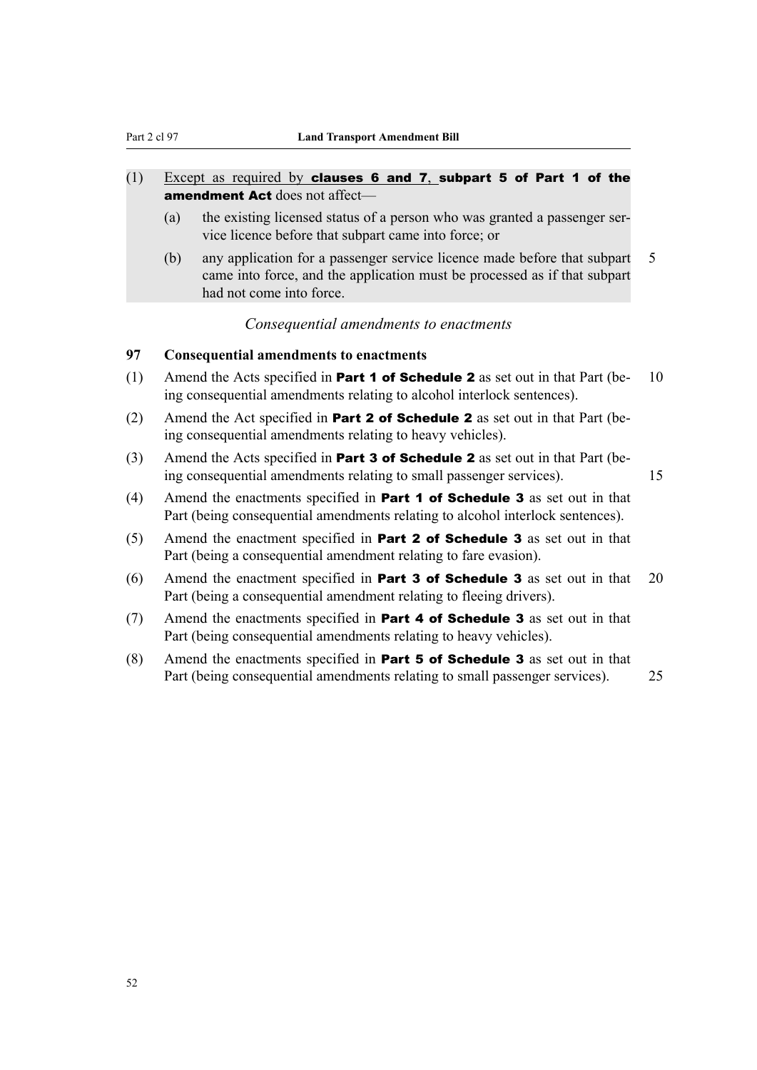(1) Except as required by **clauses 6 and 7**, **subpart 5 of Part 1 of the amendment Act** does not affect—

  (a) the existing licensed status of a person who was granted a passenger service licence before that subpart came into force; or

  (b) any application for a passenger service licence made before that subpart came into force, and the application must be processed as if that subpart had not come into force.

*Consequential amendments to enactments*

### 97 Consequential amendments to enactments

(1) Amend the Acts specified in **Part 1 of Schedule 2** as set out in that Part (being consequential amendments relating to alcohol interlock sentences).

(2) Amend the Act specified in **Part 2 of Schedule 2** as set out in that Part (being consequential amendments relating to heavy vehicles).

(3) Amend the Acts specified in **Part 3 of Schedule 2** as set out in that Part (being consequential amendments relating to small passenger services).

(4) Amend the enactments specified in **Part 1 of Schedule 3** as set out in that Part (being consequential amendments relating to alcohol interlock sentences).

(5) Amend the enactment specified in **Part 2 of Schedule 3** as set out in that Part (being a consequential amendment relating to fare evasion).

(6) Amend the enactment specified in **Part 3 of Schedule 3** as set out in that Part (being a consequential amendment relating to fleeing drivers).

(7) Amend the enactments specified in **Part 4 of Schedule 3** as set out in that Part (being consequential amendments relating to heavy vehicles).

(8) Amend the enactments specified in **Part 5 of Schedule 3** as set out in that Part (being consequential amendments relating to small passenger services).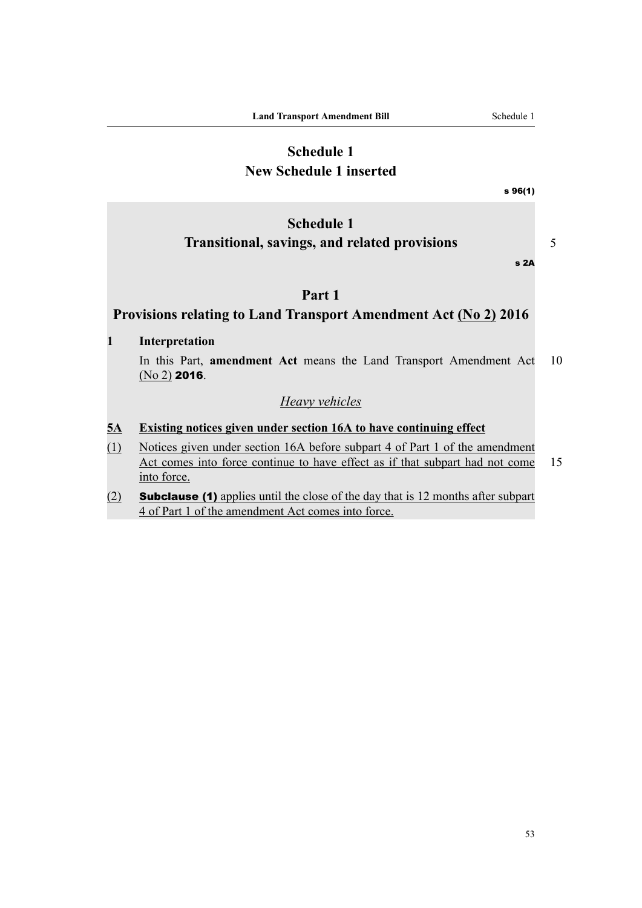# Schedule 1
## New Schedule 1 inserted

s 96(1)

# Schedule 1
## Transitional, savings, and related provisions

s 2A

## Part 1
## Provisions relating to Land Transport Amendment Act (No 2) 2016

**1 Interpretation**

In this Part, **amendment Act** means the Land Transport Amendment Act (No 2) **2016**.

*Heavy vehicles*

**5A Existing notices given under section 16A to have continuing effect**

(1) Notices given under section 16A before subpart 4 of Part 1 of the amendment Act comes into force continue to have effect as if that subpart had not come into force.

(2) **Subclause (1)** applies until the close of the day that is 12 months after subpart 4 of Part 1 of the amendment Act comes into force.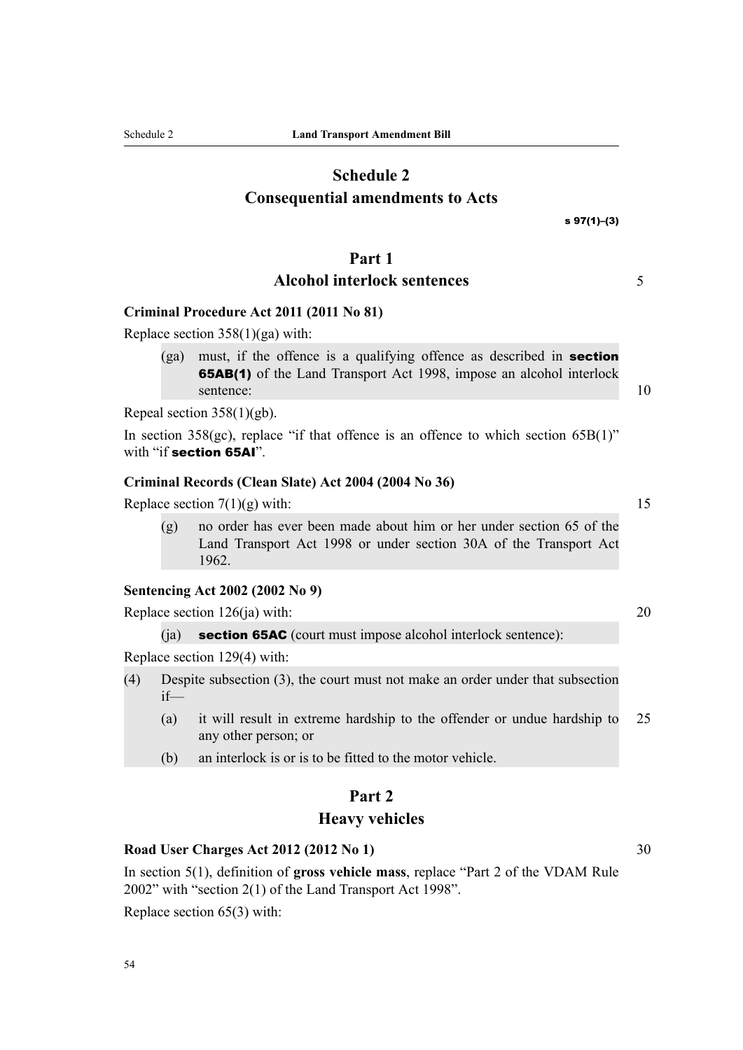# Schedule 2
# Consequential amendments to Acts

s 97(1)–(3)

## Part 1
## Alcohol interlock sentences

### Criminal Procedure Act 2011 (2011 No 81)

Replace section 358(1)(ga) with:

> (ga) must, if the offence is a qualifying offence as described in **section 65AB(1)** of the Land Transport Act 1998, impose an alcohol interlock sentence:

Repeal section 358(1)(gb).

In section 358(gc), replace "if that offence is an offence to which section 65B(1)" with "if **section 65AI**".

### Criminal Records (Clean Slate) Act 2004 (2004 No 36)

Replace section 7(1)(g) with:

> (g) no order has ever been made about him or her under section 65 of the Land Transport Act 1998 or under section 30A of the Transport Act 1962.

### Sentencing Act 2002 (2002 No 9)

Replace section 126(ja) with:

> (ja) **section 65AC** (court must impose alcohol interlock sentence):

Replace section 129(4) with:

> (4) Despite subsection (3), the court must not make an order under that subsection if—
>
> (a) it will result in extreme hardship to the offender or undue hardship to any other person; or
>
> (b) an interlock is or is to be fitted to the motor vehicle.

## Part 2
## Heavy vehicles

### Road User Charges Act 2012 (2012 No 1)

In section 5(1), definition of **gross vehicle mass**, replace "Part 2 of the VDAM Rule 2002" with "section 2(1) of the Land Transport Act 1998".

Replace section 65(3) with: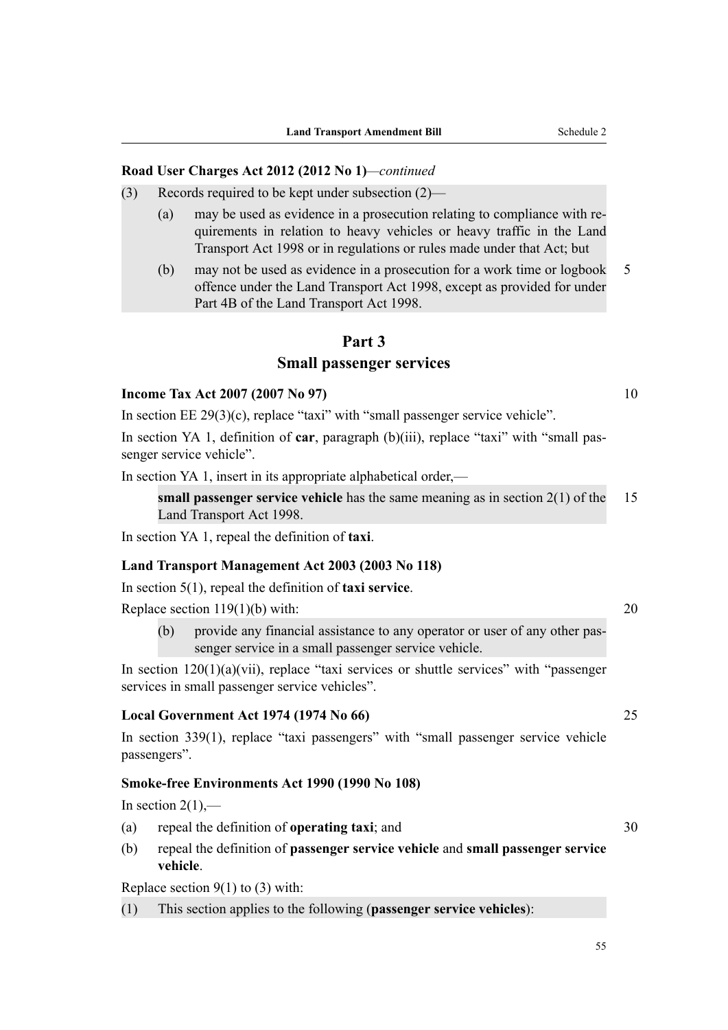**Road User Charges Act 2012 (2012 No 1)**—*continued*

(3) Records required to be kept under subsection (2)—

(a) may be used as evidence in a prosecution relating to compliance with requirements in relation to heavy vehicles or heavy traffic in the Land Transport Act 1998 or in regulations or rules made under that Act; but

(b) may not be used as evidence in a prosecution for a work time or logbook offence under the Land Transport Act 1998, except as provided for under Part 4B of the Land Transport Act 1998.

## Part 3
## Small passenger services

**Income Tax Act 2007 (2007 No 97)**

In section EE 29(3)(c), replace "taxi" with "small passenger service vehicle".

In section YA 1, definition of **car**, paragraph (b)(iii), replace "taxi" with "small passenger service vehicle".

In section YA 1, insert in its appropriate alphabetical order,—

**small passenger service vehicle** has the same meaning as in section 2(1) of the Land Transport Act 1998.

In section YA 1, repeal the definition of **taxi**.

**Land Transport Management Act 2003 (2003 No 118)**

In section 5(1), repeal the definition of **taxi service**.

Replace section 119(1)(b) with:

(b) provide any financial assistance to any operator or user of any other passenger service in a small passenger service vehicle.

In section 120(1)(a)(vii), replace "taxi services or shuttle services" with "passenger services in small passenger service vehicles".

**Local Government Act 1974 (1974 No 66)**

In section 339(1), replace "taxi passengers" with "small passenger service vehicle passengers".

**Smoke-free Environments Act 1990 (1990 No 108)**

In section 2(1),—

(a) repeal the definition of **operating taxi**; and

(b) repeal the definition of **passenger service vehicle** and **small passenger service vehicle**.

Replace section 9(1) to (3) with:

(1) This section applies to the following (**passenger service vehicles**):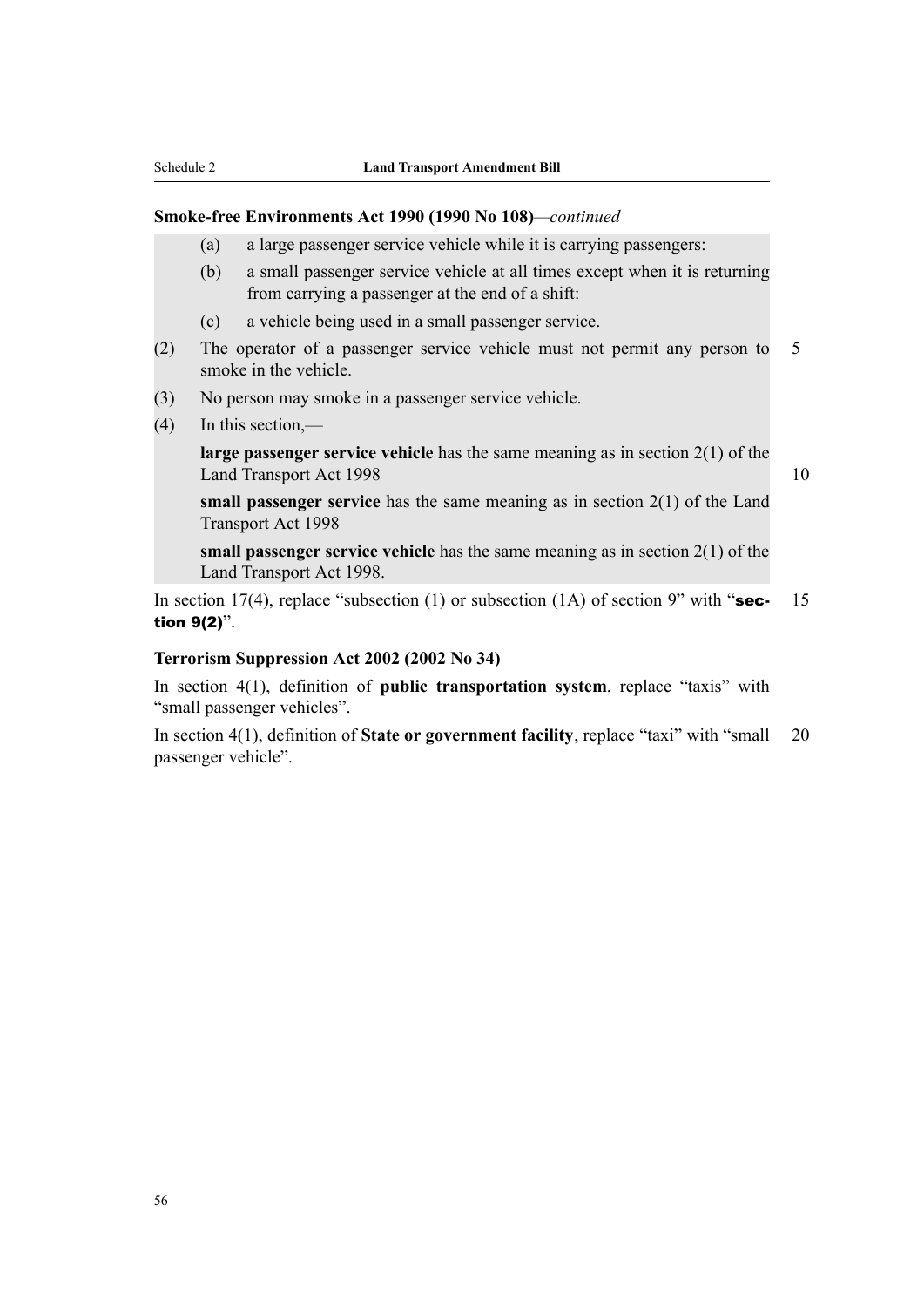**Smoke-free Environments Act 1990 (1990 No 108)**—*continued*

(a) a large passenger service vehicle while it is carrying passengers:

(b) a small passenger service vehicle at all times except when it is returning from carrying a passenger at the end of a shift:

(c) a vehicle being used in a small passenger service.

(2) The operator of a passenger service vehicle must not permit any person to smoke in the vehicle.

(3) No person may smoke in a passenger service vehicle.

(4) In this section,—

**large passenger service vehicle** has the same meaning as in section 2(1) of the Land Transport Act 1998

**small passenger service** has the same meaning as in section 2(1) of the Land Transport Act 1998

**small passenger service vehicle** has the same meaning as in section 2(1) of the Land Transport Act 1998.

In section 17(4), replace "subsection (1) or subsection (1A) of section 9" with "**section 9(2)**".

**Terrorism Suppression Act 2002 (2002 No 34)**

In section 4(1), definition of **public transportation system**, replace "taxis" with "small passenger vehicles".

In section 4(1), definition of **State or government facility**, replace "taxi" with "small passenger vehicle".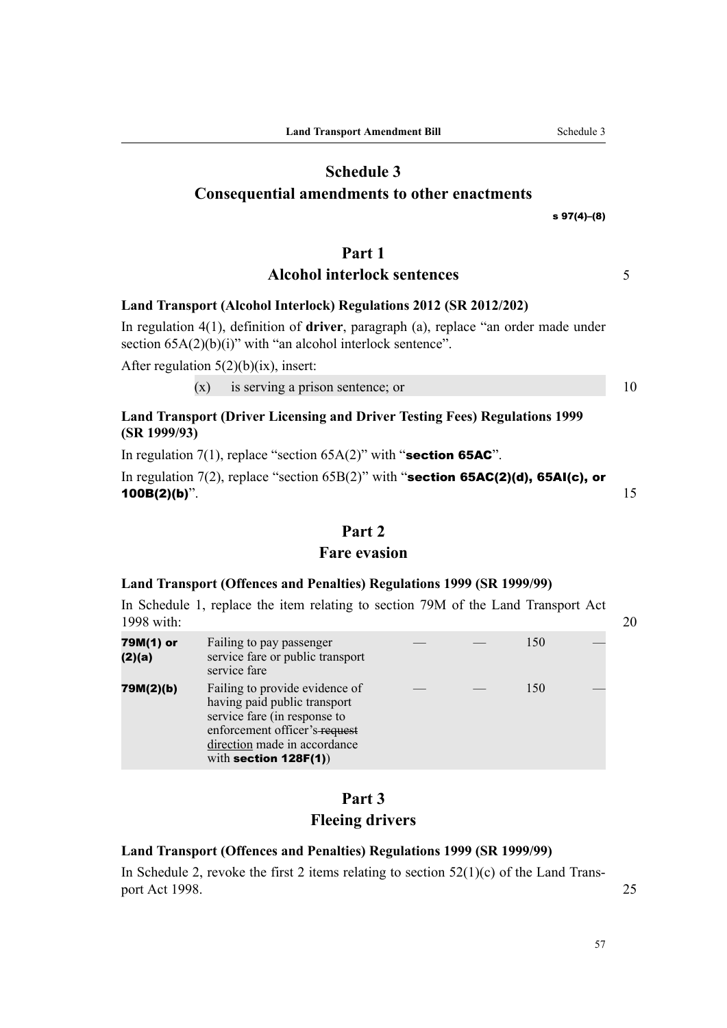# Schedule 3
# Consequential amendments to other enactments

s 97(4)–(8)

## Part 1
## Alcohol interlock sentences

### Land Transport (Alcohol Interlock) Regulations 2012 (SR 2012/202)

In regulation 4(1), definition of **driver**, paragraph (a), replace "an order made under section 65A(2)(b)(i)" with "an alcohol interlock sentence".

After regulation 5(2)(b)(ix), insert:

(x) is serving a prison sentence; or

### Land Transport (Driver Licensing and Driver Testing Fees) Regulations 1999 (SR 1999/93)

In regulation 7(1), replace "section 65A(2)" with "**section 65AC**".

In regulation 7(2), replace "section 65B(2)" with "**section 65AC(2)(d), 65AI(c), or 100B(2)(b)**".

## Part 2
## Fare evasion

### Land Transport (Offences and Penalties) Regulations 1999 (SR 1999/99)

In Schedule 1, replace the item relating to section 79M of the Land Transport Act 1998 with:

| | | | | | |
|---|---|---|---|---|---|
| **79M(1) or (2)(a)** | Failing to pay passenger service fare or public transport service fare | — | — | 150 | — |
| **79M(2)(b)** | Failing to provide evidence of having paid public transport service fare (in response to enforcement officer's ~~request~~ <u>direction</u> made in accordance with **section 128F(1)**) | — | — | 150 | — |

## Part 3
## Fleeing drivers

### Land Transport (Offences and Penalties) Regulations 1999 (SR 1999/99)

In Schedule 2, revoke the first 2 items relating to section 52(1)(c) of the Land Transport Act 1998.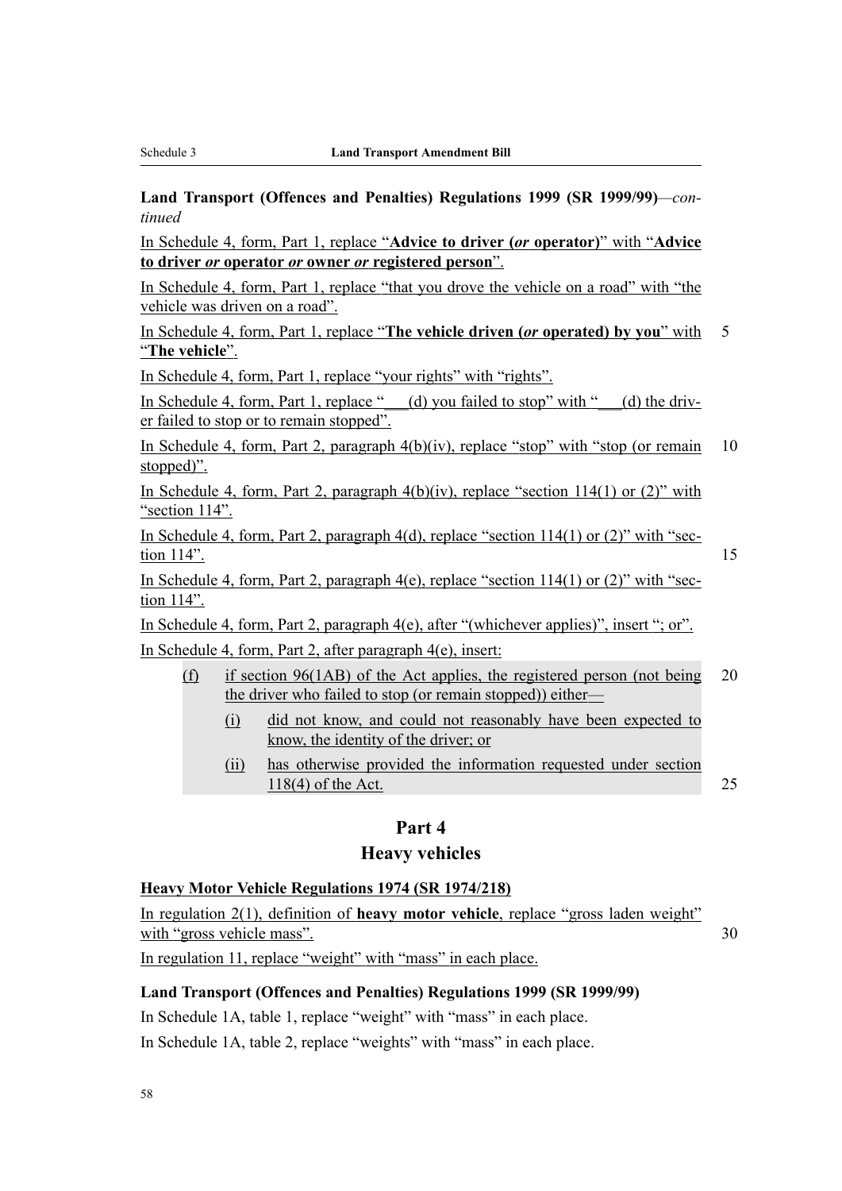**Land Transport (Offences and Penalties) Regulations 1999 (SR 1999/99)**—*continued*

In Schedule 4, form, Part 1, replace "**Advice to driver (*or* operator)**" with "**Advice to driver *or* operator *or* owner *or* registered person**".

In Schedule 4, form, Part 1, replace "that you drove the vehicle on a road" with "the vehicle was driven on a road".

In Schedule 4, form, Part 1, replace "**The vehicle driven (*or* operated) by you**" with "**The vehicle**".

In Schedule 4, form, Part 1, replace "your rights" with "rights".

In Schedule 4, form, Part 1, replace "___(d) you failed to stop" with "___(d) the driver failed to stop or to remain stopped".

In Schedule 4, form, Part 2, paragraph 4(b)(iv), replace "stop" with "stop (or remain stopped)".

In Schedule 4, form, Part 2, paragraph 4(b)(iv), replace "section 114(1) or (2)" with "section 114".

In Schedule 4, form, Part 2, paragraph 4(d), replace "section 114(1) or (2)" with "section 114".

In Schedule 4, form, Part 2, paragraph 4(e), replace "section 114(1) or (2)" with "section 114".

In Schedule 4, form, Part 2, paragraph 4(e), after "(whichever applies)", insert "; or".

In Schedule 4, form, Part 2, after paragraph 4(e), insert:

(f) if section 96(1AB) of the Act applies, the registered person (not being the driver who failed to stop (or remain stopped)) either—

(i) did not know, and could not reasonably have been expected to know, the identity of the driver; or

(ii) has otherwise provided the information requested under section 118(4) of the Act.

## Part 4
## Heavy vehicles

**Heavy Motor Vehicle Regulations 1974 (SR 1974/218)**

In regulation 2(1), definition of **heavy motor vehicle**, replace "gross laden weight" with "gross vehicle mass".

In regulation 11, replace "weight" with "mass" in each place.

**Land Transport (Offences and Penalties) Regulations 1999 (SR 1999/99)**

In Schedule 1A, table 1, replace "weight" with "mass" in each place.

In Schedule 1A, table 2, replace "weights" with "mass" in each place.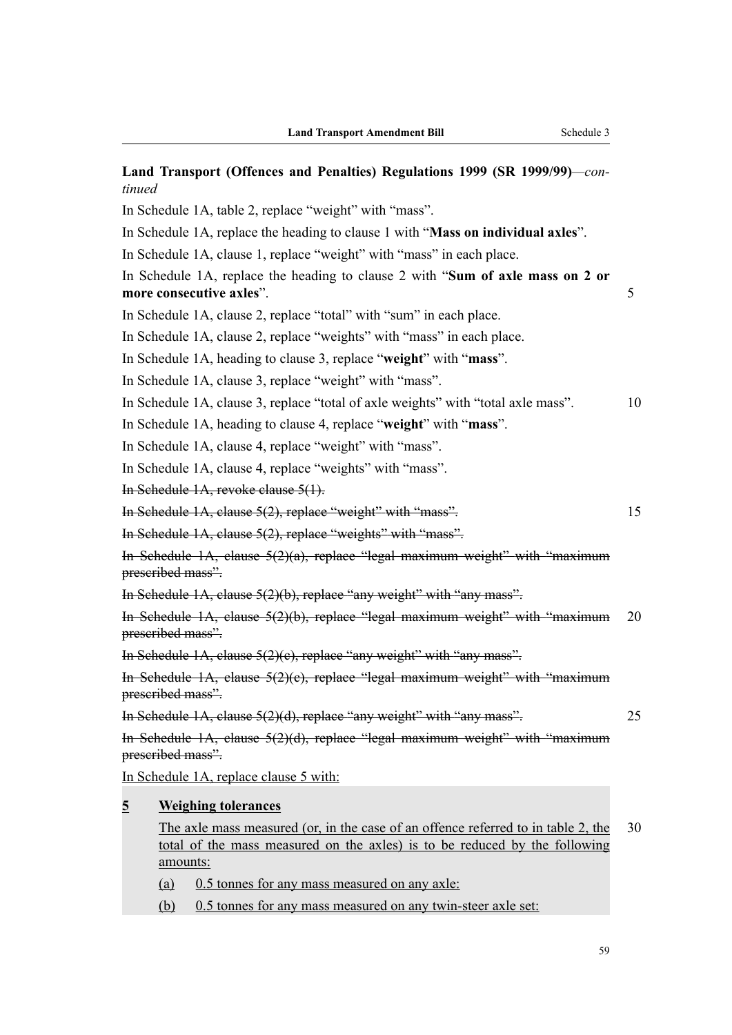**Land Transport (Offences and Penalties) Regulations 1999 (SR 1999/99)**—*continued*

In Schedule 1A, table 2, replace “weight” with “mass”.

In Schedule 1A, replace the heading to clause 1 with “**Mass on individual axles**”.

In Schedule 1A, clause 1, replace “weight” with “mass” in each place.

In Schedule 1A, replace the heading to clause 2 with “**Sum of axle mass on 2 or more consecutive axles**”.

In Schedule 1A, clause 2, replace “total” with “sum” in each place.

In Schedule 1A, clause 2, replace “weights” with “mass” in each place.

In Schedule 1A, heading to clause 3, replace “**weight**” with “**mass**”.

In Schedule 1A, clause 3, replace “weight” with “mass”.

In Schedule 1A, clause 3, replace “total of axle weights” with “total axle mass”.

In Schedule 1A, heading to clause 4, replace “**weight**” with “**mass**”.

In Schedule 1A, clause 4, replace “weight” with “mass”.

In Schedule 1A, clause 4, replace “weights” with “mass”.

~~In Schedule 1A, revoke clause 5(1).~~

~~In Schedule 1A, clause 5(2), replace “weight” with “mass”.~~

~~In Schedule 1A, clause 5(2), replace “weights” with “mass”.~~

~~In Schedule 1A, clause 5(2)(a), replace “legal maximum weight” with “maximum prescribed mass”.~~

~~In Schedule 1A, clause 5(2)(b), replace “any weight” with “any mass”.~~

~~In Schedule 1A, clause 5(2)(b), replace “legal maximum weight” with “maximum prescribed mass”.~~

~~In Schedule 1A, clause 5(2)(c), replace “any weight” with “any mass”.~~

~~In Schedule 1A, clause 5(2)(c), replace “legal maximum weight” with “maximum prescribed mass”.~~

~~In Schedule 1A, clause 5(2)(d), replace “any weight” with “any mass”.~~

~~In Schedule 1A, clause 5(2)(d), replace “legal maximum weight” with “maximum prescribed mass”.~~

In Schedule 1A, replace clause 5 with:

**5 Weighing tolerances**

The axle mass measured (or, in the case of an offence referred to in table 2, the total of the mass measured on the axles) is to be reduced by the following amounts:

(a) 0.5 tonnes for any mass measured on any axle:

(b) 0.5 tonnes for any mass measured on any twin-steer axle set: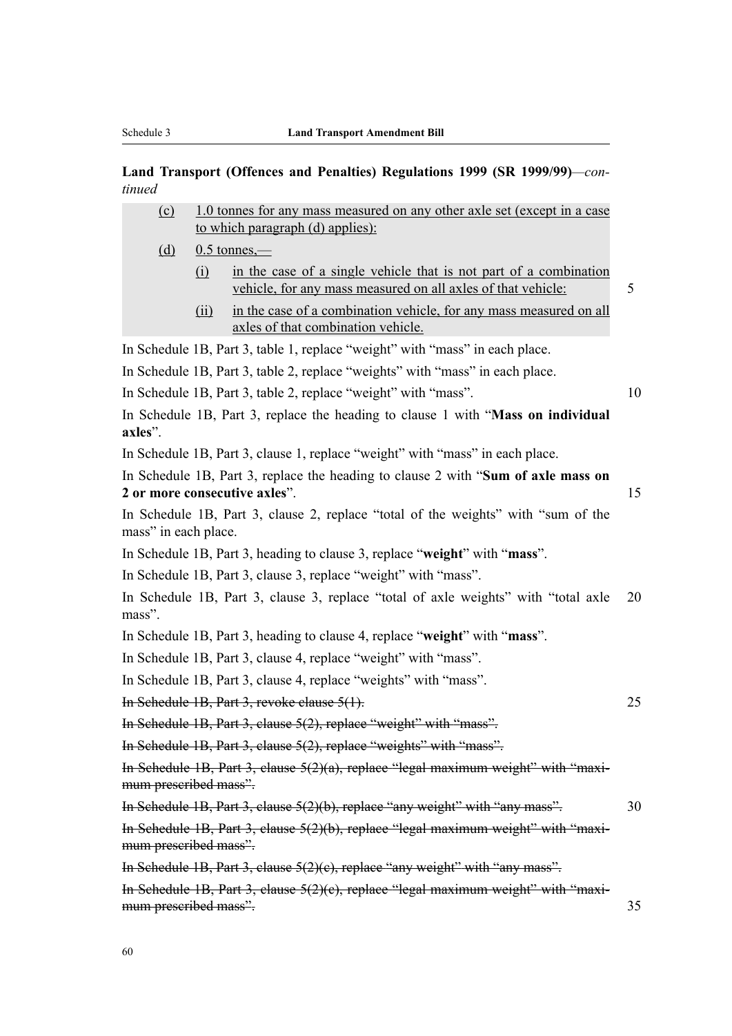**Land Transport (Offences and Penalties) Regulations 1999 (SR 1999/99)**—*continued*

(c) 1.0 tonnes for any mass measured on any other axle set (except in a case to which paragraph (d) applies):

(d) 0.5 tonnes,—

(i) in the case of a single vehicle that is not part of a combination vehicle, for any mass measured on all axles of that vehicle:

(ii) in the case of a combination vehicle, for any mass measured on all axles of that combination vehicle.

In Schedule 1B, Part 3, table 1, replace "weight" with "mass" in each place.

In Schedule 1B, Part 3, table 2, replace "weights" with "mass" in each place.

In Schedule 1B, Part 3, table 2, replace "weight" with "mass".

In Schedule 1B, Part 3, replace the heading to clause 1 with "**Mass on individual axles**".

In Schedule 1B, Part 3, clause 1, replace "weight" with "mass" in each place.

In Schedule 1B, Part 3, replace the heading to clause 2 with "**Sum of axle mass on 2 or more consecutive axles**".

In Schedule 1B, Part 3, clause 2, replace "total of the weights" with "sum of the mass" in each place.

In Schedule 1B, Part 3, heading to clause 3, replace "**weight**" with "**mass**".

In Schedule 1B, Part 3, clause 3, replace "weight" with "mass".

In Schedule 1B, Part 3, clause 3, replace "total of axle weights" with "total axle mass".

In Schedule 1B, Part 3, heading to clause 4, replace "**weight**" with "**mass**".

In Schedule 1B, Part 3, clause 4, replace "weight" with "mass".

In Schedule 1B, Part 3, clause 4, replace "weights" with "mass".

~~In Schedule 1B, Part 3, revoke clause 5(1).~~

~~In Schedule 1B, Part 3, clause 5(2), replace "weight" with "mass".~~

~~In Schedule 1B, Part 3, clause 5(2), replace "weights" with "mass".~~

~~In Schedule 1B, Part 3, clause 5(2)(a), replace "legal maximum weight" with "maximum prescribed mass".~~

~~In Schedule 1B, Part 3, clause 5(2)(b), replace "any weight" with "any mass".~~

~~In Schedule 1B, Part 3, clause 5(2)(b), replace "legal maximum weight" with "maximum prescribed mass".~~

~~In Schedule 1B, Part 3, clause 5(2)(c), replace "any weight" with "any mass".~~

~~In Schedule 1B, Part 3, clause 5(2)(c), replace "legal maximum weight" with "maximum prescribed mass".~~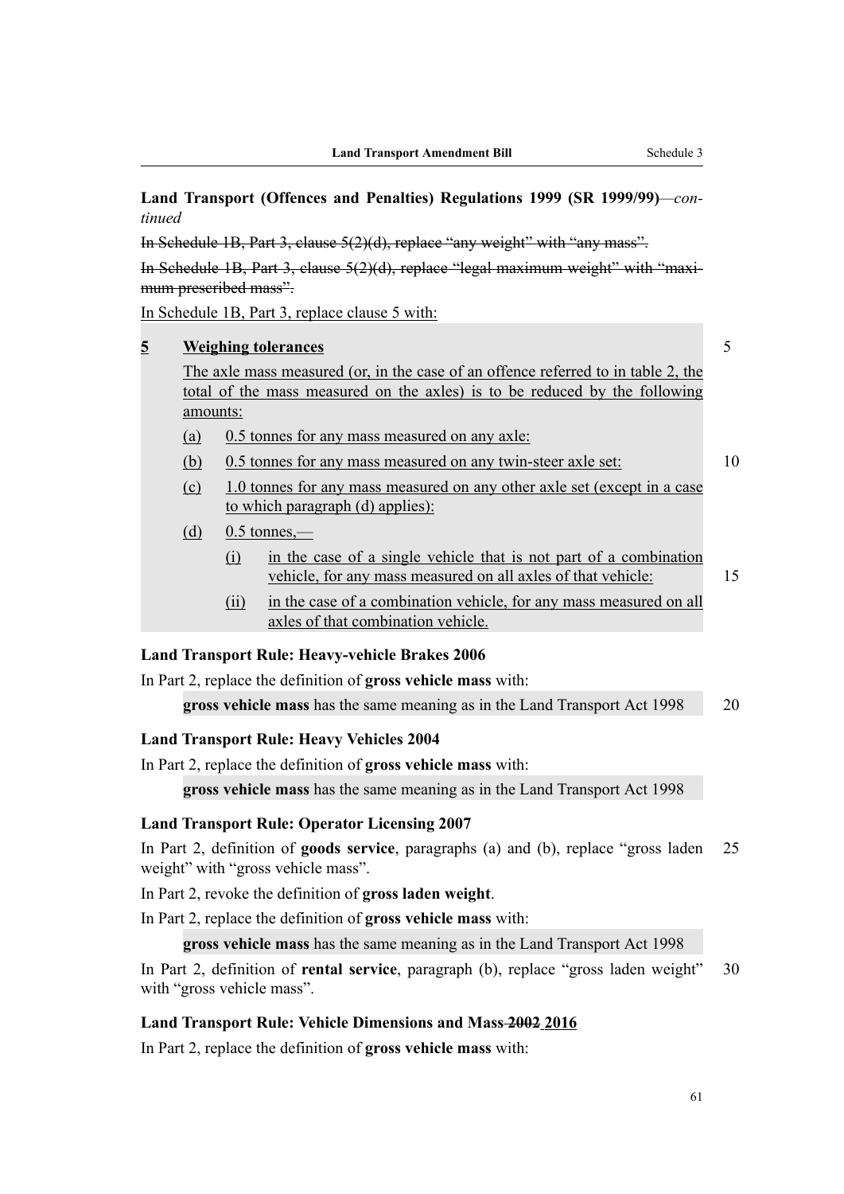**Land Transport (Offences and Penalties) Regulations 1999 (SR 1999/99)**—*continued*

~~In Schedule 1B, Part 3, clause 5(2)(d), replace "any weight" with "any mass".~~

~~In Schedule 1B, Part 3, clause 5(2)(d), replace "legal maximum weight" with "maximum prescribed mass".~~

In Schedule 1B, Part 3, replace clause 5 with:

**5 Weighing tolerances**

The axle mass measured (or, in the case of an offence referred to in table 2, the total of the mass measured on the axles) is to be reduced by the following amounts:

(a) 0.5 tonnes for any mass measured on any axle:

(b) 0.5 tonnes for any mass measured on any twin-steer axle set:

(c) 1.0 tonnes for any mass measured on any other axle set (except in a case to which paragraph (d) applies):

(d) 0.5 tonnes,—

(i) in the case of a single vehicle that is not part of a combination vehicle, for any mass measured on all axles of that vehicle:

(ii) in the case of a combination vehicle, for any mass measured on all axles of that combination vehicle.

**Land Transport Rule: Heavy-vehicle Brakes 2006**

In Part 2, replace the definition of **gross vehicle mass** with:

**gross vehicle mass** has the same meaning as in the Land Transport Act 1998

**Land Transport Rule: Heavy Vehicles 2004**

In Part 2, replace the definition of **gross vehicle mass** with:

**gross vehicle mass** has the same meaning as in the Land Transport Act 1998

**Land Transport Rule: Operator Licensing 2007**

In Part 2, definition of **goods service**, paragraphs (a) and (b), replace "gross laden weight" with "gross vehicle mass".

In Part 2, revoke the definition of **gross laden weight**.

In Part 2, replace the definition of **gross vehicle mass** with:

**gross vehicle mass** has the same meaning as in the Land Transport Act 1998

In Part 2, definition of **rental service**, paragraph (b), replace "gross laden weight" with "gross vehicle mass".

**Land Transport Rule: Vehicle Dimensions and Mass ~~2002~~ 2016**

In Part 2, replace the definition of **gross vehicle mass** with: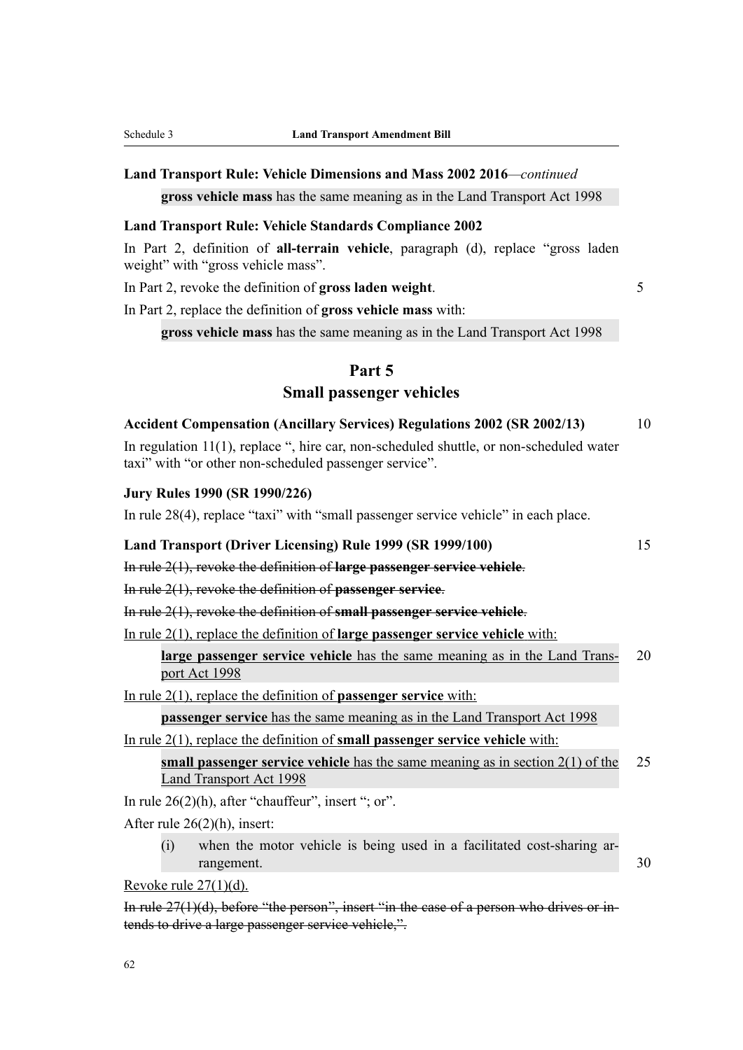**Land Transport Rule: Vehicle Dimensions and Mass 2002 2016**—*continued*

> **gross vehicle mass** has the same meaning as in the Land Transport Act 1998

**Land Transport Rule: Vehicle Standards Compliance 2002**

In Part 2, definition of **all-terrain vehicle**, paragraph (d), replace "gross laden weight" with "gross vehicle mass".

In Part 2, revoke the definition of **gross laden weight**.

In Part 2, replace the definition of **gross vehicle mass** with:

> **gross vehicle mass** has the same meaning as in the Land Transport Act 1998

## Part 5
## Small passenger vehicles

**Accident Compensation (Ancillary Services) Regulations 2002 (SR 2002/13)**

In regulation 11(1), replace ", hire car, non-scheduled shuttle, or non-scheduled water taxi" with "or other non-scheduled passenger service".

**Jury Rules 1990 (SR 1990/226)**

In rule 28(4), replace "taxi" with "small passenger service vehicle" in each place.

**Land Transport (Driver Licensing) Rule 1999 (SR 1999/100)**

~~In rule 2(1), revoke the definition of **large passenger service vehicle**.~~

~~In rule 2(1), revoke the definition of **passenger service**.~~

~~In rule 2(1), revoke the definition of **small passenger service vehicle**.~~

<u>In rule 2(1), replace the definition of **large passenger service vehicle** with:</u>

> <u>**large passenger service vehicle** has the same meaning as in the Land Transport Act 1998</u>

<u>In rule 2(1), replace the definition of **passenger service** with:</u>

> <u>**passenger service** has the same meaning as in the Land Transport Act 1998</u>

<u>In rule 2(1), replace the definition of **small passenger service vehicle** with:</u>

> <u>**small passenger service vehicle** has the same meaning as in section 2(1) of the Land Transport Act 1998</u>

In rule 26(2)(h), after "chauffeur", insert "; or".

After rule 26(2)(h), insert:

> (i) when the motor vehicle is being used in a facilitated cost-sharing arrangement.

<u>Revoke rule 27(1)(d).</u>

~~In rule 27(1)(d), before "the person", insert "in the case of a person who drives or intends to drive a large passenger service vehicle,".~~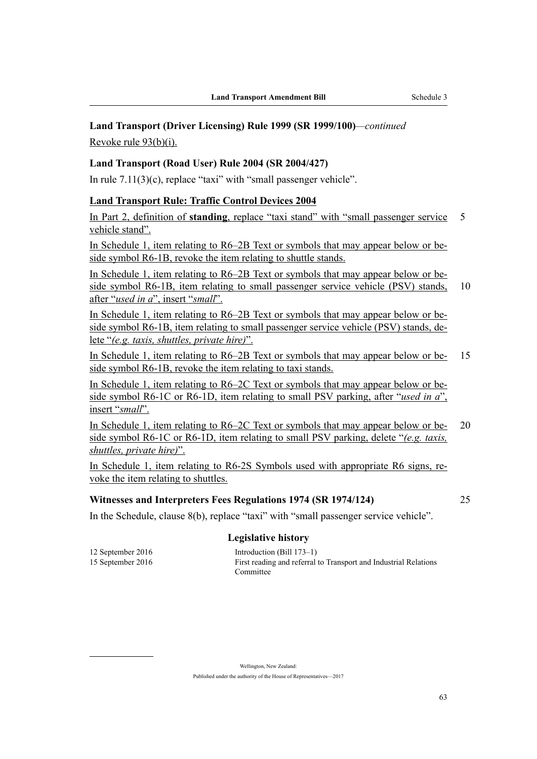**Land Transport (Driver Licensing) Rule 1999 (SR 1999/100)**—*continued*

Revoke rule 93(b)(i).

**Land Transport (Road User) Rule 2004 (SR 2004/427)**

In rule 7.11(3)(c), replace "taxi" with "small passenger vehicle".

**Land Transport Rule: Traffic Control Devices 2004**

In Part 2, definition of **standing**, replace "taxi stand" with "small passenger service vehicle stand".

In Schedule 1, item relating to R6–2B Text or symbols that may appear below or beside symbol R6-1B, revoke the item relating to shuttle stands.

In Schedule 1, item relating to R6–2B Text or symbols that may appear below or beside symbol R6-1B, item relating to small passenger service vehicle (PSV) stands, after "*used in a*", insert "*small*".

In Schedule 1, item relating to R6–2B Text or symbols that may appear below or beside symbol R6-1B, item relating to small passenger service vehicle (PSV) stands, delete "*(e.g. taxis, shuttles, private hire)*".

In Schedule 1, item relating to R6–2B Text or symbols that may appear below or beside symbol R6-1B, revoke the item relating to taxi stands.

In Schedule 1, item relating to R6–2C Text or symbols that may appear below or beside symbol R6-1C or R6-1D, item relating to small PSV parking, after "*used in a*", insert "*small*".

In Schedule 1, item relating to R6–2C Text or symbols that may appear below or beside symbol R6-1C or R6-1D, item relating to small PSV parking, delete "*(e.g. taxis, shuttles, private hire)*".

In Schedule 1, item relating to R6-2S Symbols used with appropriate R6 signs, revoke the item relating to shuttles.

**Witnesses and Interpreters Fees Regulations 1974 (SR 1974/124)**

In the Schedule, clause 8(b), replace "taxi" with "small passenger service vehicle".

## Legislative history

| | |
|---|---|
| 12 September 2016 | Introduction (Bill 173–1) |
| 15 September 2016 | First reading and referral to Transport and Industrial Relations Committee |

Wellington, New Zealand:

Published under the authority of the House of Representatives—2017